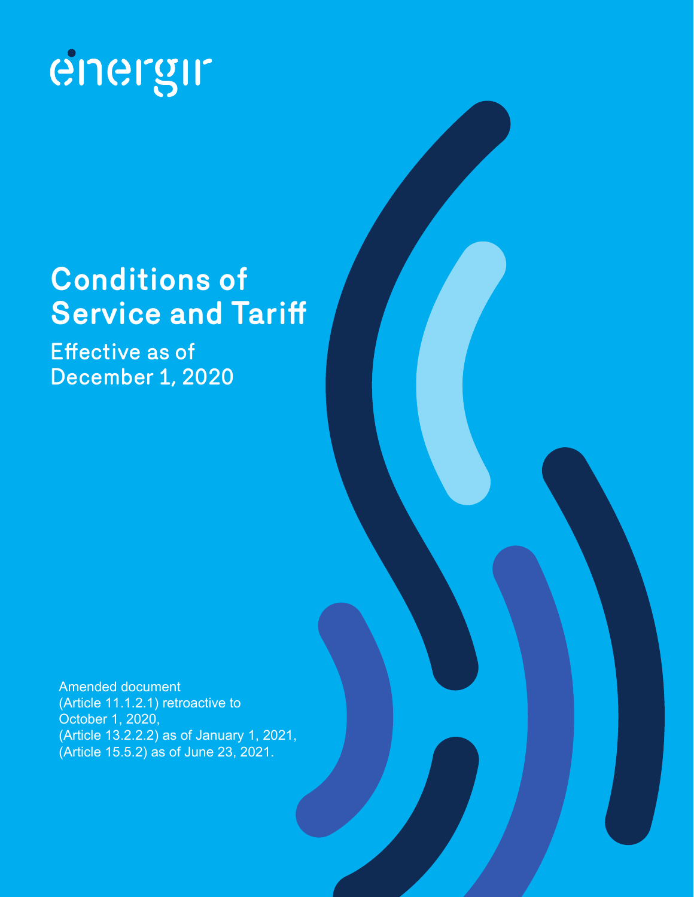énergir

# Conditions of Service and Tariff

## Effective as of December 1, 2020

Amended document
(Article 11.1.2.1) retroactive to
October 1, 2020,
(Article 13.2.2.2) as of January 1, 2021,
(Article 15.5.2) as of June 23, 2021.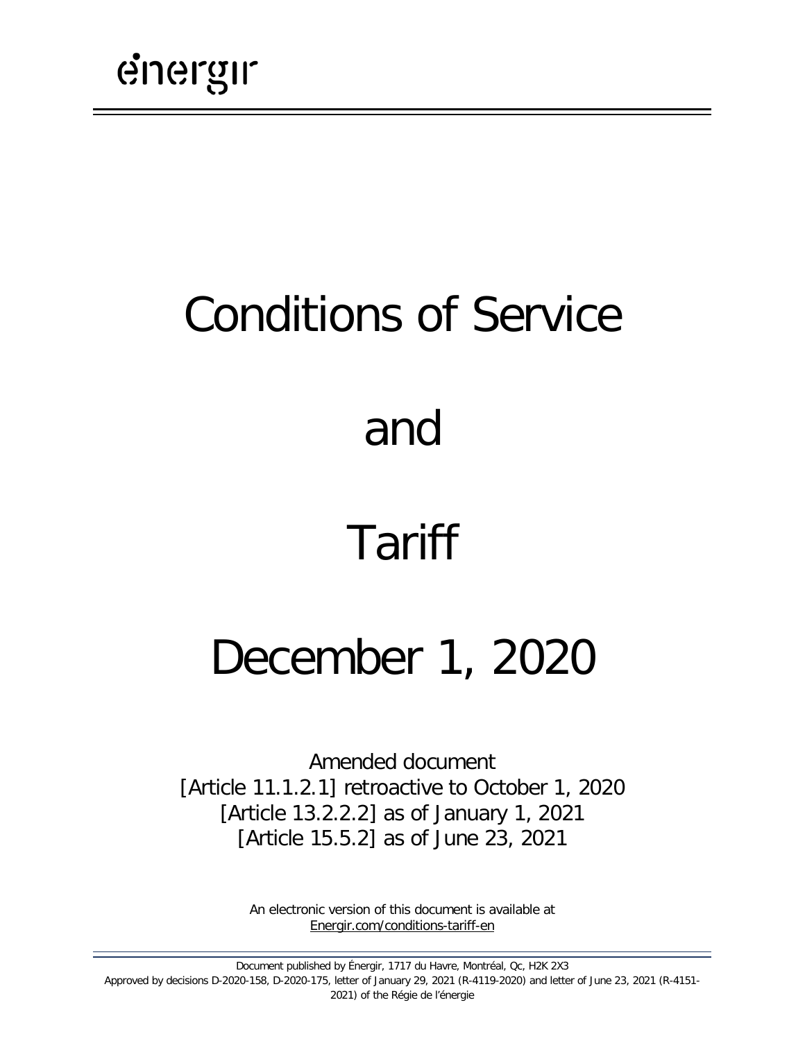énergir

# Conditions of Service

# and

# Tariff

# December 1, 2020

Amended document
[Article 11.1.2.1] retroactive to October 1, 2020
[Article 13.2.2.2] as of January 1, 2021
[Article 15.5.2] as of June 23, 2021

An electronic version of this document is available at
Energir.com/conditions-tariff-en

Document published by Énergir, 1717 du Havre, Montréal, Qc, H2K 2X3
Approved by decisions D-2020-158, D-2020-175, letter of January 29, 2021 (R-4119-2020) and letter of June 23, 2021 (R-4151-2021) of the Régie de l'énergie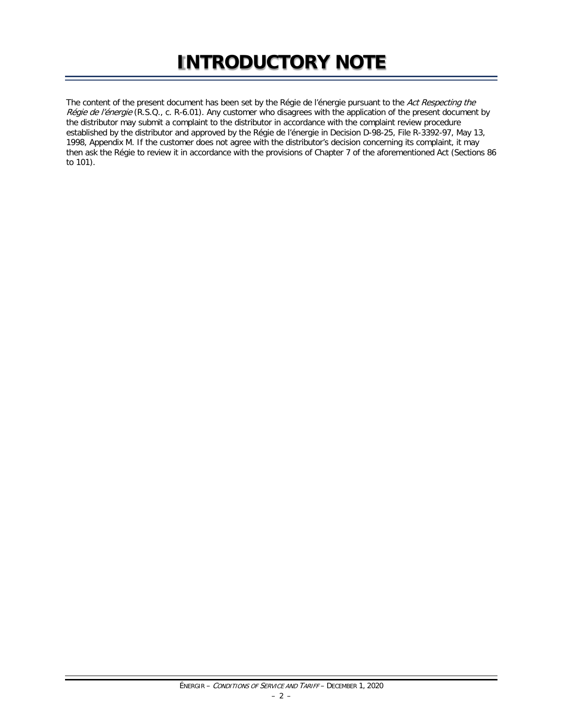# INTRODUCTORY NOTE

The content of the present document has been set by the Régie de l'énergie pursuant to the *Act Respecting the Régie de l'énergie* (R.S.Q., c. R-6.01). Any customer who disagrees with the application of the present document by the distributor may submit a complaint to the distributor in accordance with the complaint review procedure established by the distributor and approved by the Régie de l'énergie in Decision D-98-25, File R-3392-97, May 13, 1998, Appendix M. If the customer does not agree with the distributor's decision concerning its complaint, it may then ask the Régie to review it in accordance with the provisions of Chapter 7 of the aforementioned Act (Sections 86 to 101).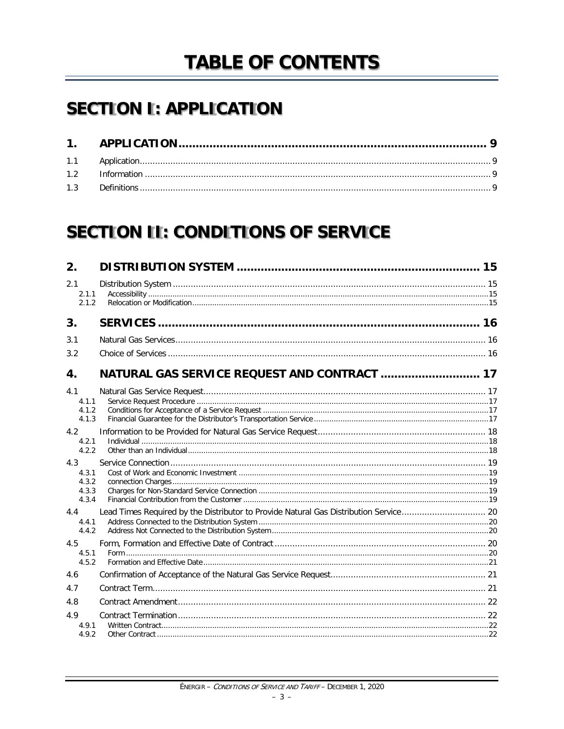# TABLE OF CONTENTS

# SECTION I: APPLICATION

| | | |
|---|---|---|
| **1.** | **APPLICATION** | **9** |
| 1.1 | Application | 9 |
| 1.2 | Information | 9 |
| 1.3 | Definitions | 9 |

# SECTION II: CONDITIONS OF SERVICE

| | | |
|---|---|---|
| **2.** | **DISTRIBUTION SYSTEM** | **15** |
| 2.1 | Distribution System | 15 |
| 2.1.1 | Accessibility | 15 |
| 2.1.2 | Relocation or Modification | 15 |
| **3.** | **SERVICES** | **16** |
| 3.1 | Natural Gas Services | 16 |
| 3.2 | Choice of Services | 16 |
| **4.** | **NATURAL GAS SERVICE REQUEST AND CONTRACT** | **17** |
| 4.1 | Natural Gas Service Request | 17 |
| 4.1.1 | Service Request Procedure | 17 |
| 4.1.2 | Conditions for Acceptance of a Service Request | 17 |
| 4.1.3 | Financial Guarantee for the Distributor's Transportation Service | 17 |
| 4.2 | Information to be Provided for Natural Gas Service Request | 18 |
| 4.2.1 | Individual | 18 |
| 4.2.2 | Other than an Individual | 18 |
| 4.3 | Service Connection | 19 |
| 4.3.1 | Cost of Work and Economic Investment | 19 |
| 4.3.2 | connection Charges | 19 |
| 4.3.3 | Charges for Non-Standard Service Connection | 19 |
| 4.3.4 | Financial Contribution from the Customer | 19 |
| 4.4 | Lead Times Required by the Distributor to Provide Natural Gas Distribution Service | 20 |
| 4.4.1 | Address Connected to the Distribution System | 20 |
| 4.4.2 | Address Not Connected to the Distribution System | 20 |
| 4.5 | Form, Formation and Effective Date of Contract | 20 |
| 4.5.1 | Form | 20 |
| 4.5.2 | Formation and Effective Date | 21 |
| 4.6 | Confirmation of Acceptance of the Natural Gas Service Request | 21 |
| 4.7 | Contract Term | 21 |
| 4.8 | Contract Amendment | 22 |
| 4.9 | Contract Termination | 22 |
| 4.9.1 | Written Contract | 22 |
| 4.9.2 | Other Contract | 22 |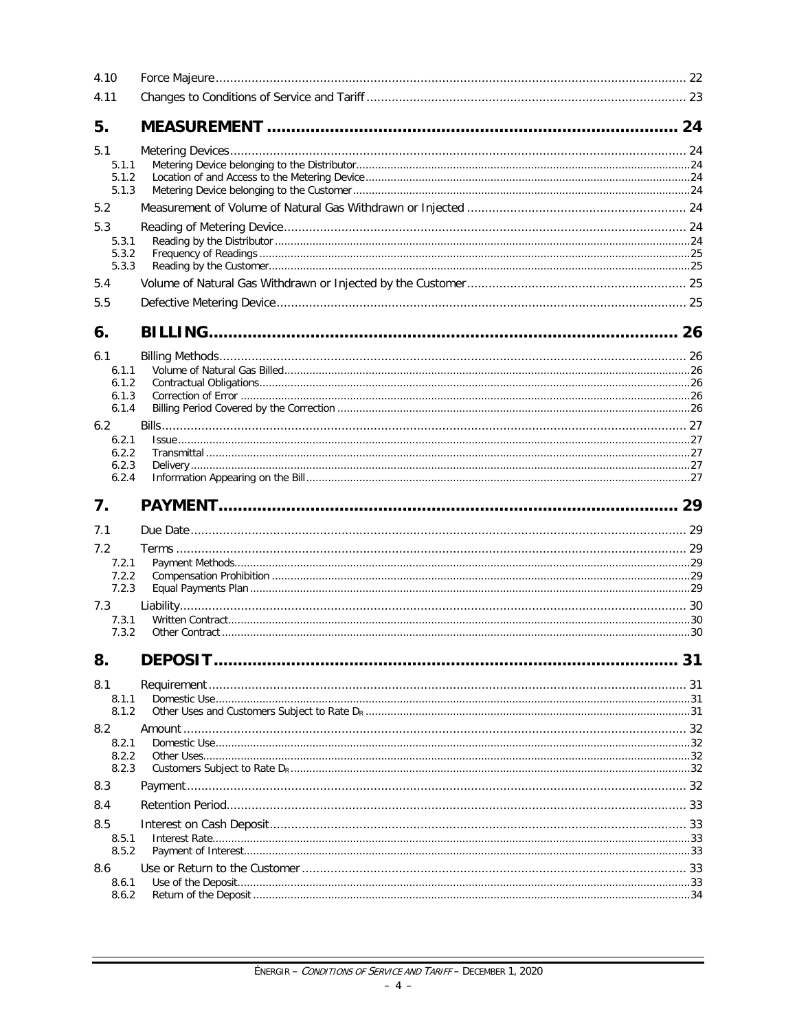| | | |
|---|---|---|
| 4.10 | Force Majeure | 22 |
| 4.11 | Changes to Conditions of Service and Tariff | 23 |
| **5.** | **MEASUREMENT** | **24** |
| 5.1 | Metering Devices | 24 |
| 5.1.1 | Metering Device belonging to the Distributor | 24 |
| 5.1.2 | Location of and Access to the Metering Device | 24 |
| 5.1.3 | Metering Device belonging to the Customer | 24 |
| 5.2 | Measurement of Volume of Natural Gas Withdrawn or Injected | 24 |
| 5.3 | Reading of Metering Device | 24 |
| 5.3.1 | Reading by the Distributor | 24 |
| 5.3.2 | Frequency of Readings | 25 |
| 5.3.3 | Reading by the Customer | 25 |
| 5.4 | Volume of Natural Gas Withdrawn or Injected by the Customer | 25 |
| 5.5 | Defective Metering Device | 25 |
| **6.** | **BILLING** | **26** |
| 6.1 | Billing Methods | 26 |
| 6.1.1 | Volume of Natural Gas Billed | 26 |
| 6.1.2 | Contractual Obligations | 26 |
| 6.1.3 | Correction of Error | 26 |
| 6.1.4 | Billing Period Covered by the Correction | 26 |
| 6.2 | Bills | 27 |
| 6.2.1 | Issue | 27 |
| 6.2.2 | Transmittal | 27 |
| 6.2.3 | Delivery | 27 |
| 6.2.4 | Information Appearing on the Bill | 27 |
| **7.** | **PAYMENT** | **29** |
| 7.1 | Due Date | 29 |
| 7.2 | Terms | 29 |
| 7.2.1 | Payment Methods | 29 |
| 7.2.2 | Compensation Prohibition | 29 |
| 7.2.3 | Equal Payments Plan | 29 |
| 7.3 | Liability | 30 |
| 7.3.1 | Written Contract | 30 |
| 7.3.2 | Other Contract | 30 |
| **8.** | **DEPOSIT** | **31** |
| 8.1 | Requirement | 31 |
| 8.1.1 | Domestic Use | 31 |
| 8.1.2 | Other Uses and Customers Subject to Rate $D_R$ | 31 |
| 8.2 | Amount | 32 |
| 8.2.1 | Domestic Use | 32 |
| 8.2.2 | Other Uses | 32 |
| 8.2.3 | Customers Subject to Rate $D_R$ | 32 |
| 8.3 | Payment | 32 |
| 8.4 | Retention Period | 33 |
| 8.5 | Interest on Cash Deposit | 33 |
| 8.5.1 | Interest Rate | 33 |
| 8.5.2 | Payment of Interest | 33 |
| 8.6 | Use or Return to the Customer | 33 |
| 8.6.1 | Use of the Deposit | 33 |
| 8.6.2 | Return of the Deposit | 34 |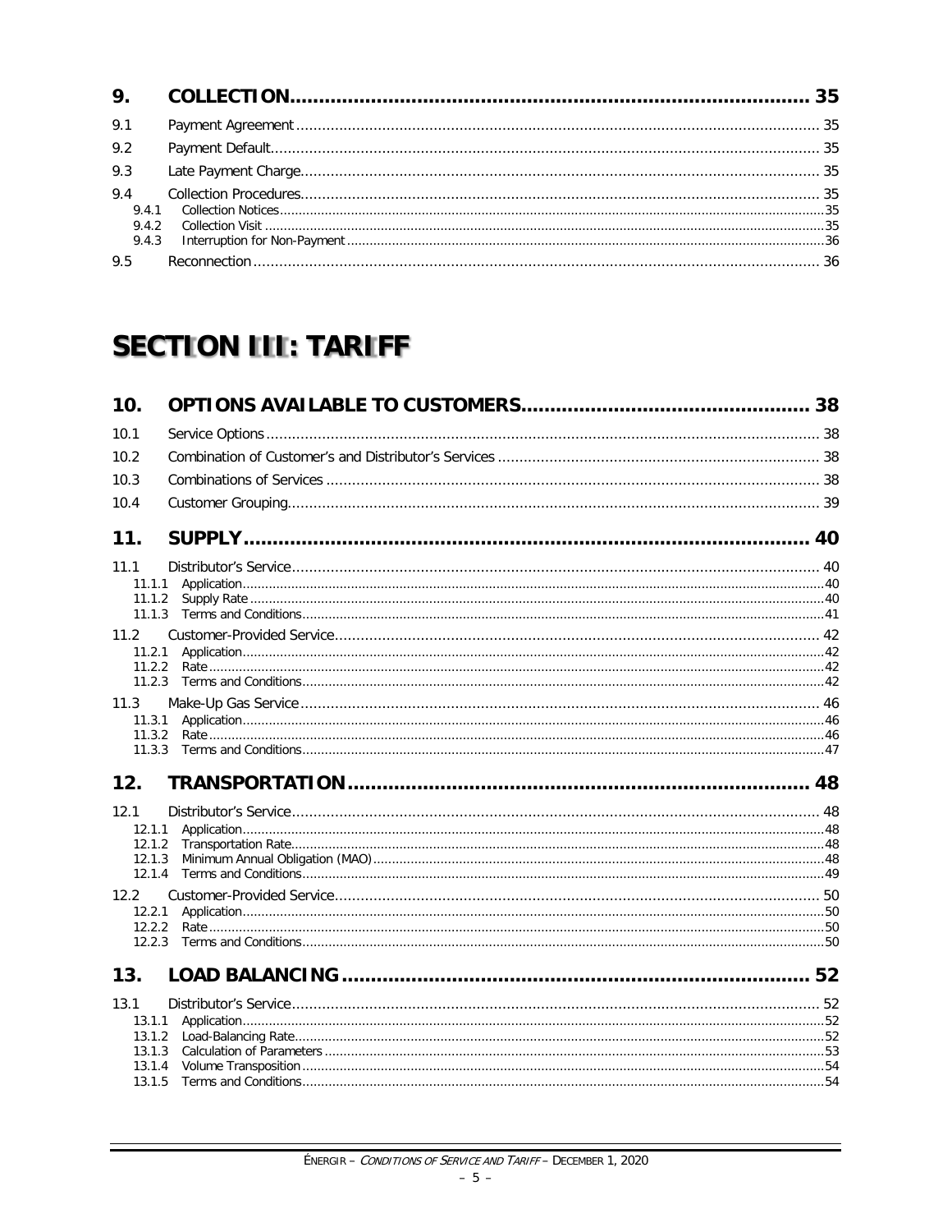| | | |
|---|---|---|
| **9.** | **COLLECTION** | **35** |
| 9.1 | Payment Agreement | 35 |
| 9.2 | Payment Default | 35 |
| 9.3 | Late Payment Charge | 35 |
| 9.4 | Collection Procedures | 35 |
| 9.4.1 | Collection Notices | 35 |
| 9.4.2 | Collection Visit | 35 |
| 9.4.3 | Interruption for Non-Payment | 36 |
| 9.5 | Reconnection | 36 |

# SECTION III: TARIFF

| | | |
|---|---|---|
| **10.** | **OPTIONS AVAILABLE TO CUSTOMERS** | **38** |
| 10.1 | Service Options | 38 |
| 10.2 | Combination of Customer's and Distributor's Services | 38 |
| 10.3 | Combinations of Services | 38 |
| 10.4 | Customer Grouping | 39 |
| **11.** | **SUPPLY** | **40** |
| 11.1 | Distributor's Service | 40 |
| 11.1.1 | Application | 40 |
| 11.1.2 | Supply Rate | 40 |
| 11.1.3 | Terms and Conditions | 41 |
| 11.2 | Customer-Provided Service | 42 |
| 11.2.1 | Application | 42 |
| 11.2.2 | Rate | 42 |
| 11.2.3 | Terms and Conditions | 42 |
| 11.3 | Make-Up Gas Service | 46 |
| 11.3.1 | Application | 46 |
| 11.3.2 | Rate | 46 |
| 11.3.3 | Terms and Conditions | 47 |
| **12.** | **TRANSPORTATION** | **48** |
| 12.1 | Distributor's Service | 48 |
| 12.1.1 | Application | 48 |
| 12.1.2 | Transportation Rate | 48 |
| 12.1.3 | Minimum Annual Obligation (MAO) | 48 |
| 12.1.4 | Terms and Conditions | 49 |
| 12.2 | Customer-Provided Service | 50 |
| 12.2.1 | Application | 50 |
| 12.2.2 | Rate | 50 |
| 12.2.3 | Terms and Conditions | 50 |
| **13.** | **LOAD BALANCING** | **52** |
| 13.1 | Distributor's Service | 52 |
| 13.1.1 | Application | 52 |
| 13.1.2 | Load-Balancing Rate | 52 |
| 13.1.3 | Calculation of Parameters | 53 |
| 13.1.4 | Volume Transposition | 54 |
| 13.1.5 | Terms and Conditions | 54 |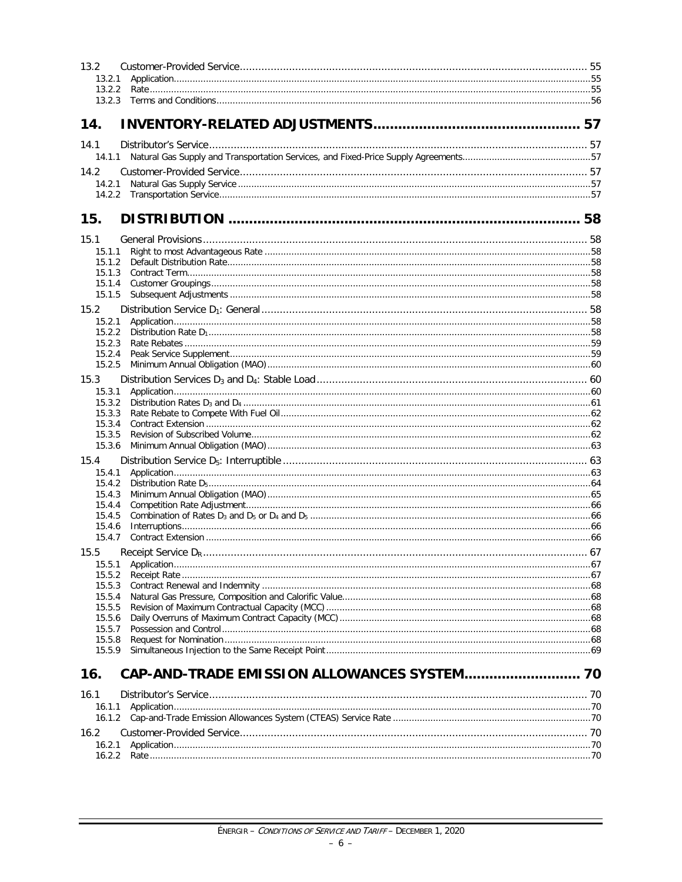13.2 Customer-Provided Service ........ 55
- 13.2.1 Application ........ 55
- 13.2.2 Rate ........ 55
- 13.2.3 Terms and Conditions ........ 56

## 14. INVENTORY-RELATED ADJUSTMENTS ........ 57

14.1 Distributor's Service ........ 57
- 14.1.1 Natural Gas Supply and Transportation Services, and Fixed-Price Supply Agreements ........ 57

14.2 Customer-Provided Service ........ 57
- 14.2.1 Natural Gas Supply Service ........ 57
- 14.2.2 Transportation Service ........ 57

## 15. DISTRIBUTION ........ 58

15.1 General Provisions ........ 58
- 15.1.1 Right to most Advantageous Rate ........ 58
- 15.1.2 Default Distribution Rate ........ 58
- 15.1.3 Contract Term ........ 58
- 15.1.4 Customer Groupings ........ 58
- 15.1.5 Subsequent Adjustments ........ 58

15.2 Distribution Service $D_1$: General ........ 58
- 15.2.1 Application ........ 58
- 15.2.2 Distribution Rate $D_1$ ........ 58
- 15.2.3 Rate Rebates ........ 59
- 15.2.4 Peak Service Supplement ........ 59
- 15.2.5 Minimum Annual Obligation (MAO) ........ 60

15.3 Distribution Services $D_3$ and $D_4$: Stable Load ........ 60
- 15.3.1 Application ........ 60
- 15.3.2 Distribution Rates $D_3$ and $D_4$ ........ 61
- 15.3.3 Rate Rebate to Compete With Fuel Oil ........ 62
- 15.3.4 Contract Extension ........ 62
- 15.3.5 Revision of Subscribed Volume ........ 62
- 15.3.6 Minimum Annual Obligation (MAO) ........ 63

15.4 Distribution Service $D_5$: Interruptible ........ 63
- 15.4.1 Application ........ 63
- 15.4.2 Distribution Rate $D_5$ ........ 64
- 15.4.3 Minimum Annual Obligation (MAO) ........ 65
- 15.4.4 Competition Rate Adjustment ........ 66
- 15.4.5 Combination of Rates $D_3$ and $D_5$ or $D_4$ and $D_5$ ........ 66
- 15.4.6 Interruptions ........ 66
- 15.4.7 Contract Extension ........ 66

15.5 Receipt Service $D_R$ ........ 67
- 15.5.1 Application ........ 67
- 15.5.2 Receipt Rate ........ 67
- 15.5.3 Contract Renewal and Indemnity ........ 68
- 15.5.4 Natural Gas Pressure, Composition and Calorific Value ........ 68
- 15.5.5 Revision of Maximum Contractual Capacity (MCC) ........ 68
- 15.5.6 Daily Overruns of Maximum Contract Capacity (MCC) ........ 68
- 15.5.7 Possession and Control ........ 68
- 15.5.8 Request for Nomination ........ 68
- 15.5.9 Simultaneous Injection to the Same Receipt Point ........ 69

## 16. CAP-AND-TRADE EMISSION ALLOWANCES SYSTEM ........ 70

16.1 Distributor's Service ........ 70
- 16.1.1 Application ........ 70
- 16.1.2 Cap-and-Trade Emission Allowances System (CTEAS) Service Rate ........ 70

16.2 Customer-Provided Service ........ 70
- 16.2.1 Application ........ 70
- 16.2.2 Rate ........ 70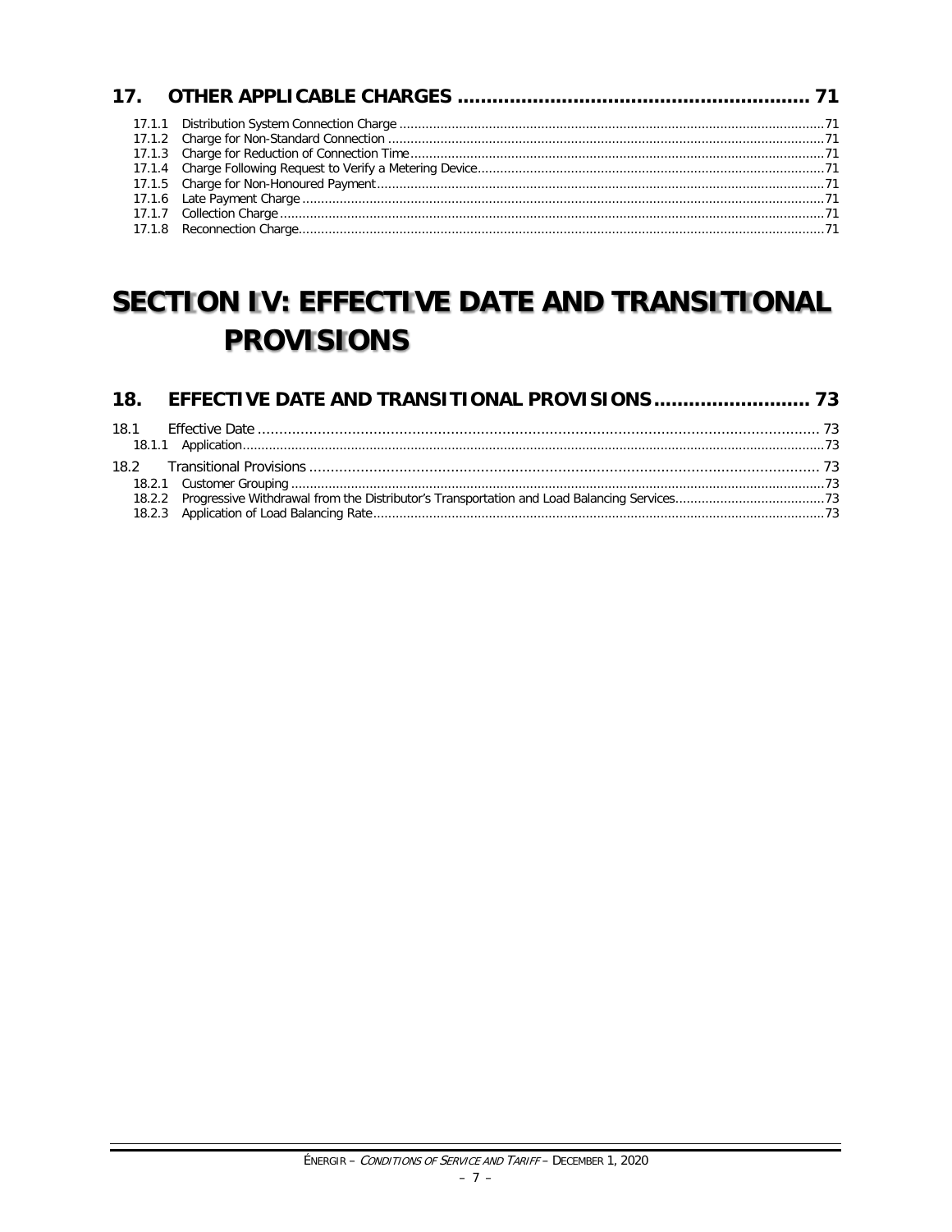## 17. OTHER APPLICABLE CHARGES ............................................................ 71

17.1.1 Distribution System Connection Charge ............................................................ 71
17.1.2 Charge for Non-Standard Connection ............................................................ 71
17.1.3 Charge for Reduction of Connection Time ............................................................ 71
17.1.4 Charge Following Request to Verify a Metering Device ............................................................ 71
17.1.5 Charge for Non-Honoured Payment ............................................................ 71
17.1.6 Late Payment Charge ............................................................ 71
17.1.7 Collection Charge ............................................................ 71
17.1.8 Reconnection Charge ............................................................ 71

# SECTION IV: EFFECTIVE DATE AND TRANSITIONAL PROVISIONS

## 18. EFFECTIVE DATE AND TRANSITIONAL PROVISIONS ........................... 73

18.1 Effective Date ............................................................ 73
18.1.1 Application ............................................................ 73

18.2 Transitional Provisions ............................................................ 73
18.2.1 Customer Grouping ............................................................ 73
18.2.2 Progressive Withdrawal from the Distributor's Transportation and Load Balancing Services ........................................ 73
18.2.3 Application of Load Balancing Rate ............................................................ 73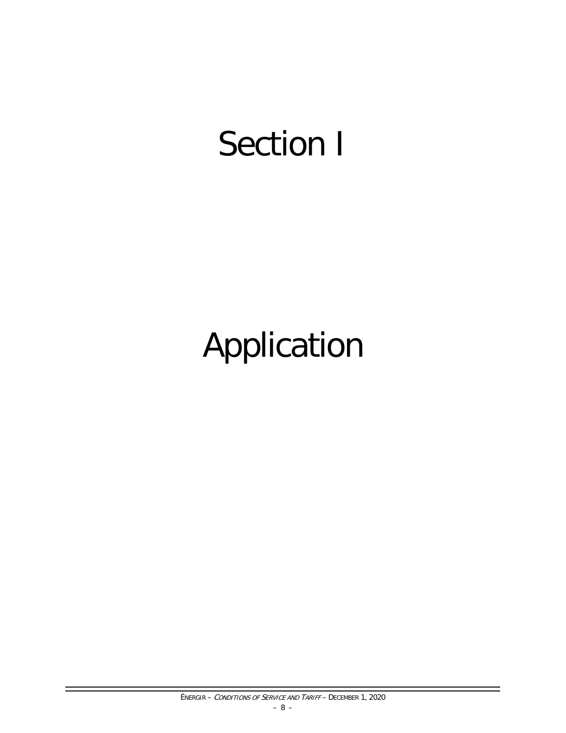# Section I

# Application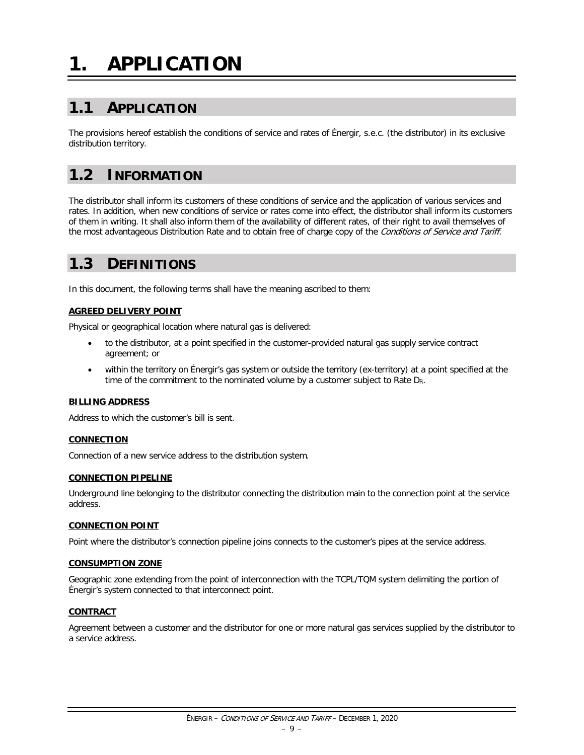# 1. APPLICATION

## 1.1 APPLICATION

The provisions hereof establish the conditions of service and rates of Énergir, s.e.c. (the distributor) in its exclusive distribution territory.

## 1.2 INFORMATION

The distributor shall inform its customers of these conditions of service and the application of various services and rates. In addition, when new conditions of service or rates come into effect, the distributor shall inform its customers of them in writing. It shall also inform them of the availability of different rates, of their right to avail themselves of the most advantageous Distribution Rate and to obtain free of charge copy of the *Conditions of Service and Tariff*.

## 1.3 DEFINITIONS

In this document, the following terms shall have the meaning ascribed to them:

**AGREED DELIVERY POINT**

Physical or geographical location where natural gas is delivered:

- to the distributor, at a point specified in the customer-provided natural gas supply service contract agreement; or
- within the territory on Énergir's gas system or outside the territory (ex-territory) at a point specified at the time of the commitment to the nominated volume by a customer subject to Rate $D_R$.

**BILLING ADDRESS**

Address to which the customer's bill is sent.

**CONNECTION**

Connection of a new service address to the distribution system.

**CONNECTION PIPELINE**

Underground line belonging to the distributor connecting the distribution main to the connection point at the service address.

**CONNECTION POINT**

Point where the distributor's connection pipeline joins connects to the customer's pipes at the service address.

**CONSUMPTION ZONE**

Geographic zone extending from the point of interconnection with the TCPL/TQM system delimiting the portion of Énergir's system connected to that interconnect point.

**CONTRACT**

Agreement between a customer and the distributor for one or more natural gas services supplied by the distributor to a service address.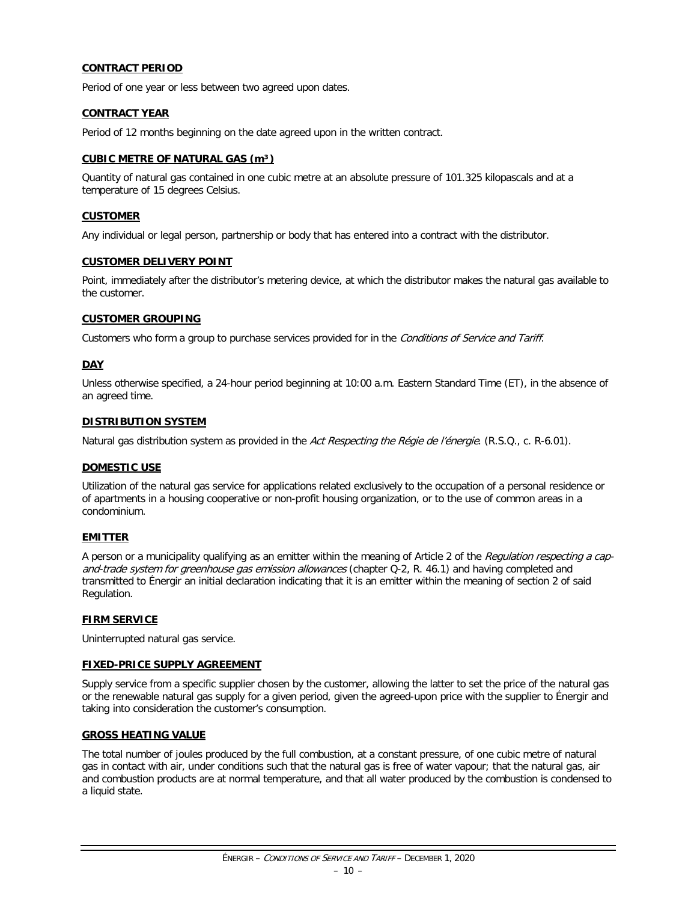**CONTRACT PERIOD**

Period of one year or less between two agreed upon dates.

**CONTRACT YEAR**

Period of 12 months beginning on the date agreed upon in the written contract.

**CUBIC METRE OF NATURAL GAS ($m^3$)**

Quantity of natural gas contained in one cubic metre at an absolute pressure of 101.325 kilopascals and at a temperature of 15 degrees Celsius.

**CUSTOMER**

Any individual or legal person, partnership or body that has entered into a contract with the distributor.

**CUSTOMER DELIVERY POINT**

Point, immediately after the distributor's metering device, at which the distributor makes the natural gas available to the customer.

**CUSTOMER GROUPING**

Customers who form a group to purchase services provided for in the *Conditions of Service and Tariff*.

**DAY**

Unless otherwise specified, a 24-hour period beginning at 10:00 a.m. Eastern Standard Time (ET), in the absence of an agreed time.

**DISTRIBUTION SYSTEM**

Natural gas distribution system as provided in the *Act Respecting the Régie de l'énergie*. (R.S.Q., c. R-6.01).

**DOMESTIC USE**

Utilization of the natural gas service for applications related exclusively to the occupation of a personal residence or of apartments in a housing cooperative or non-profit housing organization, or to the use of common areas in a condominium.

**EMITTER**

A person or a municipality qualifying as an emitter within the meaning of Article 2 of the *Regulation respecting a cap-and-trade system for greenhouse gas emission allowances* (chapter Q-2, R. 46.1) and having completed and transmitted to Énergir an initial declaration indicating that it is an emitter within the meaning of section 2 of said Regulation.

**FIRM SERVICE**

Uninterrupted natural gas service.

**FIXED-PRICE SUPPLY AGREEMENT**

Supply service from a specific supplier chosen by the customer, allowing the latter to set the price of the natural gas or the renewable natural gas supply for a given period, given the agreed-upon price with the supplier to Énergir and taking into consideration the customer's consumption.

**GROSS HEATING VALUE**

The total number of joules produced by the full combustion, at a constant pressure, of one cubic metre of natural gas in contact with air, under conditions such that the natural gas is free of water vapour; that the natural gas, air and combustion products are at normal temperature, and that all water produced by the combustion is condensed to a liquid state.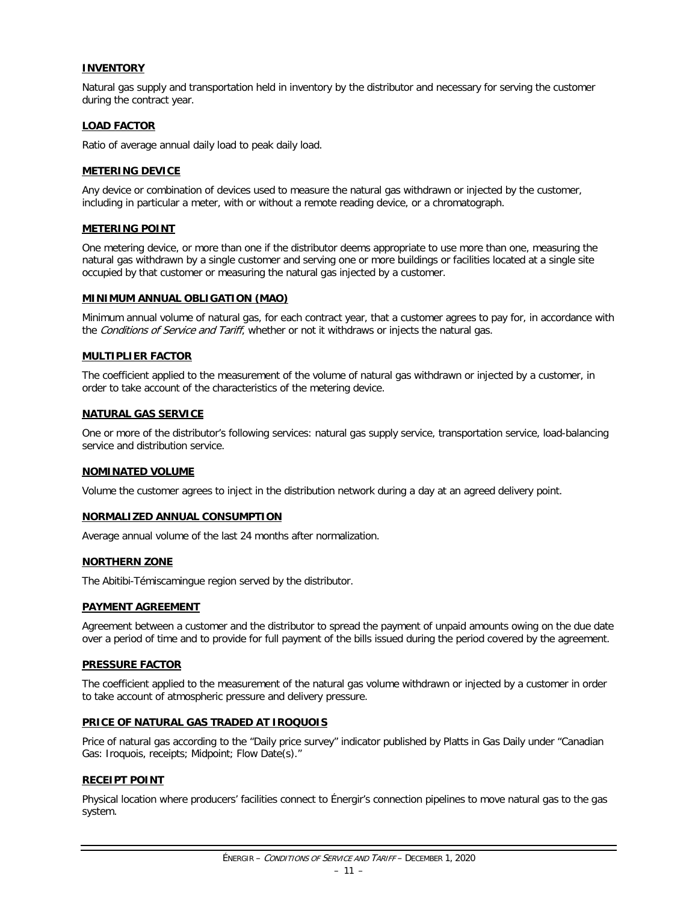#### INVENTORY

Natural gas supply and transportation held in inventory by the distributor and necessary for serving the customer during the contract year.

#### LOAD FACTOR

Ratio of average annual daily load to peak daily load.

#### METERING DEVICE

Any device or combination of devices used to measure the natural gas withdrawn or injected by the customer, including in particular a meter, with or without a remote reading device, or a chromatograph.

#### METERING POINT

One metering device, or more than one if the distributor deems appropriate to use more than one, measuring the natural gas withdrawn by a single customer and serving one or more buildings or facilities located at a single site occupied by that customer or measuring the natural gas injected by a customer.

#### MINIMUM ANNUAL OBLIGATION (MAO)

Minimum annual volume of natural gas, for each contract year, that a customer agrees to pay for, in accordance with the *Conditions of Service and Tariff*, whether or not it withdraws or injects the natural gas.

#### MULTIPLIER FACTOR

The coefficient applied to the measurement of the volume of natural gas withdrawn or injected by a customer, in order to take account of the characteristics of the metering device.

#### NATURAL GAS SERVICE

One or more of the distributor's following services: natural gas supply service, transportation service, load-balancing service and distribution service.

#### NOMINATED VOLUME

Volume the customer agrees to inject in the distribution network during a day at an agreed delivery point.

#### NORMALIZED ANNUAL CONSUMPTION

Average annual volume of the last 24 months after normalization.

#### NORTHERN ZONE

The Abitibi-Témiscamingue region served by the distributor.

#### PAYMENT AGREEMENT

Agreement between a customer and the distributor to spread the payment of unpaid amounts owing on the due date over a period of time and to provide for full payment of the bills issued during the period covered by the agreement.

#### PRESSURE FACTOR

The coefficient applied to the measurement of the natural gas volume withdrawn or injected by a customer in order to take account of atmospheric pressure and delivery pressure.

#### PRICE OF NATURAL GAS TRADED AT IROQUOIS

Price of natural gas according to the "Daily price survey" indicator published by Platts in Gas Daily under "Canadian Gas: Iroquois, receipts; Midpoint; Flow Date(s)."

#### RECEIPT POINT

Physical location where producers' facilities connect to Énergir's connection pipelines to move natural gas to the gas system.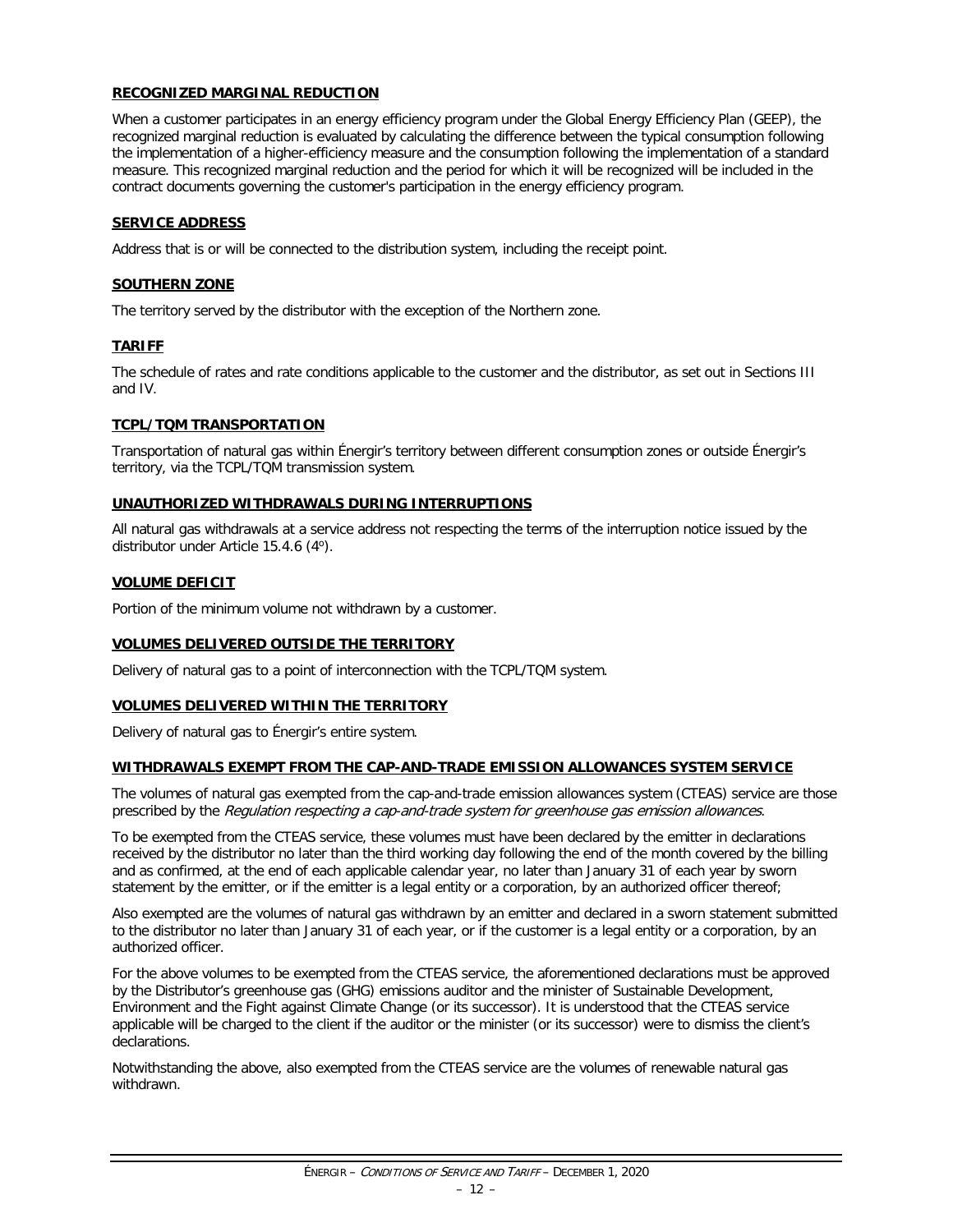#### RECOGNIZED MARGINAL REDUCTION

When a customer participates in an energy efficiency program under the Global Energy Efficiency Plan (GEEP), the recognized marginal reduction is evaluated by calculating the difference between the typical consumption following the implementation of a higher-efficiency measure and the consumption following the implementation of a standard measure. This recognized marginal reduction and the period for which it will be recognized will be included in the contract documents governing the customer's participation in the energy efficiency program.

#### SERVICE ADDRESS

Address that is or will be connected to the distribution system, including the receipt point.

#### SOUTHERN ZONE

The territory served by the distributor with the exception of the Northern zone.

#### TARIFF

The schedule of rates and rate conditions applicable to the customer and the distributor, as set out in Sections III and IV.

#### TCPL/TQM TRANSPORTATION

Transportation of natural gas within Énergir's territory between different consumption zones or outside Énergir's territory, via the TCPL/TQM transmission system.

#### UNAUTHORIZED WITHDRAWALS DURING INTERRUPTIONS

All natural gas withdrawals at a service address not respecting the terms of the interruption notice issued by the distributor under Article 15.4.6 (4º).

#### VOLUME DEFICIT

Portion of the minimum volume not withdrawn by a customer.

#### VOLUMES DELIVERED OUTSIDE THE TERRITORY

Delivery of natural gas to a point of interconnection with the TCPL/TQM system.

#### VOLUMES DELIVERED WITHIN THE TERRITORY

Delivery of natural gas to Énergir's entire system.

#### WITHDRAWALS EXEMPT FROM THE CAP-AND-TRADE EMISSION ALLOWANCES SYSTEM SERVICE

The volumes of natural gas exempted from the cap-and-trade emission allowances system (CTEAS) service are those prescribed by the *Regulation respecting a cap-and-trade system for greenhouse gas emission allowances*.

To be exempted from the CTEAS service, these volumes must have been declared by the emitter in declarations received by the distributor no later than the third working day following the end of the month covered by the billing and as confirmed, at the end of each applicable calendar year, no later than January 31 of each year by sworn statement by the emitter, or if the emitter is a legal entity or a corporation, by an authorized officer thereof;

Also exempted are the volumes of natural gas withdrawn by an emitter and declared in a sworn statement submitted to the distributor no later than January 31 of each year, or if the customer is a legal entity or a corporation, by an authorized officer.

For the above volumes to be exempted from the CTEAS service, the aforementioned declarations must be approved by the Distributor's greenhouse gas (GHG) emissions auditor and the minister of Sustainable Development, Environment and the Fight against Climate Change (or its successor). It is understood that the CTEAS service applicable will be charged to the client if the auditor or the minister (or its successor) were to dismiss the client's declarations.

Notwithstanding the above, also exempted from the CTEAS service are the volumes of renewable natural gas withdrawn.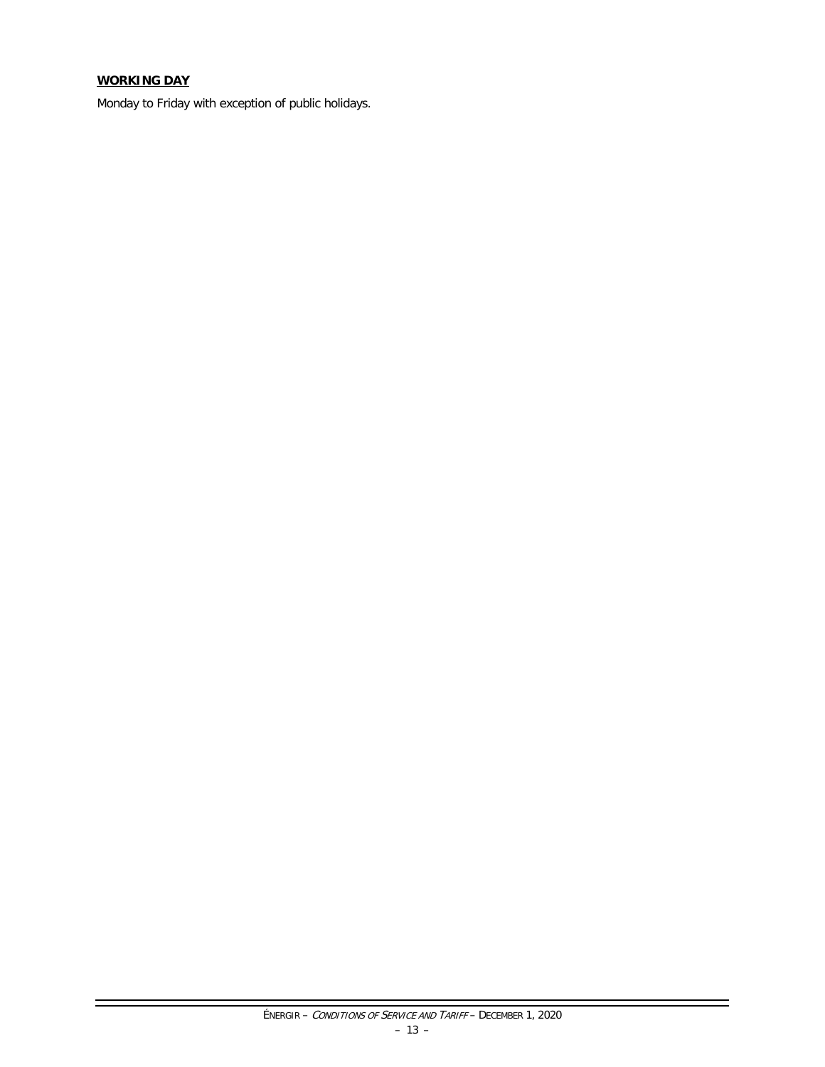**WORKING DAY**

Monday to Friday with exception of public holidays.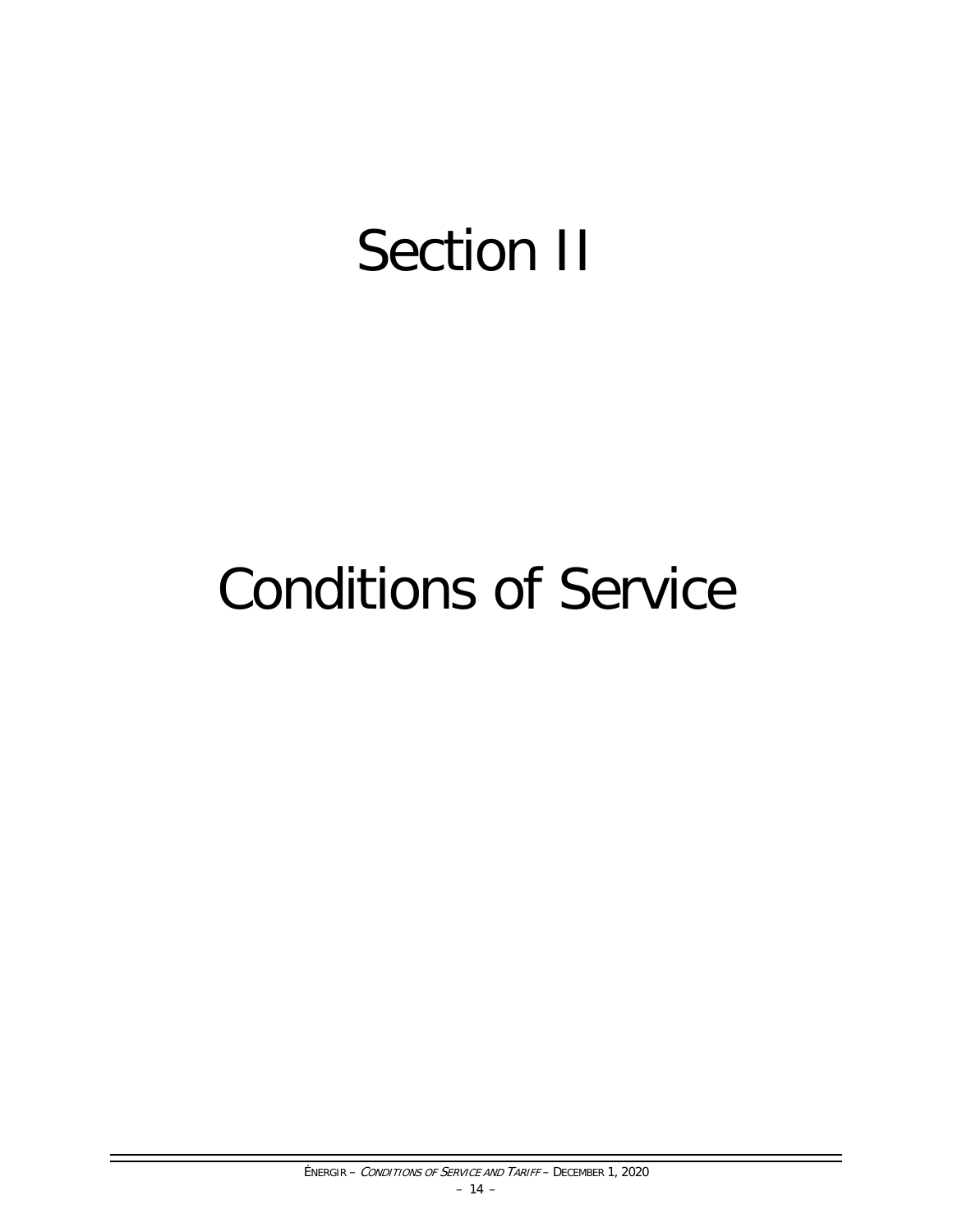# Section II

# Conditions of Service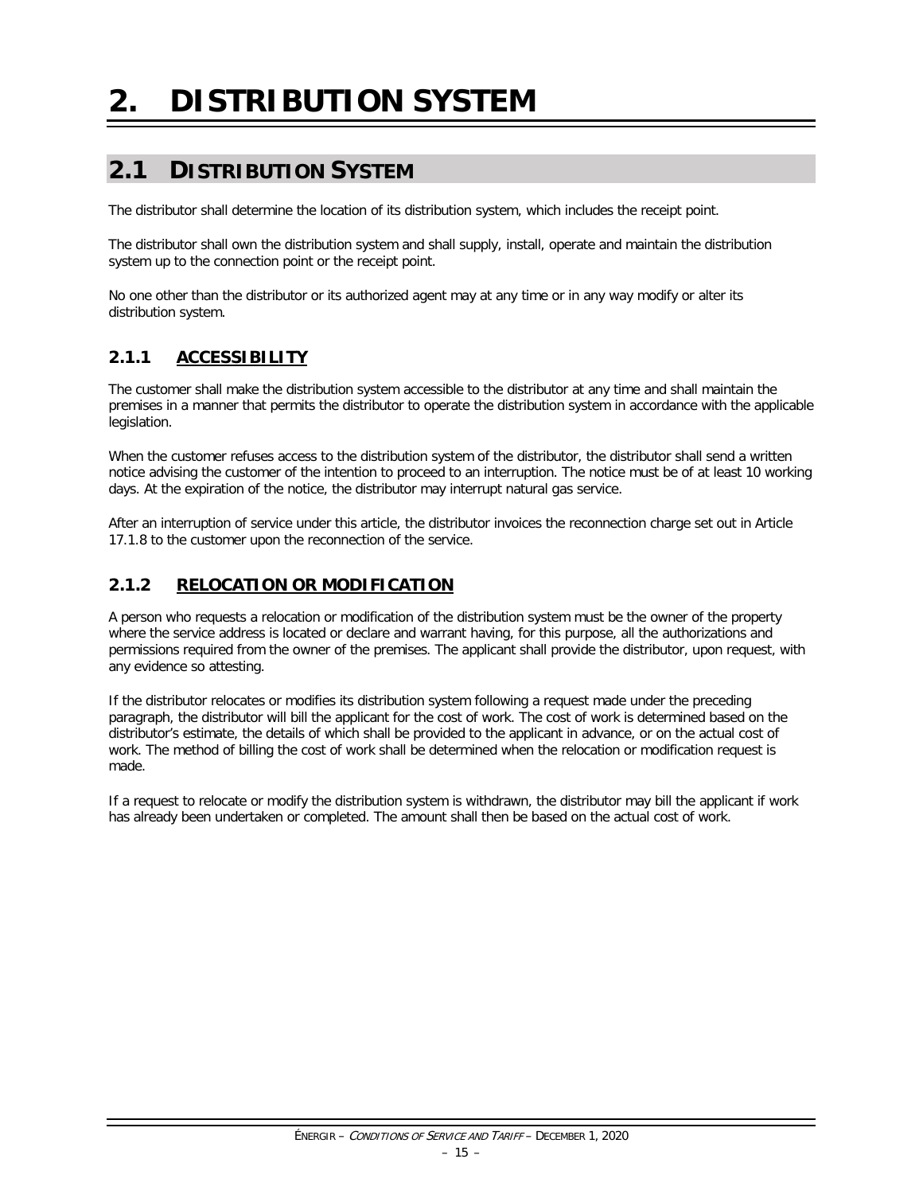# 2. DISTRIBUTION SYSTEM

## 2.1 DISTRIBUTION SYSTEM

The distributor shall determine the location of its distribution system, which includes the receipt point.

The distributor shall own the distribution system and shall supply, install, operate and maintain the distribution system up to the connection point or the receipt point.

No one other than the distributor or its authorized agent may at any time or in any way modify or alter its distribution system.

### 2.1.1 ACCESSIBILITY

The customer shall make the distribution system accessible to the distributor at any time and shall maintain the premises in a manner that permits the distributor to operate the distribution system in accordance with the applicable legislation.

When the customer refuses access to the distribution system of the distributor, the distributor shall send a written notice advising the customer of the intention to proceed to an interruption. The notice must be of at least 10 working days. At the expiration of the notice, the distributor may interrupt natural gas service.

After an interruption of service under this article, the distributor invoices the reconnection charge set out in Article 17.1.8 to the customer upon the reconnection of the service.

### 2.1.2 RELOCATION OR MODIFICATION

A person who requests a relocation or modification of the distribution system must be the owner of the property where the service address is located or declare and warrant having, for this purpose, all the authorizations and permissions required from the owner of the premises. The applicant shall provide the distributor, upon request, with any evidence so attesting.

If the distributor relocates or modifies its distribution system following a request made under the preceding paragraph, the distributor will bill the applicant for the cost of work. The cost of work is determined based on the distributor's estimate, the details of which shall be provided to the applicant in advance, or on the actual cost of work. The method of billing the cost of work shall be determined when the relocation or modification request is made.

If a request to relocate or modify the distribution system is withdrawn, the distributor may bill the applicant if work has already been undertaken or completed. The amount shall then be based on the actual cost of work.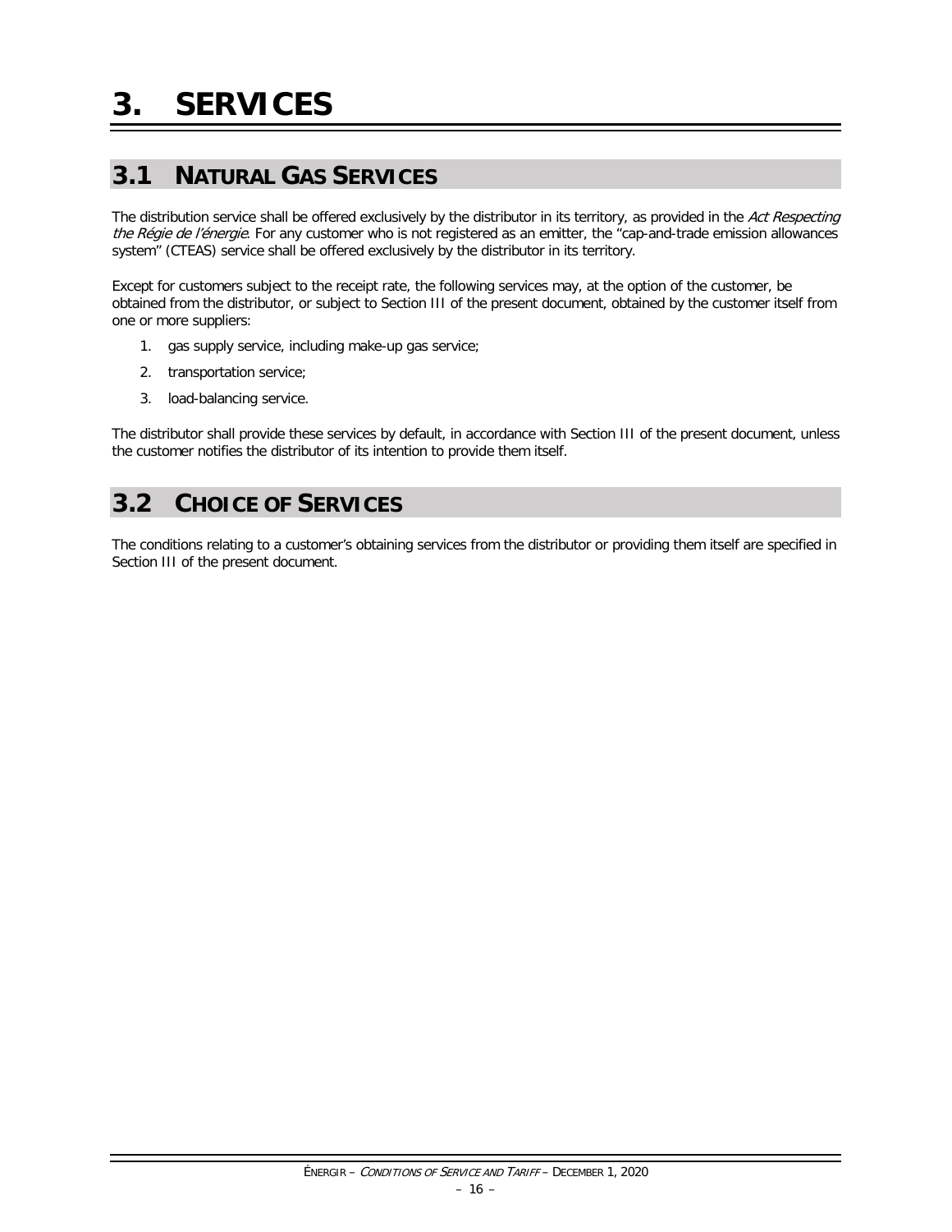# 3. SERVICES

## 3.1 NATURAL GAS SERVICES

The distribution service shall be offered exclusively by the distributor in its territory, as provided in the *Act Respecting the Régie de l'énergie*. For any customer who is not registered as an emitter, the "cap-and-trade emission allowances system" (CTEAS) service shall be offered exclusively by the distributor in its territory.

Except for customers subject to the receipt rate, the following services may, at the option of the customer, be obtained from the distributor, or subject to Section III of the present document, obtained by the customer itself from one or more suppliers:

1. gas supply service, including make-up gas service;
2. transportation service;
3. load-balancing service.

The distributor shall provide these services by default, in accordance with Section III of the present document, unless the customer notifies the distributor of its intention to provide them itself.

## 3.2 CHOICE OF SERVICES

The conditions relating to a customer's obtaining services from the distributor or providing them itself are specified in Section III of the present document.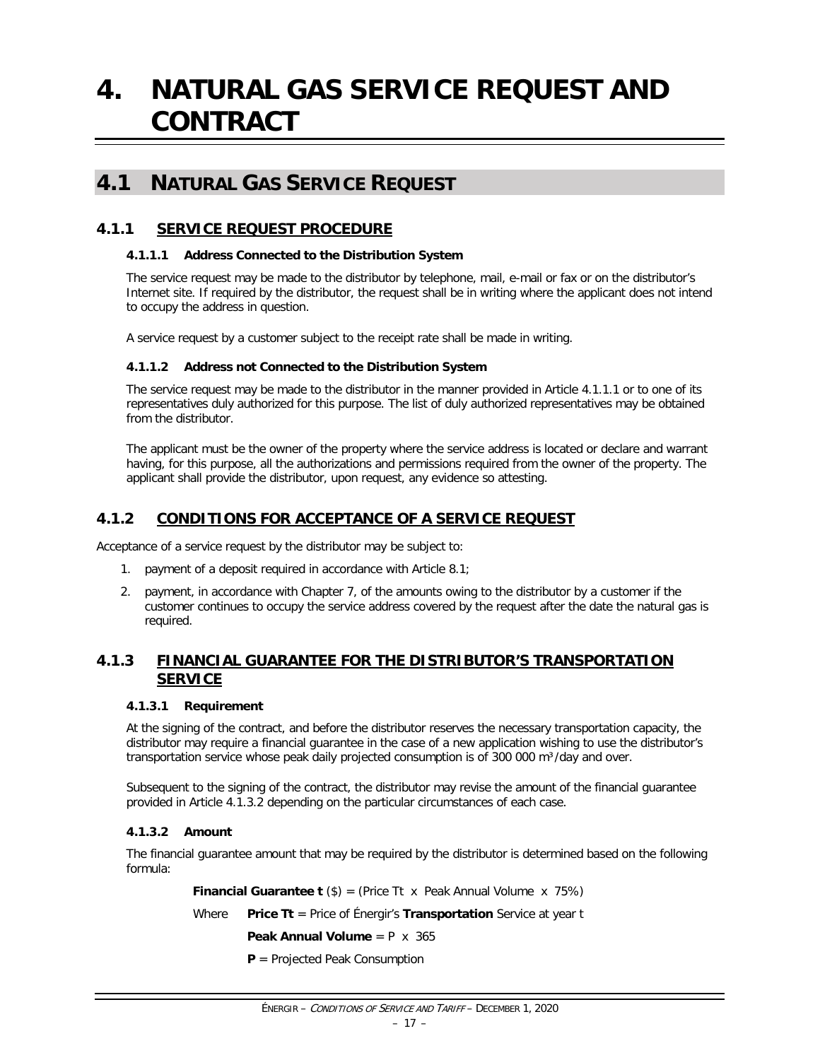# 4. NATURAL GAS SERVICE REQUEST AND CONTRACT

## 4.1 NATURAL GAS SERVICE REQUEST

### 4.1.1 SERVICE REQUEST PROCEDURE

#### 4.1.1.1 Address Connected to the Distribution System

The service request may be made to the distributor by telephone, mail, e-mail or fax or on the distributor's Internet site. If required by the distributor, the request shall be in writing where the applicant does not intend to occupy the address in question.

A service request by a customer subject to the receipt rate shall be made in writing.

#### 4.1.1.2 Address not Connected to the Distribution System

The service request may be made to the distributor in the manner provided in Article 4.1.1.1 or to one of its representatives duly authorized for this purpose. The list of duly authorized representatives may be obtained from the distributor.

The applicant must be the owner of the property where the service address is located or declare and warrant having, for this purpose, all the authorizations and permissions required from the owner of the property. The applicant shall provide the distributor, upon request, any evidence so attesting.

### 4.1.2 CONDITIONS FOR ACCEPTANCE OF A SERVICE REQUEST

Acceptance of a service request by the distributor may be subject to:

1. payment of a deposit required in accordance with Article 8.1;
2. payment, in accordance with Chapter 7, of the amounts owing to the distributor by a customer if the customer continues to occupy the service address covered by the request after the date the natural gas is required.

### 4.1.3 FINANCIAL GUARANTEE FOR THE DISTRIBUTOR'S TRANSPORTATION SERVICE

#### 4.1.3.1 Requirement

At the signing of the contract, and before the distributor reserves the necessary transportation capacity, the distributor may require a financial guarantee in the case of a new application wishing to use the distributor's transportation service whose peak daily projected consumption is of 300 000 $m^3$/day and over.

Subsequent to the signing of the contract, the distributor may revise the amount of the financial guarantee provided in Article 4.1.3.2 depending on the particular circumstances of each case.

#### 4.1.3.2 Amount

The financial guarantee amount that may be required by the distributor is determined based on the following formula:

**Financial Guarantee t** ($) = (Price Tt x Peak Annual Volume x 75%)

Where **Price Tt** = Price of Énergir's **Transportation** Service at year t

**Peak Annual Volume** = P x 365

**P** = Projected Peak Consumption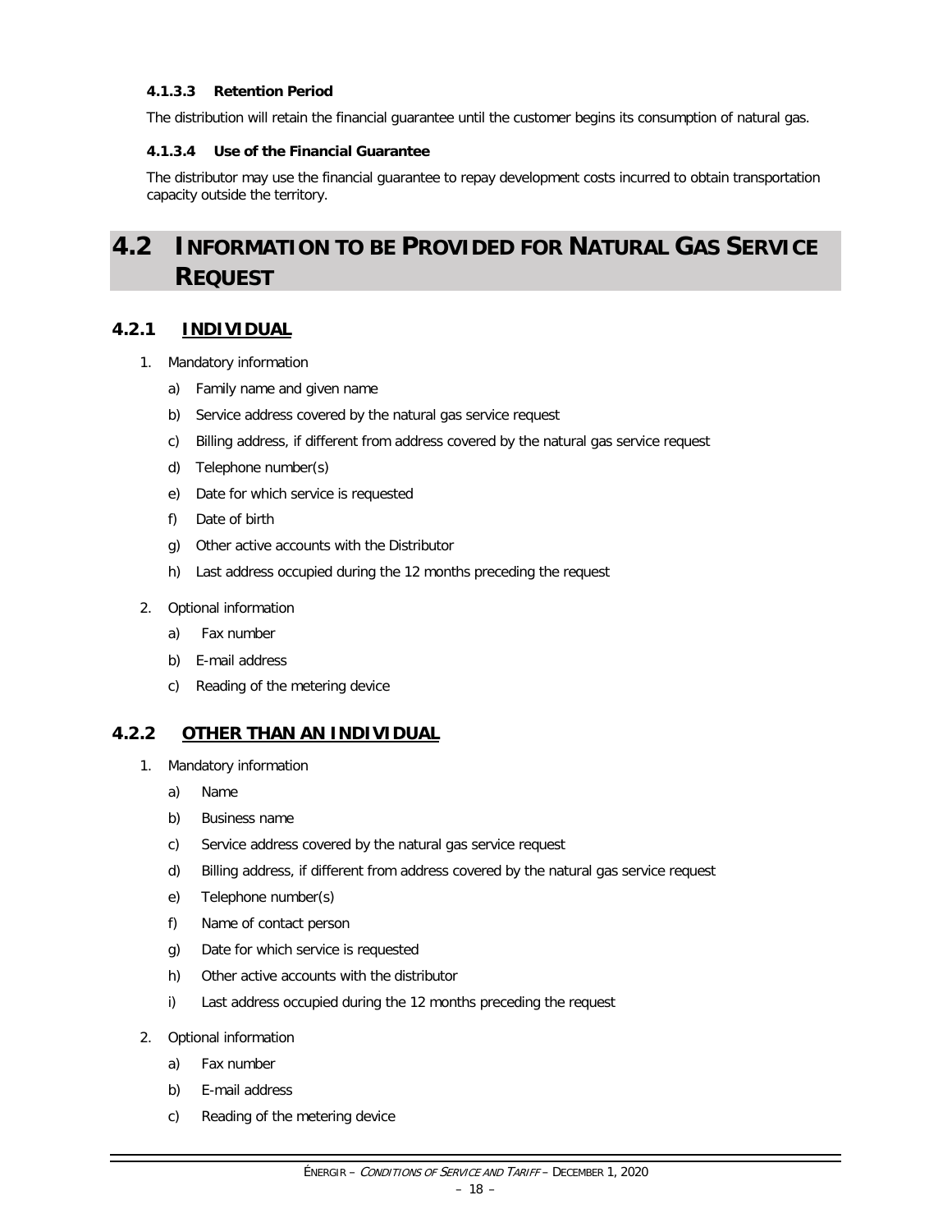#### 4.1.3.3 Retention Period

The distribution will retain the financial guarantee until the customer begins its consumption of natural gas.

#### 4.1.3.4 Use of the Financial Guarantee

The distributor may use the financial guarantee to repay development costs incurred to obtain transportation capacity outside the territory.

## 4.2 INFORMATION TO BE PROVIDED FOR NATURAL GAS SERVICE REQUEST

### 4.2.1 INDIVIDUAL

1. Mandatory information
   a) Family name and given name
   b) Service address covered by the natural gas service request
   c) Billing address, if different from address covered by the natural gas service request
   d) Telephone number(s)
   e) Date for which service is requested
   f) Date of birth
   g) Other active accounts with the Distributor
   h) Last address occupied during the 12 months preceding the request
2. Optional information
   a) Fax number
   b) E-mail address
   c) Reading of the metering device

### 4.2.2 OTHER THAN AN INDIVIDUAL

1. Mandatory information
   a) Name
   b) Business name
   c) Service address covered by the natural gas service request
   d) Billing address, if different from address covered by the natural gas service request
   e) Telephone number(s)
   f) Name of contact person
   g) Date for which service is requested
   h) Other active accounts with the distributor
   i) Last address occupied during the 12 months preceding the request
2. Optional information
   a) Fax number
   b) E-mail address
   c) Reading of the metering device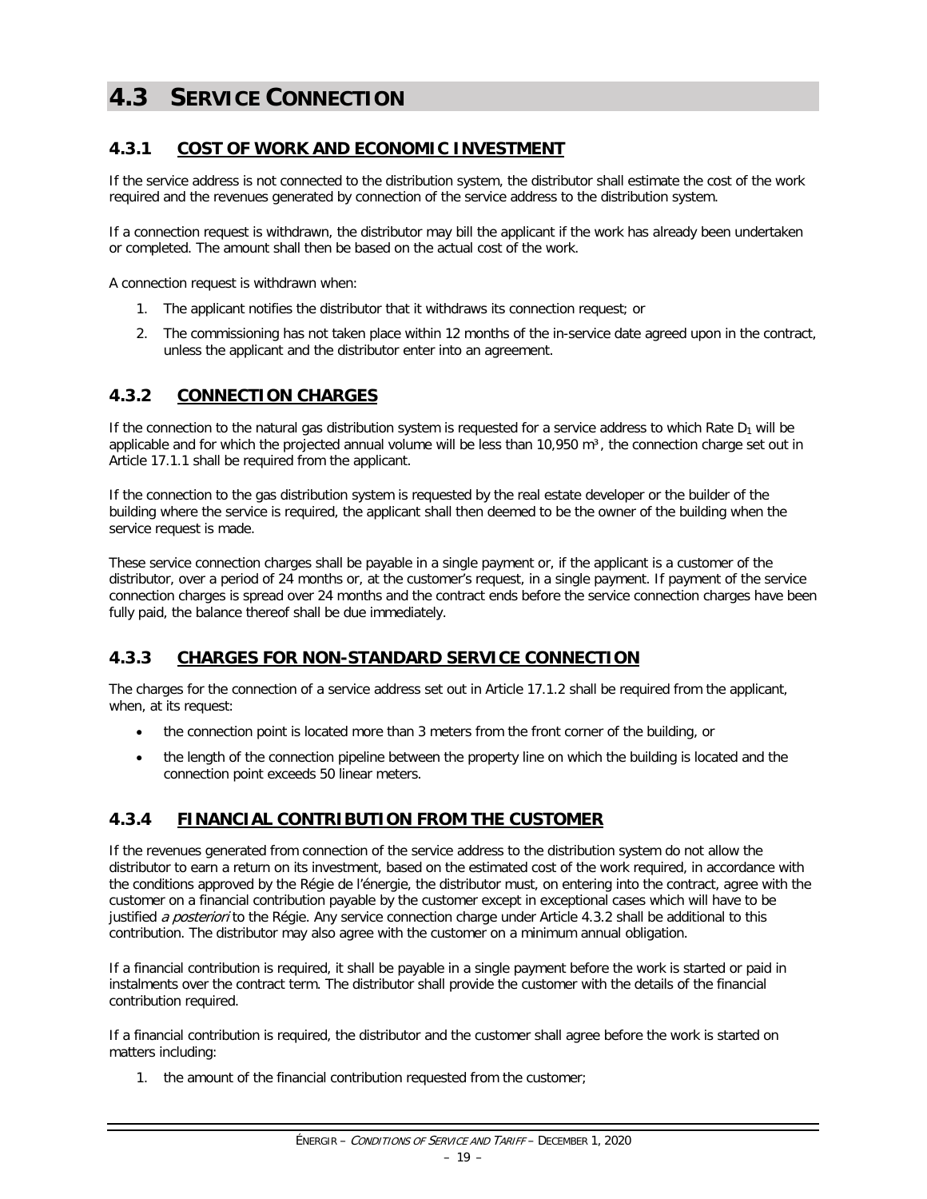## 4.3 SERVICE CONNECTION

### 4.3.1 COST OF WORK AND ECONOMIC INVESTMENT

If the service address is not connected to the distribution system, the distributor shall estimate the cost of the work required and the revenues generated by connection of the service address to the distribution system.

If a connection request is withdrawn, the distributor may bill the applicant if the work has already been undertaken or completed. The amount shall then be based on the actual cost of the work.

A connection request is withdrawn when:

1. The applicant notifies the distributor that it withdraws its connection request; or
2. The commissioning has not taken place within 12 months of the in-service date agreed upon in the contract, unless the applicant and the distributor enter into an agreement.

### 4.3.2 CONNECTION CHARGES

If the connection to the natural gas distribution system is requested for a service address to which Rate $D_1$ will be applicable and for which the projected annual volume will be less than 10,950 $m^3$, the connection charge set out in Article 17.1.1 shall be required from the applicant.

If the connection to the gas distribution system is requested by the real estate developer or the builder of the building where the service is required, the applicant shall then deemed to be the owner of the building when the service request is made.

These service connection charges shall be payable in a single payment or, if the applicant is a customer of the distributor, over a period of 24 months or, at the customer's request, in a single payment. If payment of the service connection charges is spread over 24 months and the contract ends before the service connection charges have been fully paid, the balance thereof shall be due immediately.

### 4.3.3 CHARGES FOR NON-STANDARD SERVICE CONNECTION

The charges for the connection of a service address set out in Article 17.1.2 shall be required from the applicant, when, at its request:

- the connection point is located more than 3 meters from the front corner of the building, or
- the length of the connection pipeline between the property line on which the building is located and the connection point exceeds 50 linear meters.

### 4.3.4 FINANCIAL CONTRIBUTION FROM THE CUSTOMER

If the revenues generated from connection of the service address to the distribution system do not allow the distributor to earn a return on its investment, based on the estimated cost of the work required, in accordance with the conditions approved by the Régie de l'énergie, the distributor must, on entering into the contract, agree with the customer on a financial contribution payable by the customer except in exceptional cases which will have to be justified *a posteriori* to the Régie. Any service connection charge under Article 4.3.2 shall be additional to this contribution. The distributor may also agree with the customer on a minimum annual obligation.

If a financial contribution is required, it shall be payable in a single payment before the work is started or paid in instalments over the contract term. The distributor shall provide the customer with the details of the financial contribution required.

If a financial contribution is required, the distributor and the customer shall agree before the work is started on matters including:

1. the amount of the financial contribution requested from the customer;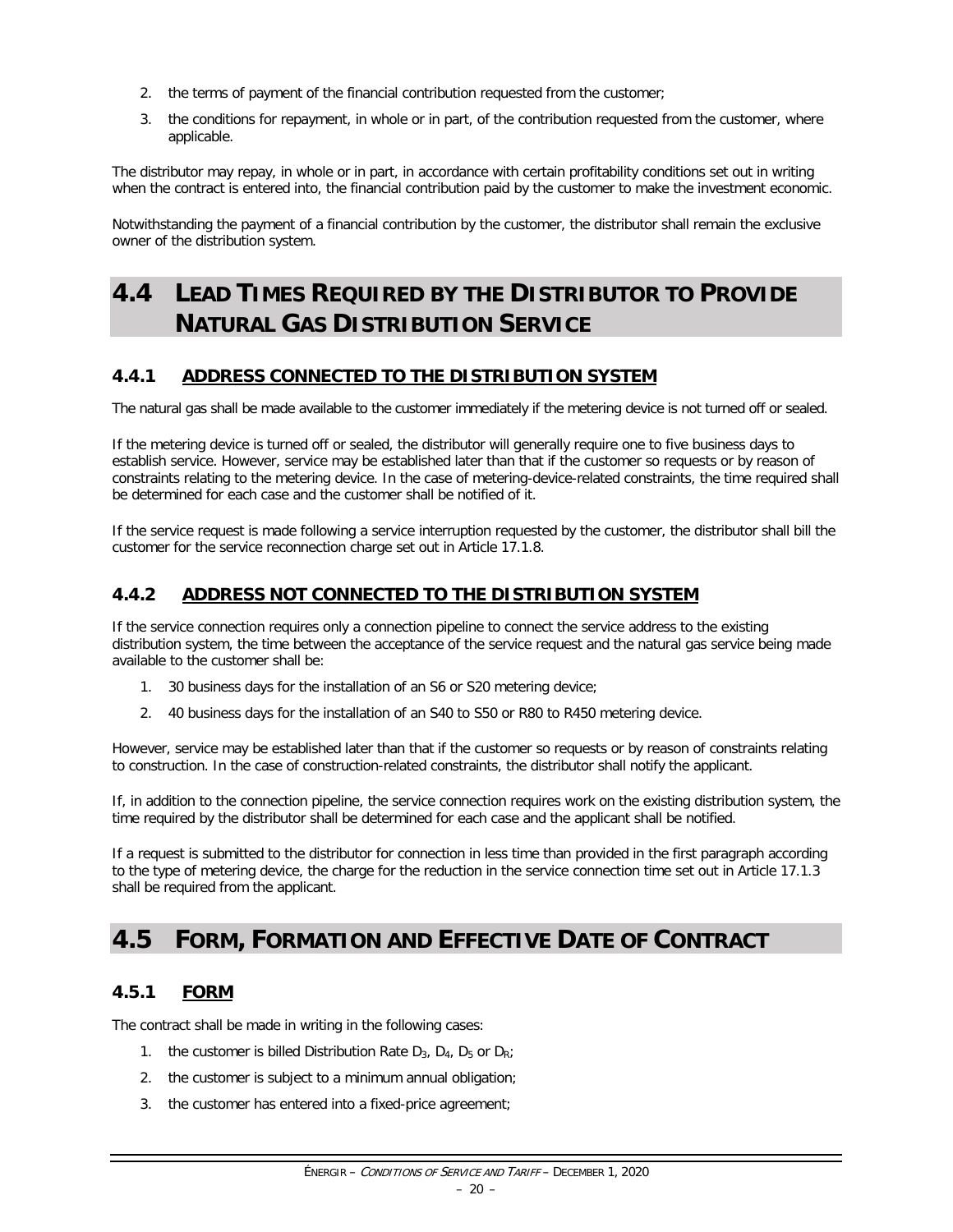2. the terms of payment of the financial contribution requested from the customer;
3. the conditions for repayment, in whole or in part, of the contribution requested from the customer, where applicable.

The distributor may repay, in whole or in part, in accordance with certain profitability conditions set out in writing when the contract is entered into, the financial contribution paid by the customer to make the investment economic.

Notwithstanding the payment of a financial contribution by the customer, the distributor shall remain the exclusive owner of the distribution system.

## 4.4 LEAD TIMES REQUIRED BY THE DISTRIBUTOR TO PROVIDE NATURAL GAS DISTRIBUTION SERVICE

### 4.4.1 ADDRESS CONNECTED TO THE DISTRIBUTION SYSTEM

The natural gas shall be made available to the customer immediately if the metering device is not turned off or sealed.

If the metering device is turned off or sealed, the distributor will generally require one to five business days to establish service. However, service may be established later than that if the customer so requests or by reason of constraints relating to the metering device. In the case of metering-device-related constraints, the time required shall be determined for each case and the customer shall be notified of it.

If the service request is made following a service interruption requested by the customer, the distributor shall bill the customer for the service reconnection charge set out in Article 17.1.8.

### 4.4.2 ADDRESS NOT CONNECTED TO THE DISTRIBUTION SYSTEM

If the service connection requires only a connection pipeline to connect the service address to the existing distribution system, the time between the acceptance of the service request and the natural gas service being made available to the customer shall be:

1. 30 business days for the installation of an S6 or S20 metering device;
2. 40 business days for the installation of an S40 to S50 or R80 to R450 metering device.

However, service may be established later than that if the customer so requests or by reason of constraints relating to construction. In the case of construction-related constraints, the distributor shall notify the applicant.

If, in addition to the connection pipeline, the service connection requires work on the existing distribution system, the time required by the distributor shall be determined for each case and the applicant shall be notified.

If a request is submitted to the distributor for connection in less time than provided in the first paragraph according to the type of metering device, the charge for the reduction in the service connection time set out in Article 17.1.3 shall be required from the applicant.

## 4.5 FORM, FORMATION AND EFFECTIVE DATE OF CONTRACT

### 4.5.1 FORM

The contract shall be made in writing in the following cases:

1. the customer is billed Distribution Rate $D_3$, $D_4$, $D_5$ or $D_R$;
2. the customer is subject to a minimum annual obligation;
3. the customer has entered into a fixed-price agreement;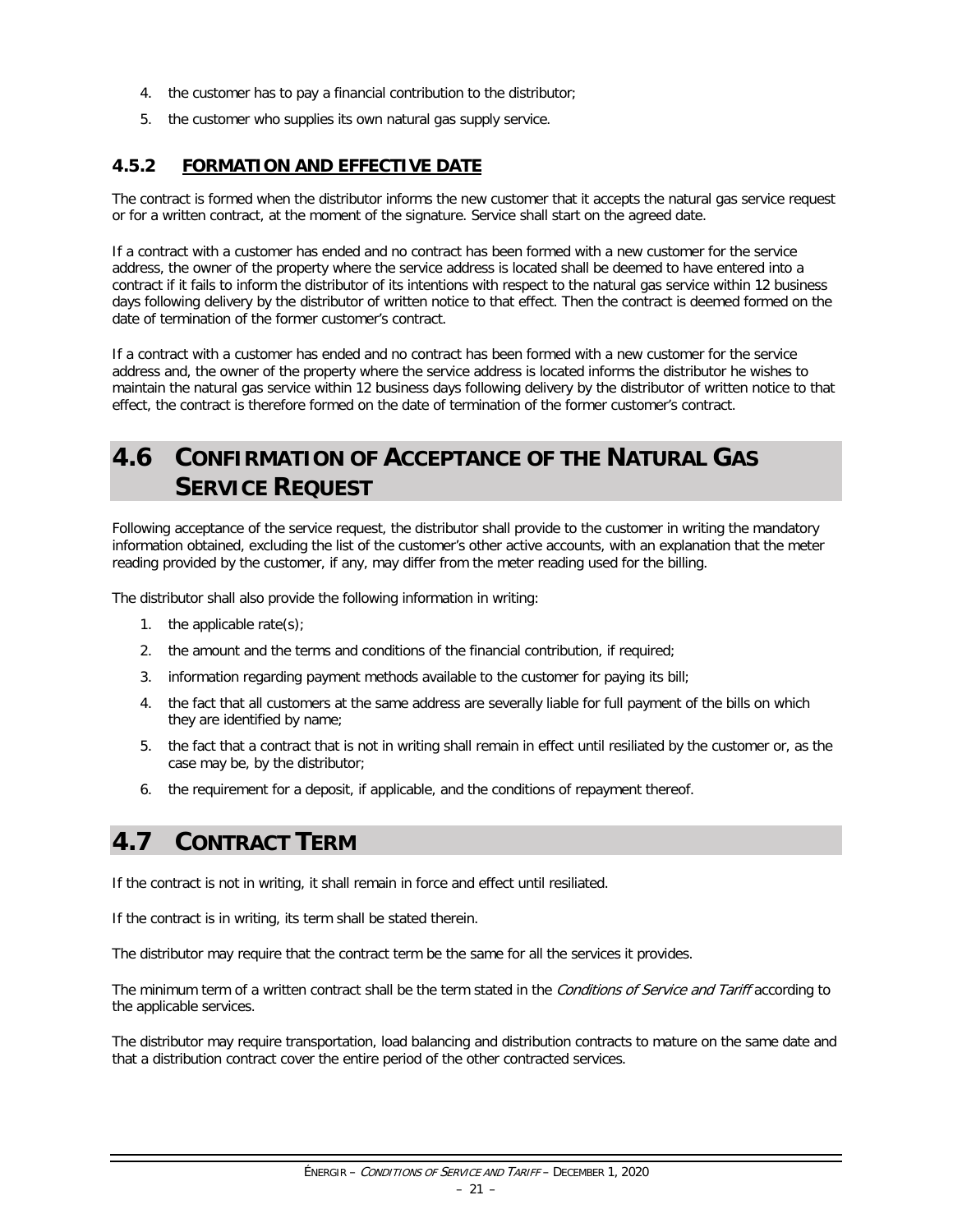4. the customer has to pay a financial contribution to the distributor;
5. the customer who supplies its own natural gas supply service.

### 4.5.2 FORMATION AND EFFECTIVE DATE

The contract is formed when the distributor informs the new customer that it accepts the natural gas service request or for a written contract, at the moment of the signature. Service shall start on the agreed date.

If a contract with a customer has ended and no contract has been formed with a new customer for the service address, the owner of the property where the service address is located shall be deemed to have entered into a contract if it fails to inform the distributor of its intentions with respect to the natural gas service within 12 business days following delivery by the distributor of written notice to that effect. Then the contract is deemed formed on the date of termination of the former customer's contract.

If a contract with a customer has ended and no contract has been formed with a new customer for the service address and, the owner of the property where the service address is located informs the distributor he wishes to maintain the natural gas service within 12 business days following delivery by the distributor of written notice to that effect, the contract is therefore formed on the date of termination of the former customer's contract.

## 4.6 CONFIRMATION OF ACCEPTANCE OF THE NATURAL GAS SERVICE REQUEST

Following acceptance of the service request, the distributor shall provide to the customer in writing the mandatory information obtained, excluding the list of the customer's other active accounts, with an explanation that the meter reading provided by the customer, if any, may differ from the meter reading used for the billing.

The distributor shall also provide the following information in writing:

1. the applicable rate(s);
2. the amount and the terms and conditions of the financial contribution, if required;
3. information regarding payment methods available to the customer for paying its bill;
4. the fact that all customers at the same address are severally liable for full payment of the bills on which they are identified by name;
5. the fact that a contract that is not in writing shall remain in effect until resiliated by the customer or, as the case may be, by the distributor;
6. the requirement for a deposit, if applicable, and the conditions of repayment thereof.

## 4.7 CONTRACT TERM

If the contract is not in writing, it shall remain in force and effect until resiliated.

If the contract is in writing, its term shall be stated therein.

The distributor may require that the contract term be the same for all the services it provides.

The minimum term of a written contract shall be the term stated in the *Conditions of Service and Tariff* according to the applicable services.

The distributor may require transportation, load balancing and distribution contracts to mature on the same date and that a distribution contract cover the entire period of the other contracted services.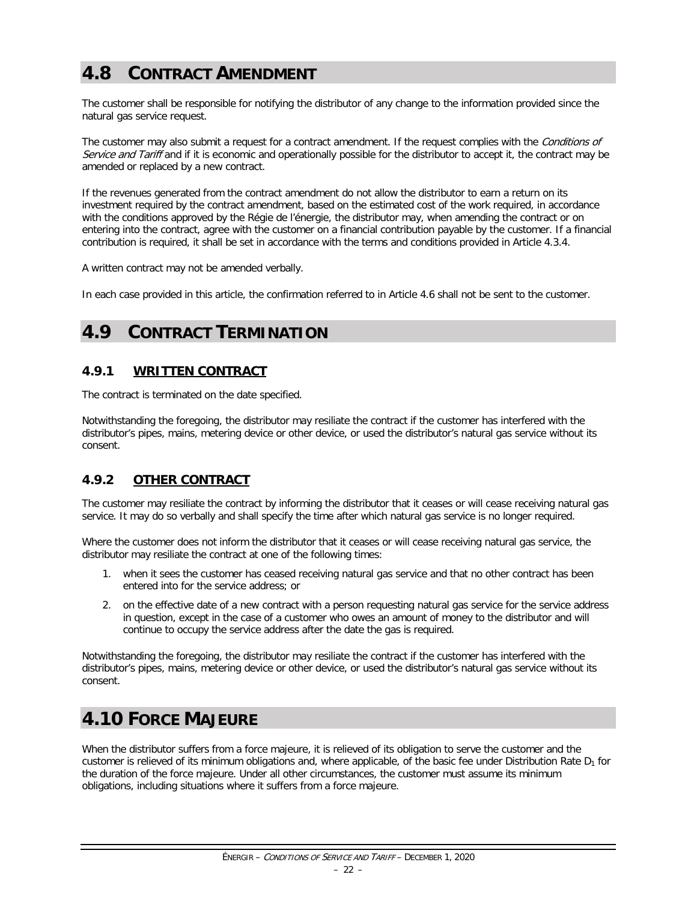## 4.8 CONTRACT AMENDMENT

The customer shall be responsible for notifying the distributor of any change to the information provided since the natural gas service request.

The customer may also submit a request for a contract amendment. If the request complies with the *Conditions of Service and Tariff* and if it is economic and operationally possible for the distributor to accept it, the contract may be amended or replaced by a new contract.

If the revenues generated from the contract amendment do not allow the distributor to earn a return on its investment required by the contract amendment, based on the estimated cost of the work required, in accordance with the conditions approved by the Régie de l'énergie, the distributor may, when amending the contract or on entering into the contract, agree with the customer on a financial contribution payable by the customer. If a financial contribution is required, it shall be set in accordance with the terms and conditions provided in Article 4.3.4.

A written contract may not be amended verbally.

In each case provided in this article, the confirmation referred to in Article 4.6 shall not be sent to the customer.

## 4.9 CONTRACT TERMINATION

### 4.9.1 WRITTEN CONTRACT

The contract is terminated on the date specified.

Notwithstanding the foregoing, the distributor may resiliate the contract if the customer has interfered with the distributor's pipes, mains, metering device or other device, or used the distributor's natural gas service without its consent.

### 4.9.2 OTHER CONTRACT

The customer may resiliate the contract by informing the distributor that it ceases or will cease receiving natural gas service. It may do so verbally and shall specify the time after which natural gas service is no longer required.

Where the customer does not inform the distributor that it ceases or will cease receiving natural gas service, the distributor may resiliate the contract at one of the following times:

1. when it sees the customer has ceased receiving natural gas service and that no other contract has been entered into for the service address; or
2. on the effective date of a new contract with a person requesting natural gas service for the service address in question, except in the case of a customer who owes an amount of money to the distributor and will continue to occupy the service address after the date the gas is required.

Notwithstanding the foregoing, the distributor may resiliate the contract if the customer has interfered with the distributor's pipes, mains, metering device or other device, or used the distributor's natural gas service without its consent.

## 4.10 FORCE MAJEURE

When the distributor suffers from a force majeure, it is relieved of its obligation to serve the customer and the customer is relieved of its minimum obligations and, where applicable, of the basic fee under Distribution Rate $D_1$ for the duration of the force majeure. Under all other circumstances, the customer must assume its minimum obligations, including situations where it suffers from a force majeure.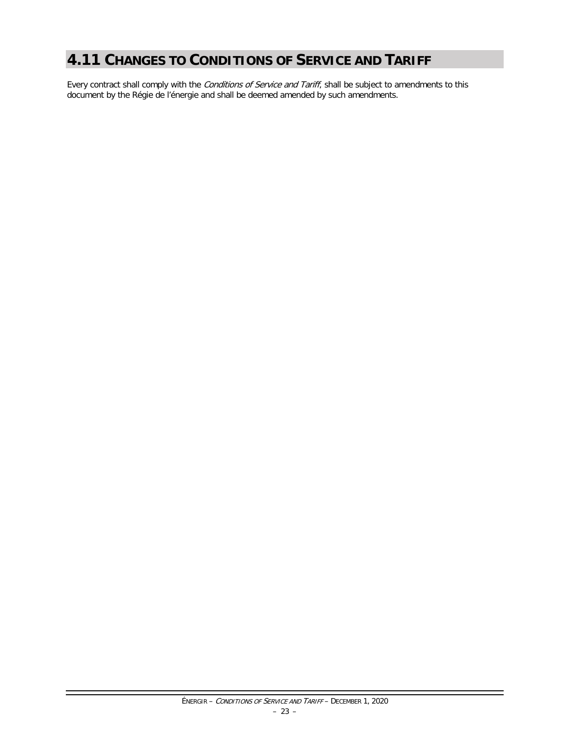# 4.11 CHANGES TO CONDITIONS OF SERVICE AND TARIFF

Every contract shall comply with the *Conditions of Service and Tariff*, shall be subject to amendments to this document by the Régie de l'énergie and shall be deemed amended by such amendments.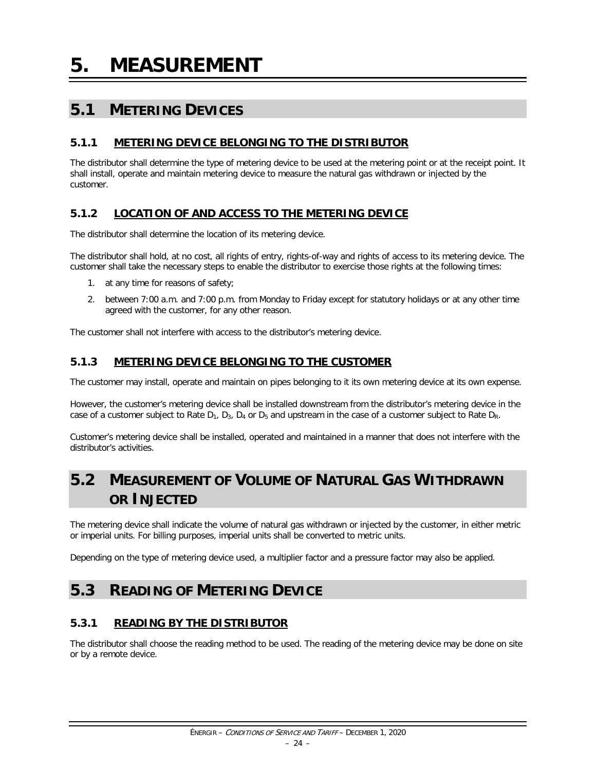# 5. MEASUREMENT

## 5.1 METERING DEVICES

### 5.1.1 METERING DEVICE BELONGING TO THE DISTRIBUTOR

The distributor shall determine the type of metering device to be used at the metering point or at the receipt point. It shall install, operate and maintain metering device to measure the natural gas withdrawn or injected by the customer.

### 5.1.2 LOCATION OF AND ACCESS TO THE METERING DEVICE

The distributor shall determine the location of its metering device.

The distributor shall hold, at no cost, all rights of entry, rights-of-way and rights of access to its metering device. The customer shall take the necessary steps to enable the distributor to exercise those rights at the following times:

1. at any time for reasons of safety;
2. between 7:00 a.m. and 7:00 p.m. from Monday to Friday except for statutory holidays or at any other time agreed with the customer, for any other reason.

The customer shall not interfere with access to the distributor's metering device.

### 5.1.3 METERING DEVICE BELONGING TO THE CUSTOMER

The customer may install, operate and maintain on pipes belonging to it its own metering device at its own expense.

However, the customer's metering device shall be installed downstream from the distributor's metering device in the case of a customer subject to Rate $D_1$, $D_3$, $D_4$ or $D_5$ and upstream in the case of a customer subject to Rate $D_R$.

Customer's metering device shall be installed, operated and maintained in a manner that does not interfere with the distributor's activities.

## 5.2 MEASUREMENT OF VOLUME OF NATURAL GAS WITHDRAWN OR INJECTED

The metering device shall indicate the volume of natural gas withdrawn or injected by the customer, in either metric or imperial units. For billing purposes, imperial units shall be converted to metric units.

Depending on the type of metering device used, a multiplier factor and a pressure factor may also be applied.

## 5.3 READING OF METERING DEVICE

### 5.3.1 READING BY THE DISTRIBUTOR

The distributor shall choose the reading method to be used. The reading of the metering device may be done on site or by a remote device.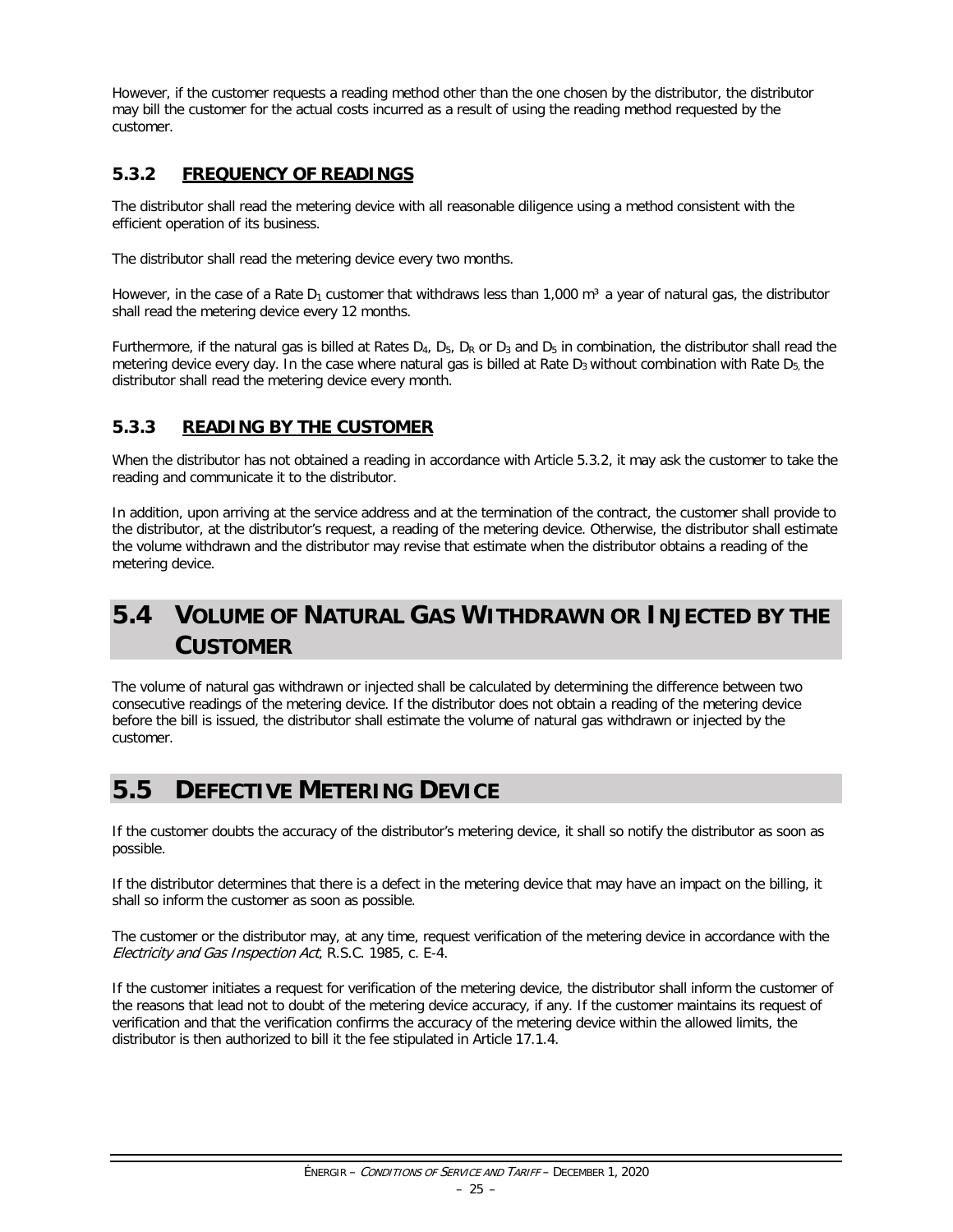However, if the customer requests a reading method other than the one chosen by the distributor, the distributor may bill the customer for the actual costs incurred as a result of using the reading method requested by the customer.

### 5.3.2 FREQUENCY OF READINGS

The distributor shall read the metering device with all reasonable diligence using a method consistent with the efficient operation of its business.

The distributor shall read the metering device every two months.

However, in the case of a Rate $D_1$ customer that withdraws less than 1,000 $m^3$ a year of natural gas, the distributor shall read the metering device every 12 months.

Furthermore, if the natural gas is billed at Rates $D_4$, $D_5$, $D_R$ or $D_3$ and $D_5$ in combination, the distributor shall read the metering device every day. In the case where natural gas is billed at Rate $D_3$ without combination with Rate $D_5$, the distributor shall read the metering device every month.

### 5.3.3 READING BY THE CUSTOMER

When the distributor has not obtained a reading in accordance with Article 5.3.2, it may ask the customer to take the reading and communicate it to the distributor.

In addition, upon arriving at the service address and at the termination of the contract, the customer shall provide to the distributor, at the distributor's request, a reading of the metering device. Otherwise, the distributor shall estimate the volume withdrawn and the distributor may revise that estimate when the distributor obtains a reading of the metering device.

## 5.4 VOLUME OF NATURAL GAS WITHDRAWN OR INJECTED BY THE CUSTOMER

The volume of natural gas withdrawn or injected shall be calculated by determining the difference between two consecutive readings of the metering device. If the distributor does not obtain a reading of the metering device before the bill is issued, the distributor shall estimate the volume of natural gas withdrawn or injected by the customer.

## 5.5 DEFECTIVE METERING DEVICE

If the customer doubts the accuracy of the distributor's metering device, it shall so notify the distributor as soon as possible.

If the distributor determines that there is a defect in the metering device that may have an impact on the billing, it shall so inform the customer as soon as possible.

The customer or the distributor may, at any time, request verification of the metering device in accordance with the *Electricity and Gas Inspection Act*, R.S.C. 1985, c. E-4.

If the customer initiates a request for verification of the metering device, the distributor shall inform the customer of the reasons that lead not to doubt of the metering device accuracy, if any. If the customer maintains its request of verification and that the verification confirms the accuracy of the metering device within the allowed limits, the distributor is then authorized to bill it the fee stipulated in Article 17.1.4.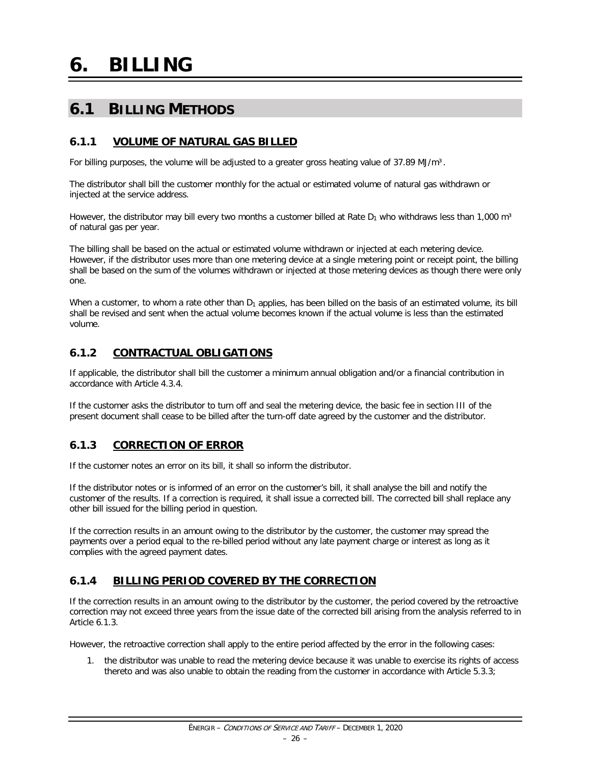# 6. BILLING

## 6.1 BILLING METHODS

### 6.1.1 VOLUME OF NATURAL GAS BILLED

For billing purposes, the volume will be adjusted to a greater gross heating value of 37.89 MJ/m³.

The distributor shall bill the customer monthly for the actual or estimated volume of natural gas withdrawn or injected at the service address.

However, the distributor may bill every two months a customer billed at Rate $D_1$ who withdraws less than 1,000 m³ of natural gas per year.

The billing shall be based on the actual or estimated volume withdrawn or injected at each metering device. However, if the distributor uses more than one metering device at a single metering point or receipt point, the billing shall be based on the sum of the volumes withdrawn or injected at those metering devices as though there were only one.

When a customer, to whom a rate other than $D_1$ applies, has been billed on the basis of an estimated volume, its bill shall be revised and sent when the actual volume becomes known if the actual volume is less than the estimated volume.

### 6.1.2 CONTRACTUAL OBLIGATIONS

If applicable, the distributor shall bill the customer a minimum annual obligation and/or a financial contribution in accordance with Article 4.3.4.

If the customer asks the distributor to turn off and seal the metering device, the basic fee in section III of the present document shall cease to be billed after the turn-off date agreed by the customer and the distributor.

### 6.1.3 CORRECTION OF ERROR

If the customer notes an error on its bill, it shall so inform the distributor.

If the distributor notes or is informed of an error on the customer's bill, it shall analyse the bill and notify the customer of the results. If a correction is required, it shall issue a corrected bill. The corrected bill shall replace any other bill issued for the billing period in question.

If the correction results in an amount owing to the distributor by the customer, the customer may spread the payments over a period equal to the re-billed period without any late payment charge or interest as long as it complies with the agreed payment dates.

### 6.1.4 BILLING PERIOD COVERED BY THE CORRECTION

If the correction results in an amount owing to the distributor by the customer, the period covered by the retroactive correction may not exceed three years from the issue date of the corrected bill arising from the analysis referred to in Article 6.1.3.

However, the retroactive correction shall apply to the entire period affected by the error in the following cases:

1. the distributor was unable to read the metering device because it was unable to exercise its rights of access thereto and was also unable to obtain the reading from the customer in accordance with Article 5.3.3;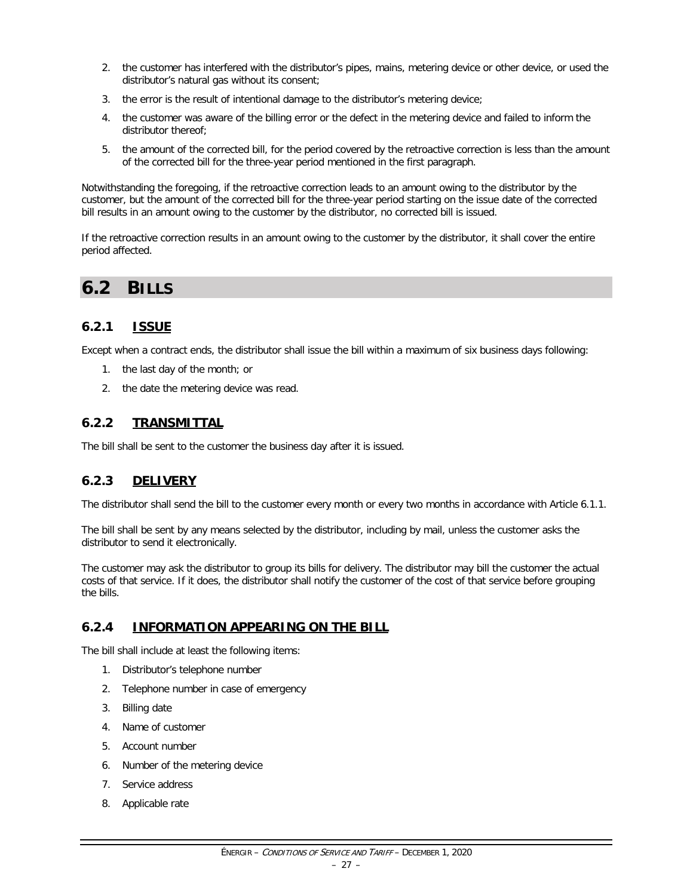2. the customer has interfered with the distributor's pipes, mains, metering device or other device, or used the distributor's natural gas without its consent;
3. the error is the result of intentional damage to the distributor's metering device;
4. the customer was aware of the billing error or the defect in the metering device and failed to inform the distributor thereof;
5. the amount of the corrected bill, for the period covered by the retroactive correction is less than the amount of the corrected bill for the three-year period mentioned in the first paragraph.

Notwithstanding the foregoing, if the retroactive correction leads to an amount owing to the distributor by the customer, but the amount of the corrected bill for the three-year period starting on the issue date of the corrected bill results in an amount owing to the customer by the distributor, no corrected bill is issued.

If the retroactive correction results in an amount owing to the customer by the distributor, it shall cover the entire period affected.

## 6.2 BILLS

### 6.2.1 ISSUE

Except when a contract ends, the distributor shall issue the bill within a maximum of six business days following:

1. the last day of the month; or
2. the date the metering device was read.

### 6.2.2 TRANSMITTAL

The bill shall be sent to the customer the business day after it is issued.

### 6.2.3 DELIVERY

The distributor shall send the bill to the customer every month or every two months in accordance with Article 6.1.1.

The bill shall be sent by any means selected by the distributor, including by mail, unless the customer asks the distributor to send it electronically.

The customer may ask the distributor to group its bills for delivery. The distributor may bill the customer the actual costs of that service. If it does, the distributor shall notify the customer of the cost of that service before grouping the bills.

### 6.2.4 INFORMATION APPEARING ON THE BILL

The bill shall include at least the following items:

1. Distributor's telephone number
2. Telephone number in case of emergency
3. Billing date
4. Name of customer
5. Account number
6. Number of the metering device
7. Service address
8. Applicable rate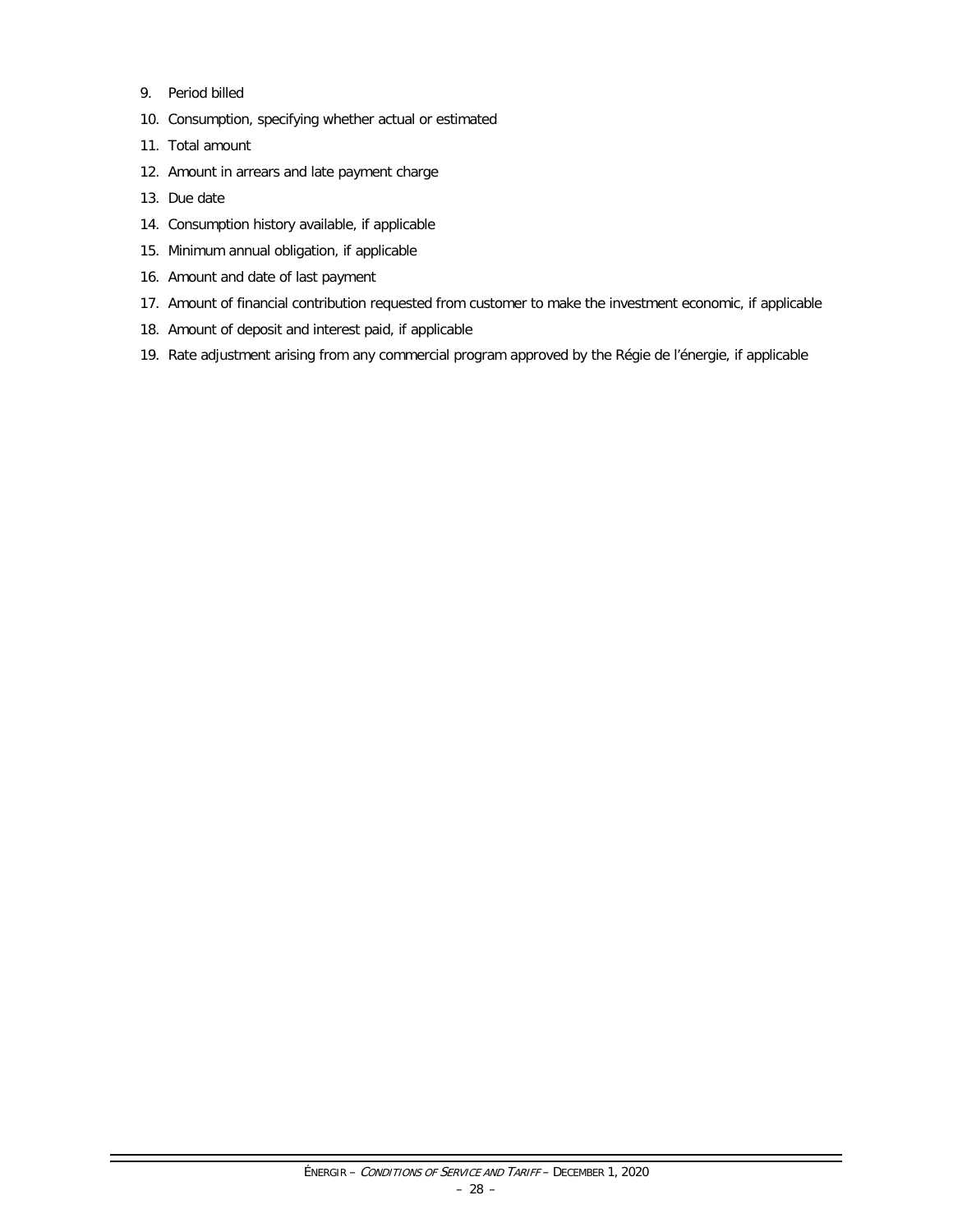9. Period billed
10. Consumption, specifying whether actual or estimated
11. Total amount
12. Amount in arrears and late payment charge
13. Due date
14. Consumption history available, if applicable
15. Minimum annual obligation, if applicable
16. Amount and date of last payment
17. Amount of financial contribution requested from customer to make the investment economic, if applicable
18. Amount of deposit and interest paid, if applicable
19. Rate adjustment arising from any commercial program approved by the Régie de l'énergie, if applicable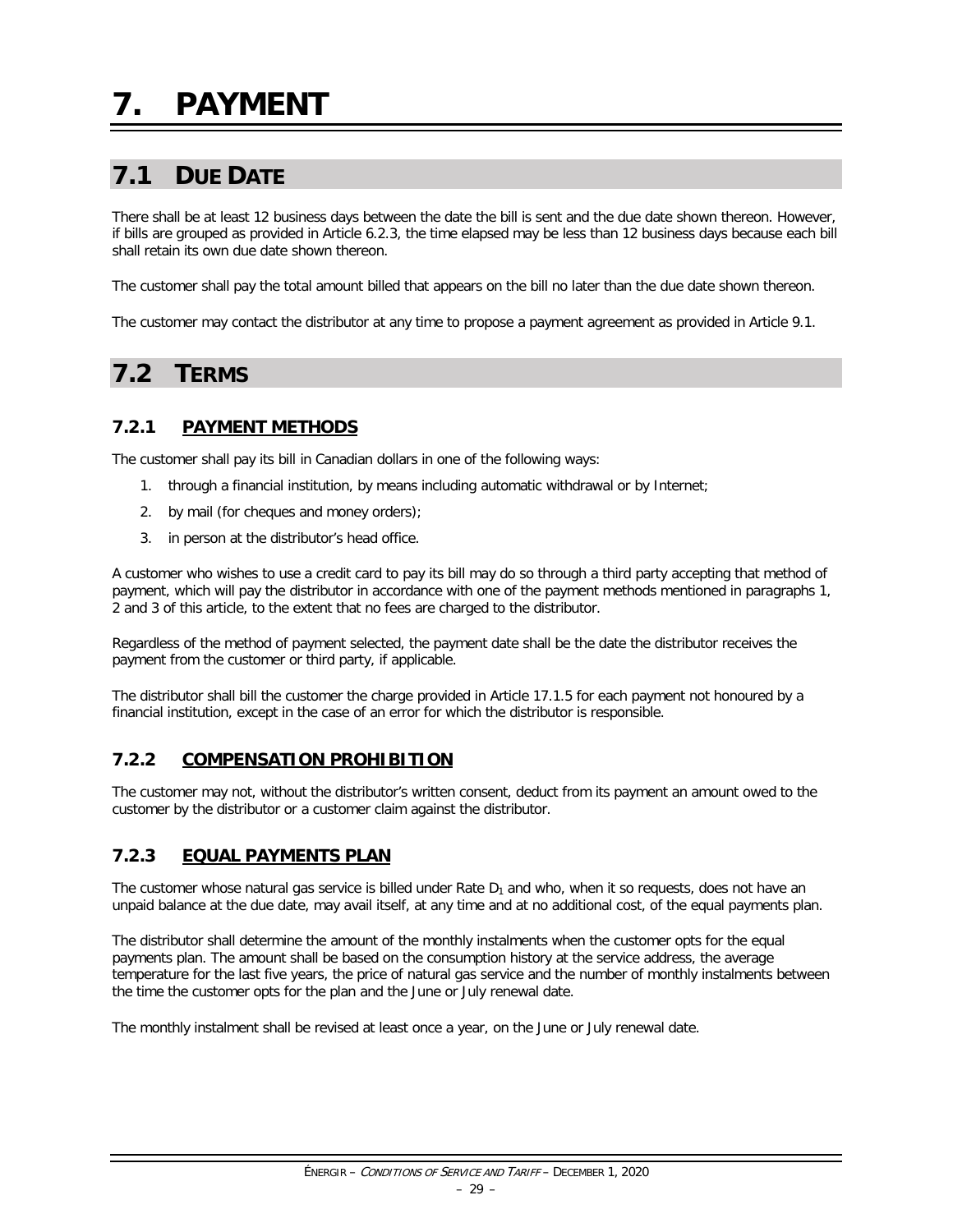# 7. PAYMENT

## 7.1 DUE DATE

There shall be at least 12 business days between the date the bill is sent and the due date shown thereon. However, if bills are grouped as provided in Article 6.2.3, the time elapsed may be less than 12 business days because each bill shall retain its own due date shown thereon.

The customer shall pay the total amount billed that appears on the bill no later than the due date shown thereon.

The customer may contact the distributor at any time to propose a payment agreement as provided in Article 9.1.

## 7.2 TERMS

### 7.2.1 PAYMENT METHODS

The customer shall pay its bill in Canadian dollars in one of the following ways:

1. through a financial institution, by means including automatic withdrawal or by Internet;
2. by mail (for cheques and money orders);
3. in person at the distributor's head office.

A customer who wishes to use a credit card to pay its bill may do so through a third party accepting that method of payment, which will pay the distributor in accordance with one of the payment methods mentioned in paragraphs 1, 2 and 3 of this article, to the extent that no fees are charged to the distributor.

Regardless of the method of payment selected, the payment date shall be the date the distributor receives the payment from the customer or third party, if applicable.

The distributor shall bill the customer the charge provided in Article 17.1.5 for each payment not honoured by a financial institution, except in the case of an error for which the distributor is responsible.

### 7.2.2 COMPENSATION PROHIBITION

The customer may not, without the distributor's written consent, deduct from its payment an amount owed to the customer by the distributor or a customer claim against the distributor.

### 7.2.3 EQUAL PAYMENTS PLAN

The customer whose natural gas service is billed under Rate $D_1$ and who, when it so requests, does not have an unpaid balance at the due date, may avail itself, at any time and at no additional cost, of the equal payments plan.

The distributor shall determine the amount of the monthly instalments when the customer opts for the equal payments plan. The amount shall be based on the consumption history at the service address, the average temperature for the last five years, the price of natural gas service and the number of monthly instalments between the time the customer opts for the plan and the June or July renewal date.

The monthly instalment shall be revised at least once a year, on the June or July renewal date.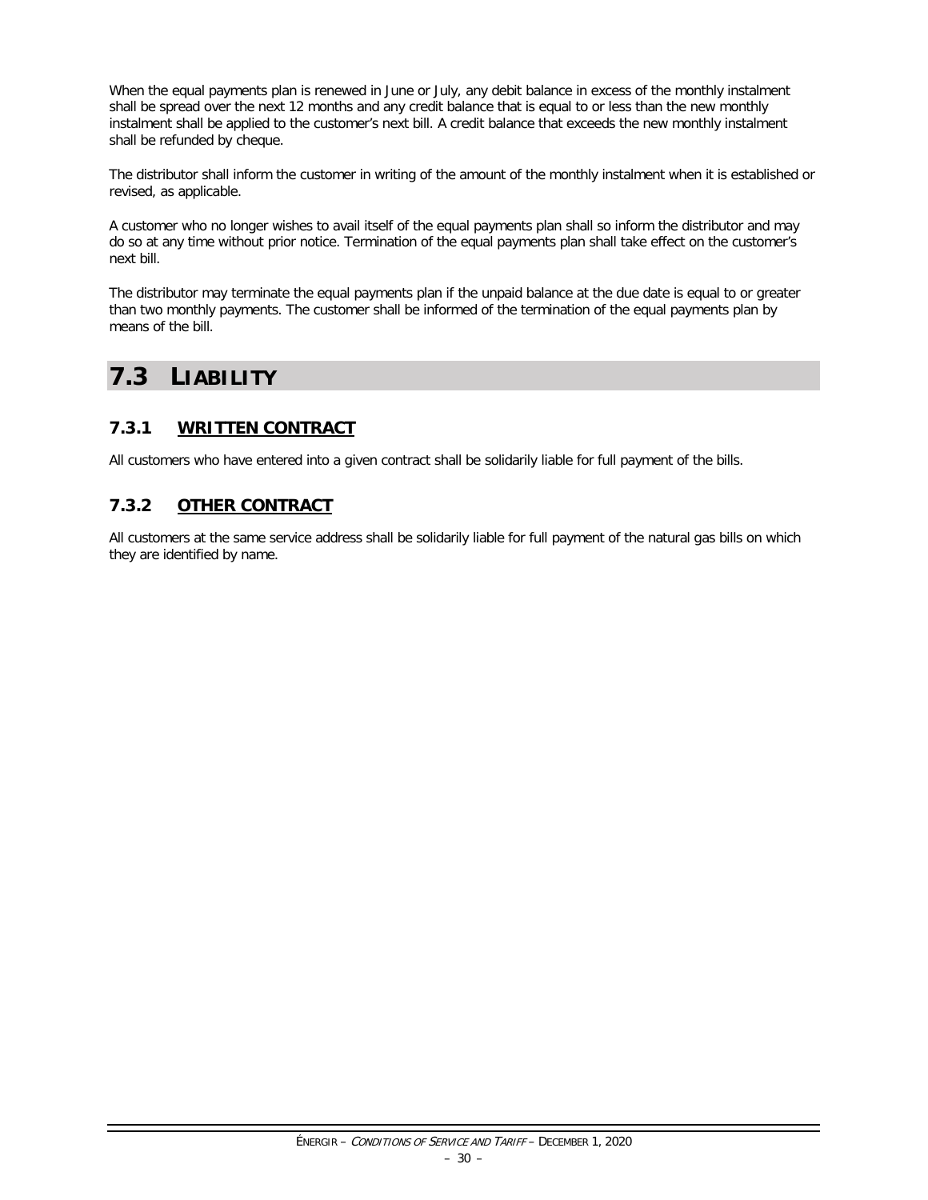When the equal payments plan is renewed in June or July, any debit balance in excess of the monthly instalment shall be spread over the next 12 months and any credit balance that is equal to or less than the new monthly instalment shall be applied to the customer's next bill. A credit balance that exceeds the new monthly instalment shall be refunded by cheque.

The distributor shall inform the customer in writing of the amount of the monthly instalment when it is established or revised, as applicable.

A customer who no longer wishes to avail itself of the equal payments plan shall so inform the distributor and may do so at any time without prior notice. Termination of the equal payments plan shall take effect on the customer's next bill.

The distributor may terminate the equal payments plan if the unpaid balance at the due date is equal to or greater than two monthly payments. The customer shall be informed of the termination of the equal payments plan by means of the bill.

## 7.3 LIABILITY

### 7.3.1 WRITTEN CONTRACT

All customers who have entered into a given contract shall be solidarily liable for full payment of the bills.

### 7.3.2 OTHER CONTRACT

All customers at the same service address shall be solidarily liable for full payment of the natural gas bills on which they are identified by name.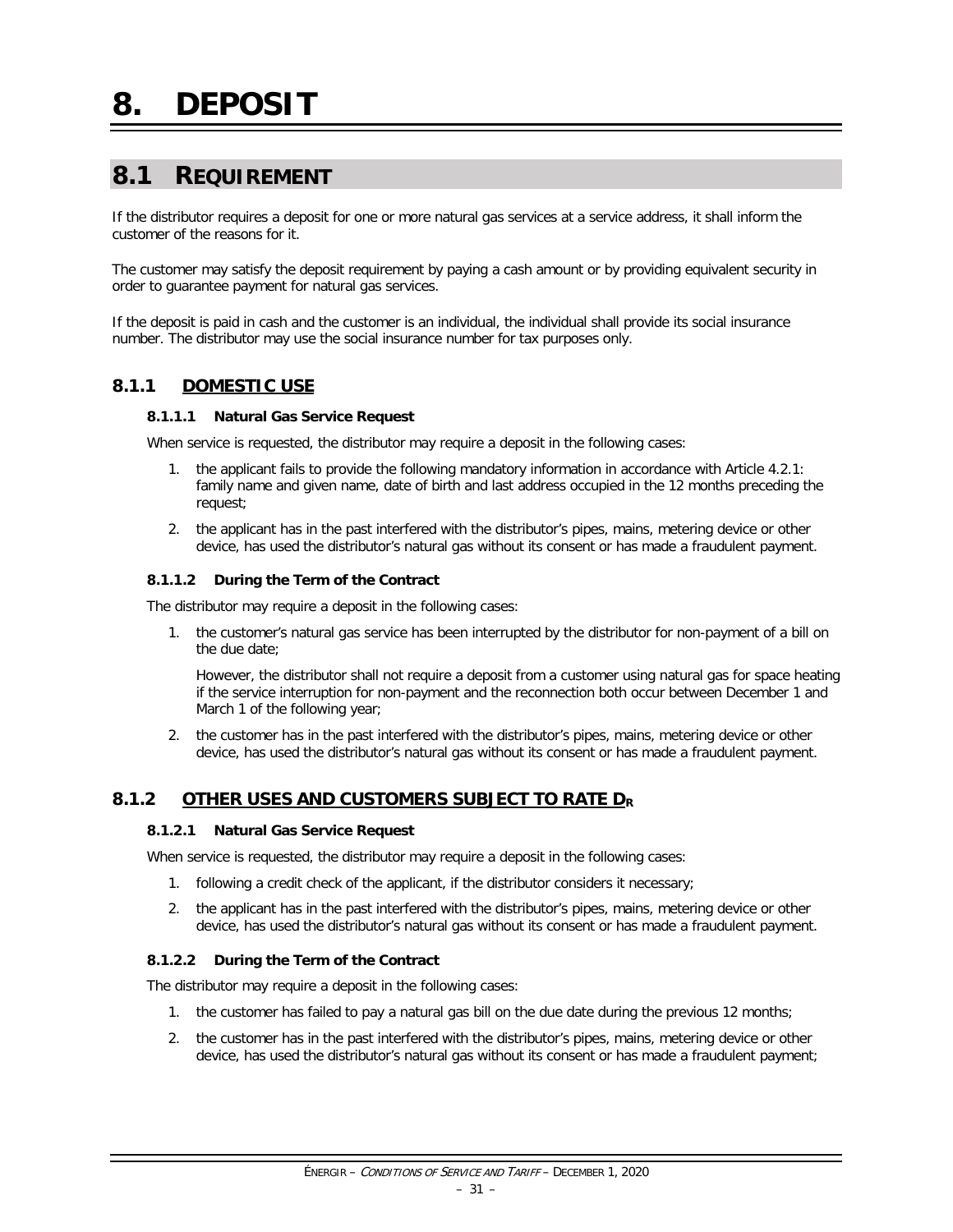# 8. DEPOSIT

## 8.1 REQUIREMENT

If the distributor requires a deposit for one or more natural gas services at a service address, it shall inform the customer of the reasons for it.

The customer may satisfy the deposit requirement by paying a cash amount or by providing equivalent security in order to guarantee payment for natural gas services.

If the deposit is paid in cash and the customer is an individual, the individual shall provide its social insurance number. The distributor may use the social insurance number for tax purposes only.

### 8.1.1 DOMESTIC USE

#### 8.1.1.1 Natural Gas Service Request

When service is requested, the distributor may require a deposit in the following cases:

1. the applicant fails to provide the following mandatory information in accordance with Article 4.2.1: family name and given name, date of birth and last address occupied in the 12 months preceding the request;
2. the applicant has in the past interfered with the distributor's pipes, mains, metering device or other device, has used the distributor's natural gas without its consent or has made a fraudulent payment.

#### 8.1.1.2 During the Term of the Contract

The distributor may require a deposit in the following cases:

1. the customer's natural gas service has been interrupted by the distributor for non-payment of a bill on the due date;

   However, the distributor shall not require a deposit from a customer using natural gas for space heating if the service interruption for non-payment and the reconnection both occur between December 1 and March 1 of the following year;
2. the customer has in the past interfered with the distributor's pipes, mains, metering device or other device, has used the distributor's natural gas without its consent or has made a fraudulent payment.

### 8.1.2 OTHER USES AND CUSTOMERS SUBJECT TO RATE $D_R$

#### 8.1.2.1 Natural Gas Service Request

When service is requested, the distributor may require a deposit in the following cases:

1. following a credit check of the applicant, if the distributor considers it necessary;
2. the applicant has in the past interfered with the distributor's pipes, mains, metering device or other device, has used the distributor's natural gas without its consent or has made a fraudulent payment.

#### 8.1.2.2 During the Term of the Contract

The distributor may require a deposit in the following cases:

1. the customer has failed to pay a natural gas bill on the due date during the previous 12 months;
2. the customer has in the past interfered with the distributor's pipes, mains, metering device or other device, has used the distributor's natural gas without its consent or has made a fraudulent payment;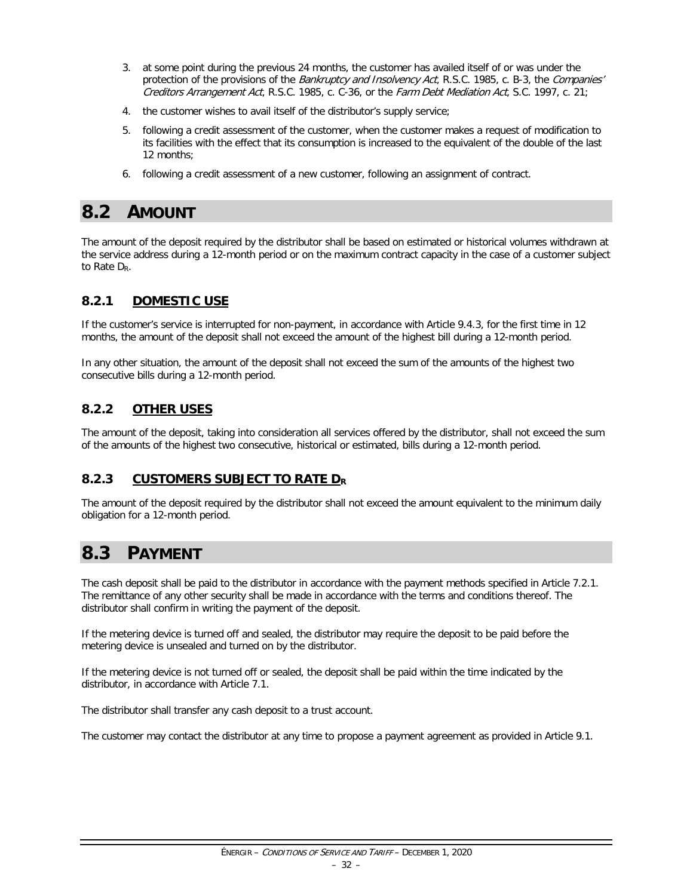3. at some point during the previous 24 months, the customer has availed itself of or was under the protection of the provisions of the *Bankruptcy and Insolvency Act*, R.S.C. 1985, c. B-3, the *Companies' Creditors Arrangement Act*, R.S.C. 1985, c. C-36, or the *Farm Debt Mediation Act*, S.C. 1997, c. 21;
4. the customer wishes to avail itself of the distributor's supply service;
5. following a credit assessment of the customer, when the customer makes a request of modification to its facilities with the effect that its consumption is increased to the equivalent of the double of the last 12 months;
6. following a credit assessment of a new customer, following an assignment of contract.

## 8.2 AMOUNT

The amount of the deposit required by the distributor shall be based on estimated or historical volumes withdrawn at the service address during a 12-month period or on the maximum contract capacity in the case of a customer subject to Rate $D_R$.

### 8.2.1 DOMESTIC USE

If the customer's service is interrupted for non-payment, in accordance with Article 9.4.3, for the first time in 12 months, the amount of the deposit shall not exceed the amount of the highest bill during a 12-month period.

In any other situation, the amount of the deposit shall not exceed the sum of the amounts of the highest two consecutive bills during a 12-month period.

### 8.2.2 OTHER USES

The amount of the deposit, taking into consideration all services offered by the distributor, shall not exceed the sum of the amounts of the highest two consecutive, historical or estimated, bills during a 12-month period.

### 8.2.3 CUSTOMERS SUBJECT TO RATE $D_R$

The amount of the deposit required by the distributor shall not exceed the amount equivalent to the minimum daily obligation for a 12-month period.

## 8.3 PAYMENT

The cash deposit shall be paid to the distributor in accordance with the payment methods specified in Article 7.2.1. The remittance of any other security shall be made in accordance with the terms and conditions thereof. The distributor shall confirm in writing the payment of the deposit.

If the metering device is turned off and sealed, the distributor may require the deposit to be paid before the metering device is unsealed and turned on by the distributor.

If the metering device is not turned off or sealed, the deposit shall be paid within the time indicated by the distributor, in accordance with Article 7.1.

The distributor shall transfer any cash deposit to a trust account.

The customer may contact the distributor at any time to propose a payment agreement as provided in Article 9.1.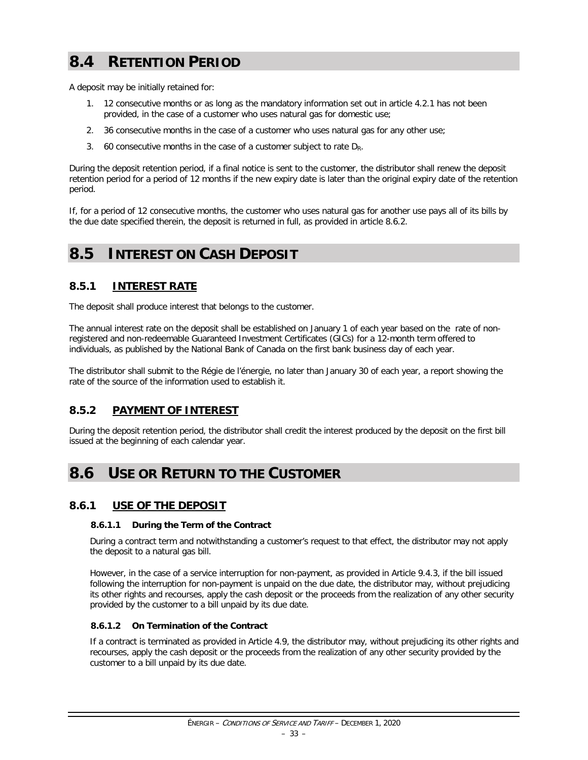# 8.4 RETENTION PERIOD

A deposit may be initially retained for:

1. 12 consecutive months or as long as the mandatory information set out in article 4.2.1 has not been provided, in the case of a customer who uses natural gas for domestic use;
2. 36 consecutive months in the case of a customer who uses natural gas for any other use;
3. 60 consecutive months in the case of a customer subject to rate $D_R$.

During the deposit retention period, if a final notice is sent to the customer, the distributor shall renew the deposit retention period for a period of 12 months if the new expiry date is later than the original expiry date of the retention period.

If, for a period of 12 consecutive months, the customer who uses natural gas for another use pays all of its bills by the due date specified therein, the deposit is returned in full, as provided in article 8.6.2.

# 8.5 INTEREST ON CASH DEPOSIT

## 8.5.1 INTEREST RATE

The deposit shall produce interest that belongs to the customer.

The annual interest rate on the deposit shall be established on January 1 of each year based on the rate of non-registered and non-redeemable Guaranteed Investment Certificates (GICs) for a 12-month term offered to individuals, as published by the National Bank of Canada on the first bank business day of each year.

The distributor shall submit to the Régie de l'énergie, no later than January 30 of each year, a report showing the rate of the source of the information used to establish it.

## 8.5.2 PAYMENT OF INTEREST

During the deposit retention period, the distributor shall credit the interest produced by the deposit on the first bill issued at the beginning of each calendar year.

# 8.6 USE OR RETURN TO THE CUSTOMER

## 8.6.1 USE OF THE DEPOSIT

### 8.6.1.1 During the Term of the Contract

During a contract term and notwithstanding a customer's request to that effect, the distributor may not apply the deposit to a natural gas bill.

However, in the case of a service interruption for non-payment, as provided in Article 9.4.3, if the bill issued following the interruption for non-payment is unpaid on the due date, the distributor may, without prejudicing its other rights and recourses, apply the cash deposit or the proceeds from the realization of any other security provided by the customer to a bill unpaid by its due date.

### 8.6.1.2 On Termination of the Contract

If a contract is terminated as provided in Article 4.9, the distributor may, without prejudicing its other rights and recourses, apply the cash deposit or the proceeds from the realization of any other security provided by the customer to a bill unpaid by its due date.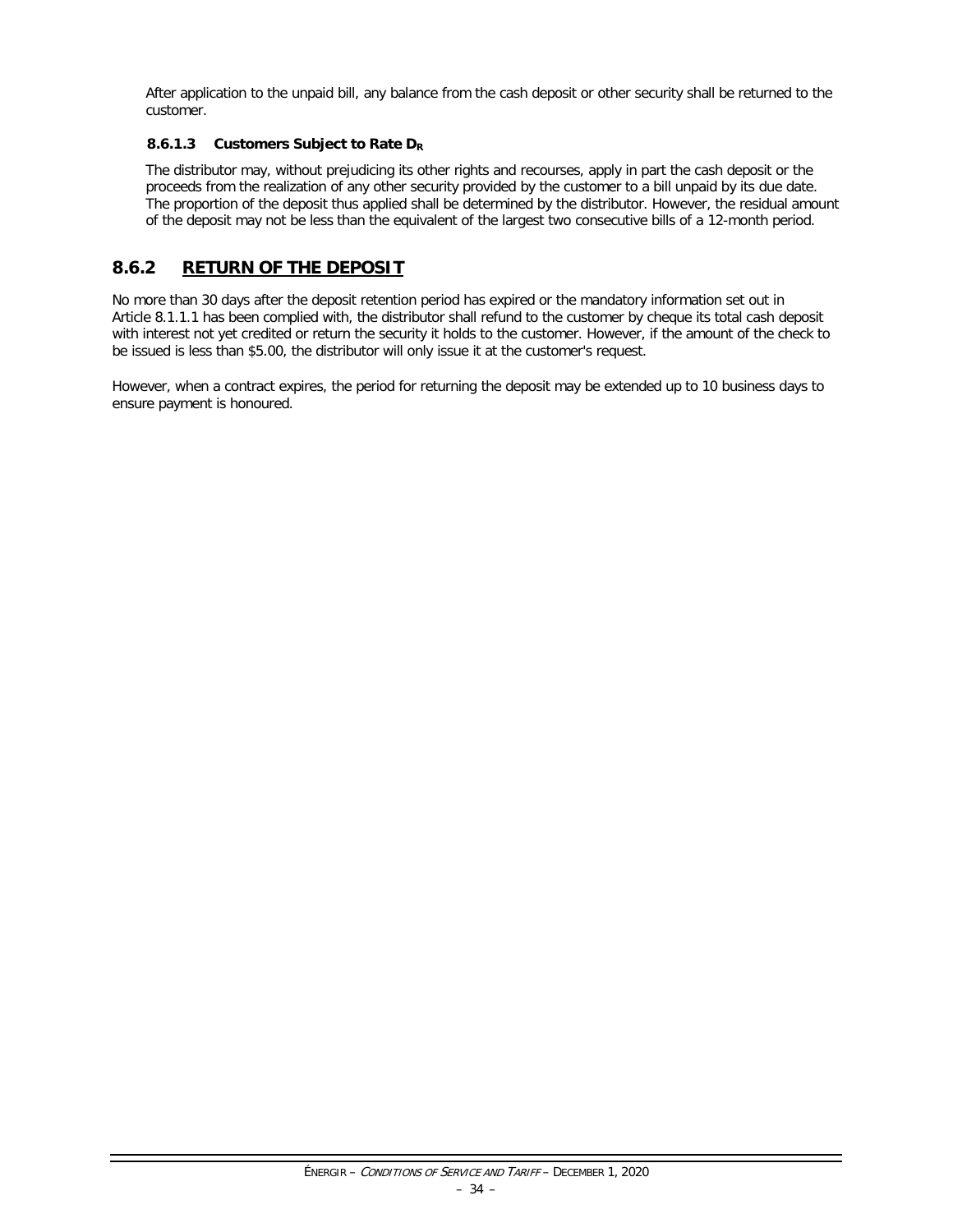After application to the unpaid bill, any balance from the cash deposit or other security shall be returned to the customer.

#### 8.6.1.3 Customers Subject to Rate $D_R$

The distributor may, without prejudicing its other rights and recourses, apply in part the cash deposit or the proceeds from the realization of any other security provided by the customer to a bill unpaid by its due date. The proportion of the deposit thus applied shall be determined by the distributor. However, the residual amount of the deposit may not be less than the equivalent of the largest two consecutive bills of a 12-month period.

## 8.6.2 RETURN OF THE DEPOSIT

No more than 30 days after the deposit retention period has expired or the mandatory information set out in Article 8.1.1.1 has been complied with, the distributor shall refund to the customer by cheque its total cash deposit with interest not yet credited or return the security it holds to the customer. However, if the amount of the check to be issued is less than $5.00, the distributor will only issue it at the customer's request.

However, when a contract expires, the period for returning the deposit may be extended up to 10 business days to ensure payment is honoured.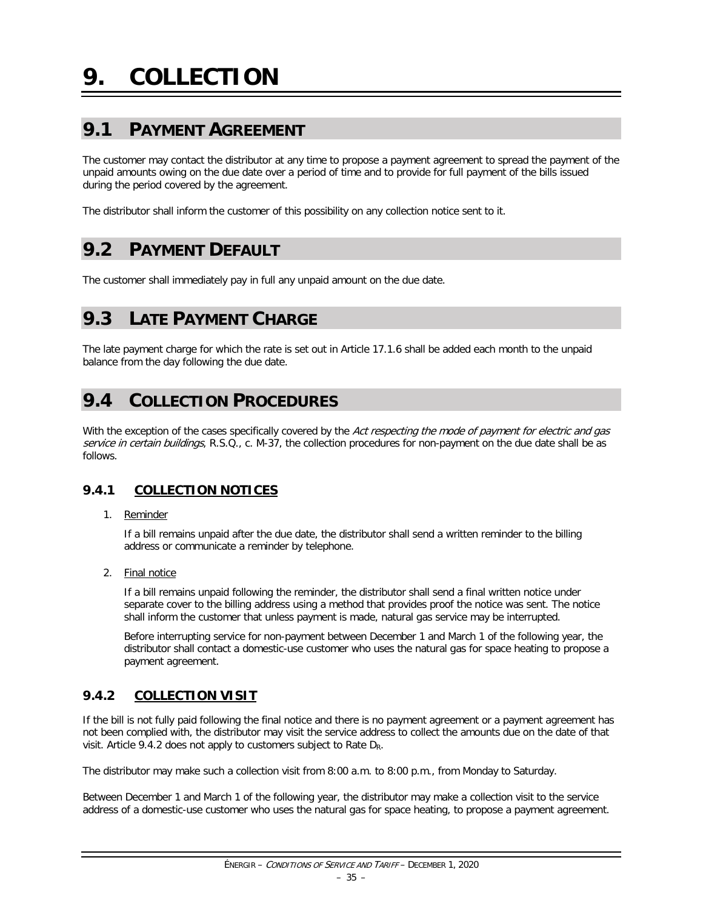# 9. COLLECTION

## 9.1 PAYMENT AGREEMENT

The customer may contact the distributor at any time to propose a payment agreement to spread the payment of the unpaid amounts owing on the due date over a period of time and to provide for full payment of the bills issued during the period covered by the agreement.

The distributor shall inform the customer of this possibility on any collection notice sent to it.

## 9.2 PAYMENT DEFAULT

The customer shall immediately pay in full any unpaid amount on the due date.

## 9.3 LATE PAYMENT CHARGE

The late payment charge for which the rate is set out in Article 17.1.6 shall be added each month to the unpaid balance from the day following the due date.

## 9.4 COLLECTION PROCEDURES

With the exception of the cases specifically covered by the *Act respecting the mode of payment for electric and gas service in certain buildings*, R.S.Q., c. M-37, the collection procedures for non-payment on the due date shall be as follows.

### 9.4.1 COLLECTION NOTICES

1. Reminder

   If a bill remains unpaid after the due date, the distributor shall send a written reminder to the billing address or communicate a reminder by telephone.

2. Final notice

   If a bill remains unpaid following the reminder, the distributor shall send a final written notice under separate cover to the billing address using a method that provides proof the notice was sent. The notice shall inform the customer that unless payment is made, natural gas service may be interrupted.

   Before interrupting service for non-payment between December 1 and March 1 of the following year, the distributor shall contact a domestic-use customer who uses the natural gas for space heating to propose a payment agreement.

### 9.4.2 COLLECTION VISIT

If the bill is not fully paid following the final notice and there is no payment agreement or a payment agreement has not been complied with, the distributor may visit the service address to collect the amounts due on the date of that visit. Article 9.4.2 does not apply to customers subject to Rate $D_R$.

The distributor may make such a collection visit from 8:00 a.m. to 8:00 p.m., from Monday to Saturday.

Between December 1 and March 1 of the following year, the distributor may make a collection visit to the service address of a domestic-use customer who uses the natural gas for space heating, to propose a payment agreement.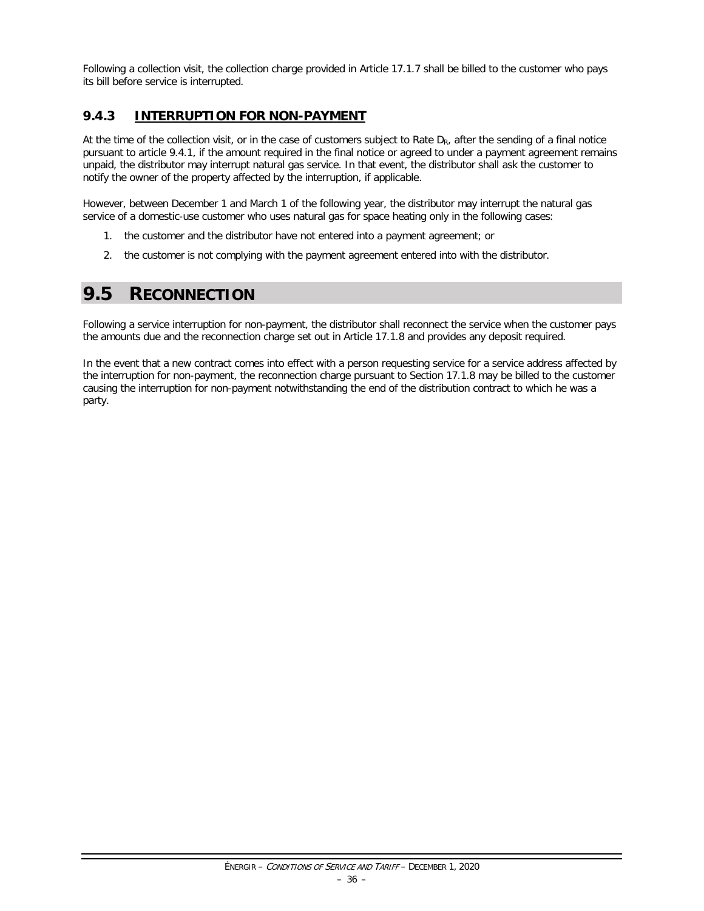Following a collection visit, the collection charge provided in Article 17.1.7 shall be billed to the customer who pays its bill before service is interrupted.

### 9.4.3 INTERRUPTION FOR NON-PAYMENT

At the time of the collection visit, or in the case of customers subject to Rate $D_R$, after the sending of a final notice pursuant to article 9.4.1, if the amount required in the final notice or agreed to under a payment agreement remains unpaid, the distributor may interrupt natural gas service. In that event, the distributor shall ask the customer to notify the owner of the property affected by the interruption, if applicable.

However, between December 1 and March 1 of the following year, the distributor may interrupt the natural gas service of a domestic-use customer who uses natural gas for space heating only in the following cases:

1. the customer and the distributor have not entered into a payment agreement; or
2. the customer is not complying with the payment agreement entered into with the distributor.

## 9.5 RECONNECTION

Following a service interruption for non-payment, the distributor shall reconnect the service when the customer pays the amounts due and the reconnection charge set out in Article 17.1.8 and provides any deposit required.

In the event that a new contract comes into effect with a person requesting service for a service address affected by the interruption for non-payment, the reconnection charge pursuant to Section 17.1.8 may be billed to the customer causing the interruption for non-payment notwithstanding the end of the distribution contract to which he was a party.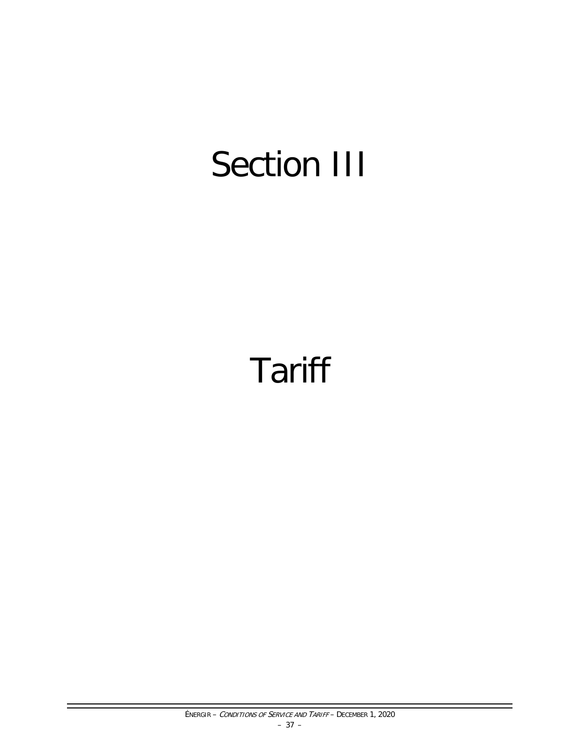# Section III

# Tariff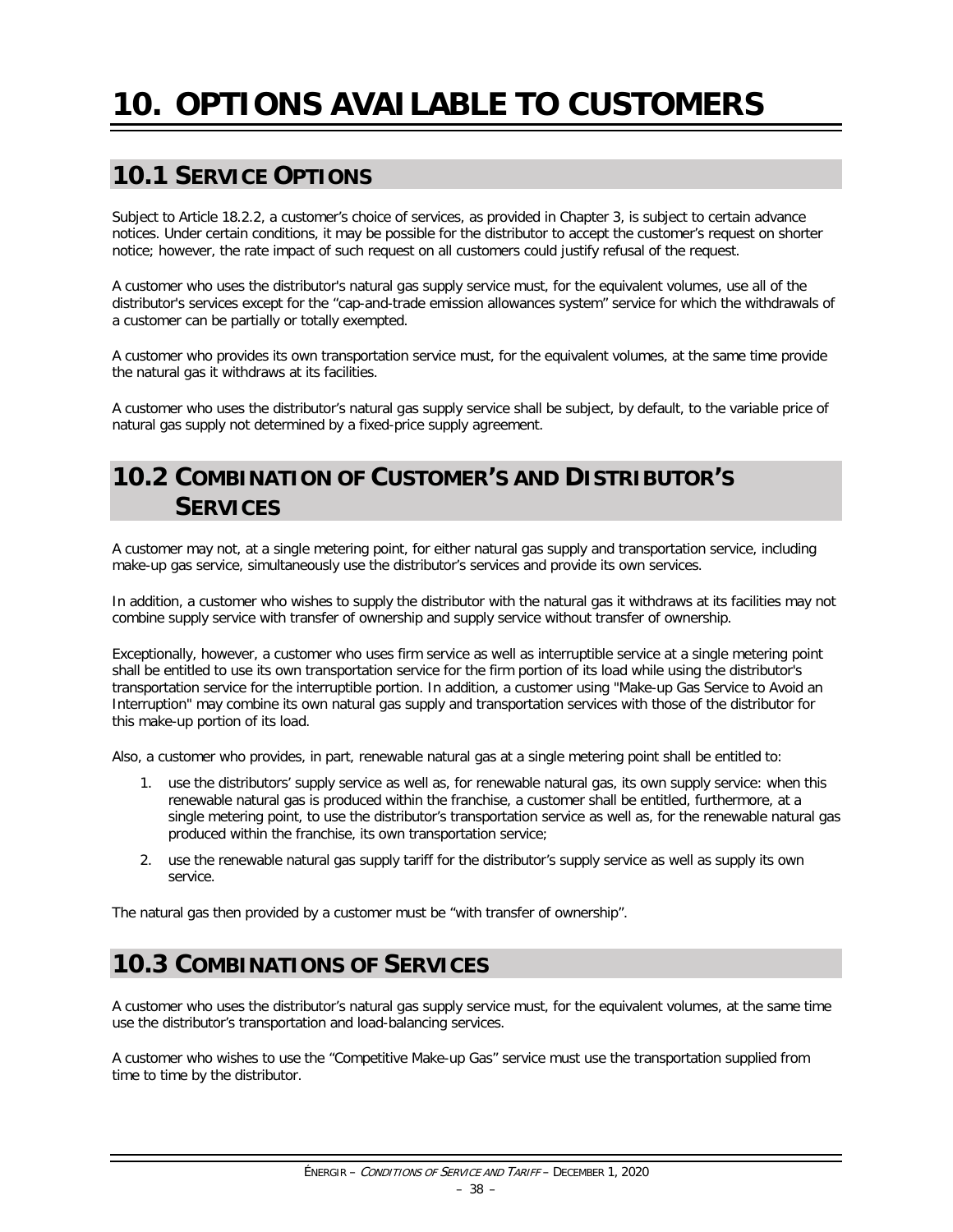# 10. OPTIONS AVAILABLE TO CUSTOMERS

## 10.1 SERVICE OPTIONS

Subject to Article 18.2.2, a customer's choice of services, as provided in Chapter 3, is subject to certain advance notices. Under certain conditions, it may be possible for the distributor to accept the customer's request on shorter notice; however, the rate impact of such request on all customers could justify refusal of the request.

A customer who uses the distributor's natural gas supply service must, for the equivalent volumes, use all of the distributor's services except for the "cap-and-trade emission allowances system" service for which the withdrawals of a customer can be partially or totally exempted.

A customer who provides its own transportation service must, for the equivalent volumes, at the same time provide the natural gas it withdraws at its facilities.

A customer who uses the distributor's natural gas supply service shall be subject, by default, to the variable price of natural gas supply not determined by a fixed-price supply agreement.

## 10.2 COMBINATION OF CUSTOMER'S AND DISTRIBUTOR'S SERVICES

A customer may not, at a single metering point, for either natural gas supply and transportation service, including make-up gas service, simultaneously use the distributor's services and provide its own services.

In addition, a customer who wishes to supply the distributor with the natural gas it withdraws at its facilities may not combine supply service with transfer of ownership and supply service without transfer of ownership.

Exceptionally, however, a customer who uses firm service as well as interruptible service at a single metering point shall be entitled to use its own transportation service for the firm portion of its load while using the distributor's transportation service for the interruptible portion. In addition, a customer using "Make-up Gas Service to Avoid an Interruption" may combine its own natural gas supply and transportation services with those of the distributor for this make-up portion of its load.

Also, a customer who provides, in part, renewable natural gas at a single metering point shall be entitled to:

1. use the distributors' supply service as well as, for renewable natural gas, its own supply service: when this renewable natural gas is produced within the franchise, a customer shall be entitled, furthermore, at a single metering point, to use the distributor's transportation service as well as, for the renewable natural gas produced within the franchise, its own transportation service;
2. use the renewable natural gas supply tariff for the distributor's supply service as well as supply its own service.

The natural gas then provided by a customer must be "with transfer of ownership".

## 10.3 COMBINATIONS OF SERVICES

A customer who uses the distributor's natural gas supply service must, for the equivalent volumes, at the same time use the distributor's transportation and load-balancing services.

A customer who wishes to use the "Competitive Make-up Gas" service must use the transportation supplied from time to time by the distributor.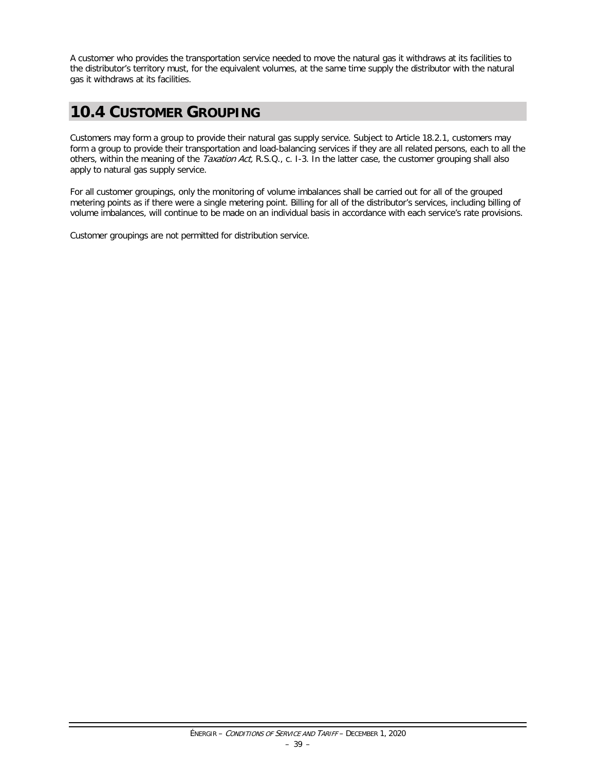A customer who provides the transportation service needed to move the natural gas it withdraws at its facilities to the distributor's territory must, for the equivalent volumes, at the same time supply the distributor with the natural gas it withdraws at its facilities.

## 10.4 CUSTOMER GROUPING

Customers may form a group to provide their natural gas supply service. Subject to Article 18.2.1, customers may form a group to provide their transportation and load-balancing services if they are all related persons, each to all the others, within the meaning of the *Taxation Act,* R.S.Q., c. I-3. In the latter case, the customer grouping shall also apply to natural gas supply service.

For all customer groupings, only the monitoring of volume imbalances shall be carried out for all of the grouped metering points as if there were a single metering point. Billing for all of the distributor's services, including billing of volume imbalances, will continue to be made on an individual basis in accordance with each service's rate provisions.

Customer groupings are not permitted for distribution service.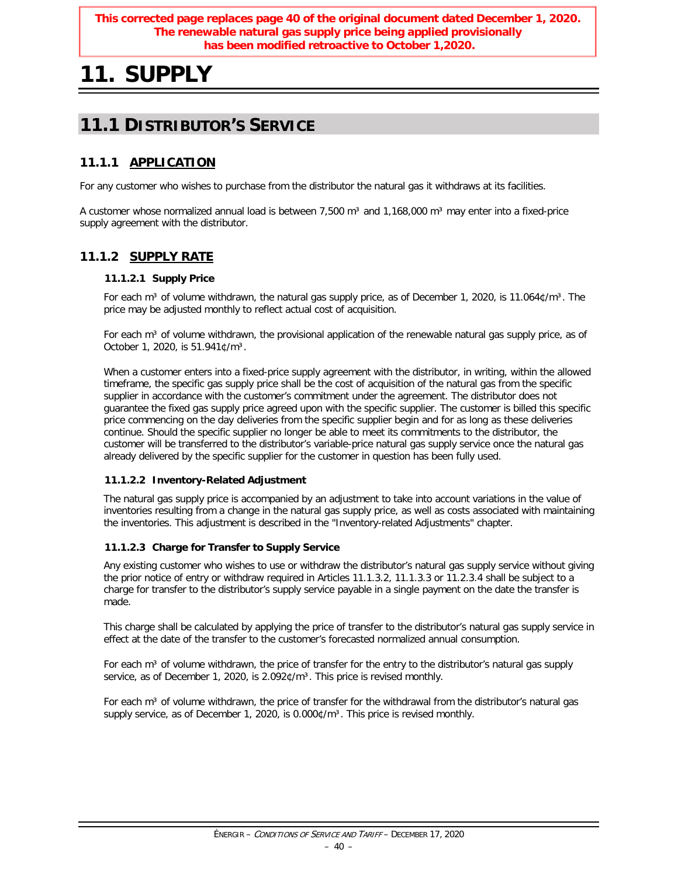**This corrected page replaces page 40 of the original document dated December 1, 2020. The renewable natural gas supply price being applied provisionally has been modified retroactive to October 1,2020.**

# 11. SUPPLY

## 11.1 DISTRIBUTOR'S SERVICE

### 11.1.1 APPLICATION

For any customer who wishes to purchase from the distributor the natural gas it withdraws at its facilities.

A customer whose normalized annual load is between 7,500 m³ and 1,168,000 m³ may enter into a fixed-price supply agreement with the distributor.

### 11.1.2 SUPPLY RATE

#### 11.1.2.1 Supply Price

For each m³ of volume withdrawn, the natural gas supply price, as of December 1, 2020, is 11.064¢/m³. The price may be adjusted monthly to reflect actual cost of acquisition.

For each m³ of volume withdrawn, the provisional application of the renewable natural gas supply price, as of October 1, 2020, is 51.941¢/m³.

When a customer enters into a fixed-price supply agreement with the distributor, in writing, within the allowed timeframe, the specific gas supply price shall be the cost of acquisition of the natural gas from the specific supplier in accordance with the customer's commitment under the agreement. The distributor does not guarantee the fixed gas supply price agreed upon with the specific supplier. The customer is billed this specific price commencing on the day deliveries from the specific supplier begin and for as long as these deliveries continue. Should the specific supplier no longer be able to meet its commitments to the distributor, the customer will be transferred to the distributor's variable-price natural gas supply service once the natural gas already delivered by the specific supplier for the customer in question has been fully used.

#### 11.1.2.2 Inventory-Related Adjustment

The natural gas supply price is accompanied by an adjustment to take into account variations in the value of inventories resulting from a change in the natural gas supply price, as well as costs associated with maintaining the inventories. This adjustment is described in the "Inventory-related Adjustments" chapter.

#### 11.1.2.3 Charge for Transfer to Supply Service

Any existing customer who wishes to use or withdraw the distributor's natural gas supply service without giving the prior notice of entry or withdraw required in Articles 11.1.3.2, 11.1.3.3 or 11.2.3.4 shall be subject to a charge for transfer to the distributor's supply service payable in a single payment on the date the transfer is made.

This charge shall be calculated by applying the price of transfer to the distributor's natural gas supply service in effect at the date of the transfer to the customer's forecasted normalized annual consumption.

For each m³ of volume withdrawn, the price of transfer for the entry to the distributor's natural gas supply service, as of December 1, 2020, is 2.092¢/m³. This price is revised monthly.

For each m³ of volume withdrawn, the price of transfer for the withdrawal from the distributor's natural gas supply service, as of December 1, 2020, is 0.000¢/m³. This price is revised monthly.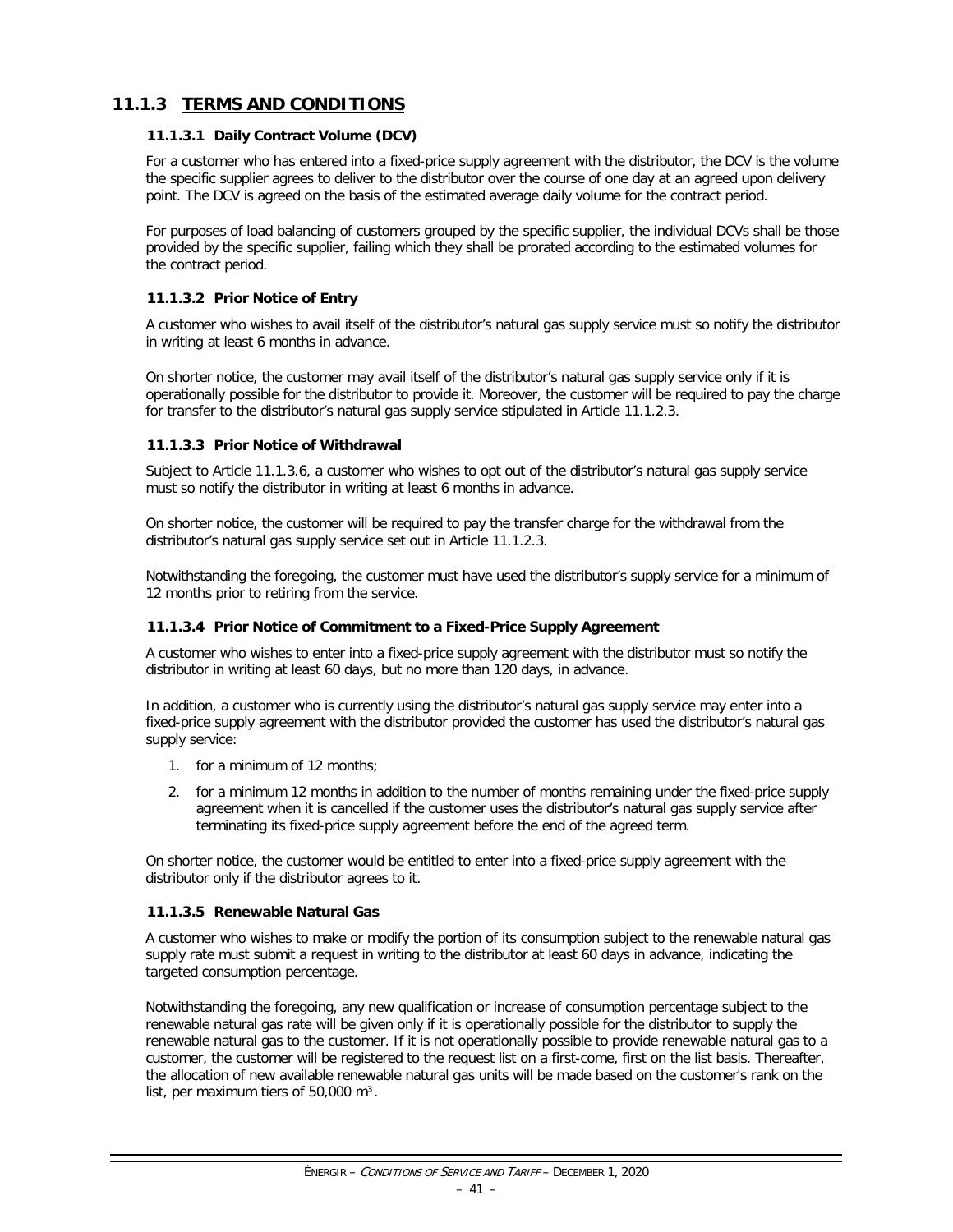## 11.1.3 TERMS AND CONDITIONS

### 11.1.3.1 Daily Contract Volume (DCV)

For a customer who has entered into a fixed-price supply agreement with the distributor, the DCV is the volume the specific supplier agrees to deliver to the distributor over the course of one day at an agreed upon delivery point. The DCV is agreed on the basis of the estimated average daily volume for the contract period.

For purposes of load balancing of customers grouped by the specific supplier, the individual DCVs shall be those provided by the specific supplier, failing which they shall be prorated according to the estimated volumes for the contract period.

### 11.1.3.2 Prior Notice of Entry

A customer who wishes to avail itself of the distributor's natural gas supply service must so notify the distributor in writing at least 6 months in advance.

On shorter notice, the customer may avail itself of the distributor's natural gas supply service only if it is operationally possible for the distributor to provide it. Moreover, the customer will be required to pay the charge for transfer to the distributor's natural gas supply service stipulated in Article 11.1.2.3.

### 11.1.3.3 Prior Notice of Withdrawal

Subject to Article 11.1.3.6, a customer who wishes to opt out of the distributor's natural gas supply service must so notify the distributor in writing at least 6 months in advance.

On shorter notice, the customer will be required to pay the transfer charge for the withdrawal from the distributor's natural gas supply service set out in Article 11.1.2.3.

Notwithstanding the foregoing, the customer must have used the distributor's supply service for a minimum of 12 months prior to retiring from the service.

### 11.1.3.4 Prior Notice of Commitment to a Fixed-Price Supply Agreement

A customer who wishes to enter into a fixed-price supply agreement with the distributor must so notify the distributor in writing at least 60 days, but no more than 120 days, in advance.

In addition, a customer who is currently using the distributor's natural gas supply service may enter into a fixed-price supply agreement with the distributor provided the customer has used the distributor's natural gas supply service:

1. for a minimum of 12 months;
2. for a minimum 12 months in addition to the number of months remaining under the fixed-price supply agreement when it is cancelled if the customer uses the distributor's natural gas supply service after terminating its fixed-price supply agreement before the end of the agreed term.

On shorter notice, the customer would be entitled to enter into a fixed-price supply agreement with the distributor only if the distributor agrees to it.

### 11.1.3.5 Renewable Natural Gas

A customer who wishes to make or modify the portion of its consumption subject to the renewable natural gas supply rate must submit a request in writing to the distributor at least 60 days in advance, indicating the targeted consumption percentage.

Notwithstanding the foregoing, any new qualification or increase of consumption percentage subject to the renewable natural gas rate will be given only if it is operationally possible for the distributor to supply the renewable natural gas to the customer. If it is not operationally possible to provide renewable natural gas to a customer, the customer will be registered to the request list on a first-come, first on the list basis. Thereafter, the allocation of new available renewable natural gas units will be made based on the customer's rank on the list, per maximum tiers of 50,000 m³.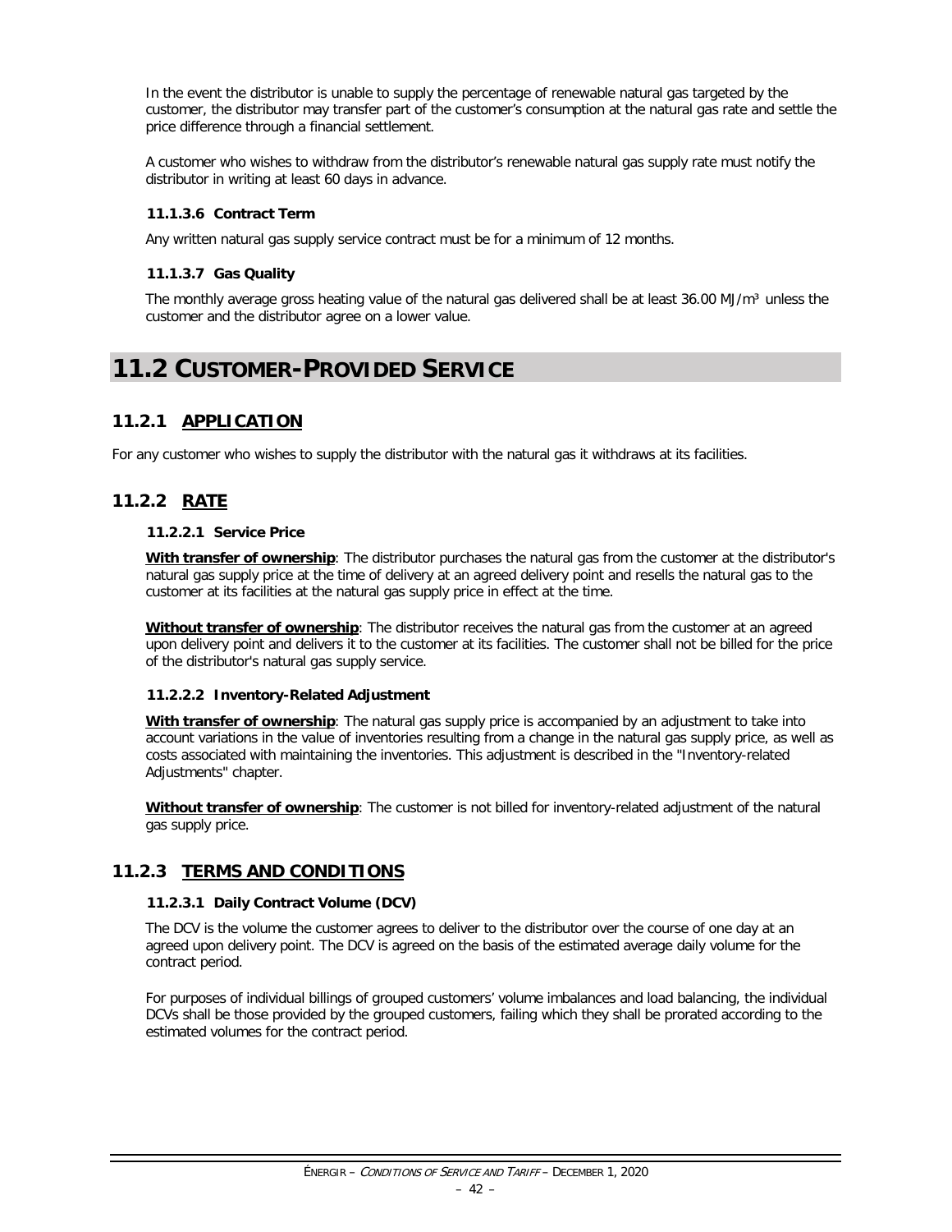In the event the distributor is unable to supply the percentage of renewable natural gas targeted by the customer, the distributor may transfer part of the customer's consumption at the natural gas rate and settle the price difference through a financial settlement.

A customer who wishes to withdraw from the distributor's renewable natural gas supply rate must notify the distributor in writing at least 60 days in advance.

#### 11.1.3.6 Contract Term

Any written natural gas supply service contract must be for a minimum of 12 months.

#### 11.1.3.7 Gas Quality

The monthly average gross heating value of the natural gas delivered shall be at least 36.00 MJ/m³ unless the customer and the distributor agree on a lower value.

# 11.2 CUSTOMER-PROVIDED SERVICE

## 11.2.1 APPLICATION

For any customer who wishes to supply the distributor with the natural gas it withdraws at its facilities.

## 11.2.2 RATE

#### 11.2.2.1 Service Price

**With transfer of ownership**: The distributor purchases the natural gas from the customer at the distributor's natural gas supply price at the time of delivery at an agreed delivery point and resells the natural gas to the customer at its facilities at the natural gas supply price in effect at the time.

**Without transfer of ownership**: The distributor receives the natural gas from the customer at an agreed upon delivery point and delivers it to the customer at its facilities. The customer shall not be billed for the price of the distributor's natural gas supply service.

#### 11.2.2.2 Inventory-Related Adjustment

**With transfer of ownership**: The natural gas supply price is accompanied by an adjustment to take into account variations in the value of inventories resulting from a change in the natural gas supply price, as well as costs associated with maintaining the inventories. This adjustment is described in the "Inventory-related Adjustments" chapter.

**Without transfer of ownership**: The customer is not billed for inventory-related adjustment of the natural gas supply price.

## 11.2.3 TERMS AND CONDITIONS

#### 11.2.3.1 Daily Contract Volume (DCV)

The DCV is the volume the customer agrees to deliver to the distributor over the course of one day at an agreed upon delivery point. The DCV is agreed on the basis of the estimated average daily volume for the contract period.

For purposes of individual billings of grouped customers' volume imbalances and load balancing, the individual DCVs shall be those provided by the grouped customers, failing which they shall be prorated according to the estimated volumes for the contract period.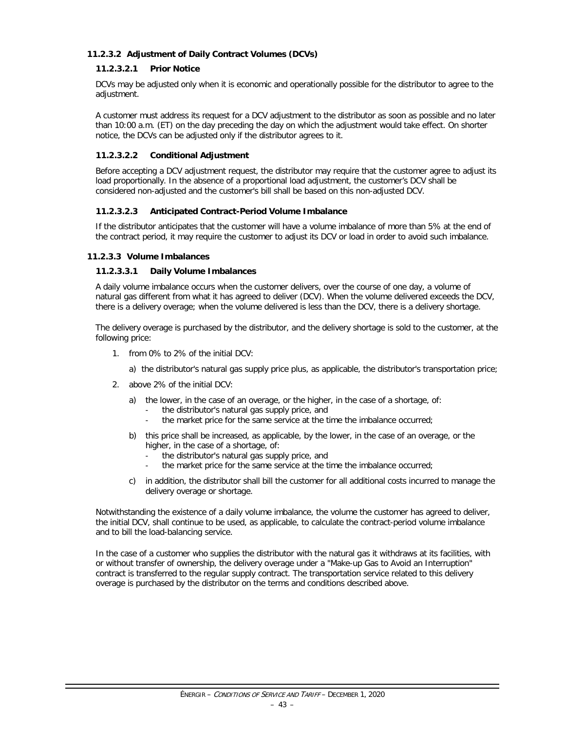#### 11.2.3.2 Adjustment of Daily Contract Volumes (DCVs)

##### 11.2.3.2.1 Prior Notice

DCVs may be adjusted only when it is economic and operationally possible for the distributor to agree to the adjustment.

A customer must address its request for a DCV adjustment to the distributor as soon as possible and no later than 10:00 a.m. (ET) on the day preceding the day on which the adjustment would take effect. On shorter notice, the DCVs can be adjusted only if the distributor agrees to it.

##### 11.2.3.2.2 Conditional Adjustment

Before accepting a DCV adjustment request, the distributor may require that the customer agree to adjust its load proportionally. In the absence of a proportional load adjustment, the customer's DCV shall be considered non-adjusted and the customer's bill shall be based on this non-adjusted DCV.

##### 11.2.3.2.3 Anticipated Contract-Period Volume Imbalance

If the distributor anticipates that the customer will have a volume imbalance of more than 5% at the end of the contract period, it may require the customer to adjust its DCV or load in order to avoid such imbalance.

#### 11.2.3.3 Volume Imbalances

##### 11.2.3.3.1 Daily Volume Imbalances

A daily volume imbalance occurs when the customer delivers, over the course of one day, a volume of natural gas different from what it has agreed to deliver (DCV). When the volume delivered exceeds the DCV, there is a delivery overage; when the volume delivered is less than the DCV, there is a delivery shortage.

The delivery overage is purchased by the distributor, and the delivery shortage is sold to the customer, at the following price:

1. from 0% to 2% of the initial DCV:

   a) the distributor's natural gas supply price plus, as applicable, the distributor's transportation price;

2. above 2% of the initial DCV:

   a) the lower, in the case of an overage, or the higher, in the case of a shortage, of:
      - the distributor's natural gas supply price, and
      - the market price for the same service at the time the imbalance occurred;

   b) this price shall be increased, as applicable, by the lower, in the case of an overage, or the higher, in the case of a shortage, of:
      - the distributor's natural gas supply price, and
      - the market price for the same service at the time the imbalance occurred;

   c) in addition, the distributor shall bill the customer for all additional costs incurred to manage the delivery overage or shortage.

Notwithstanding the existence of a daily volume imbalance, the volume the customer has agreed to deliver, the initial DCV, shall continue to be used, as applicable, to calculate the contract-period volume imbalance and to bill the load-balancing service.

In the case of a customer who supplies the distributor with the natural gas it withdraws at its facilities, with or without transfer of ownership, the delivery overage under a "Make-up Gas to Avoid an Interruption" contract is transferred to the regular supply contract. The transportation service related to this delivery overage is purchased by the distributor on the terms and conditions described above.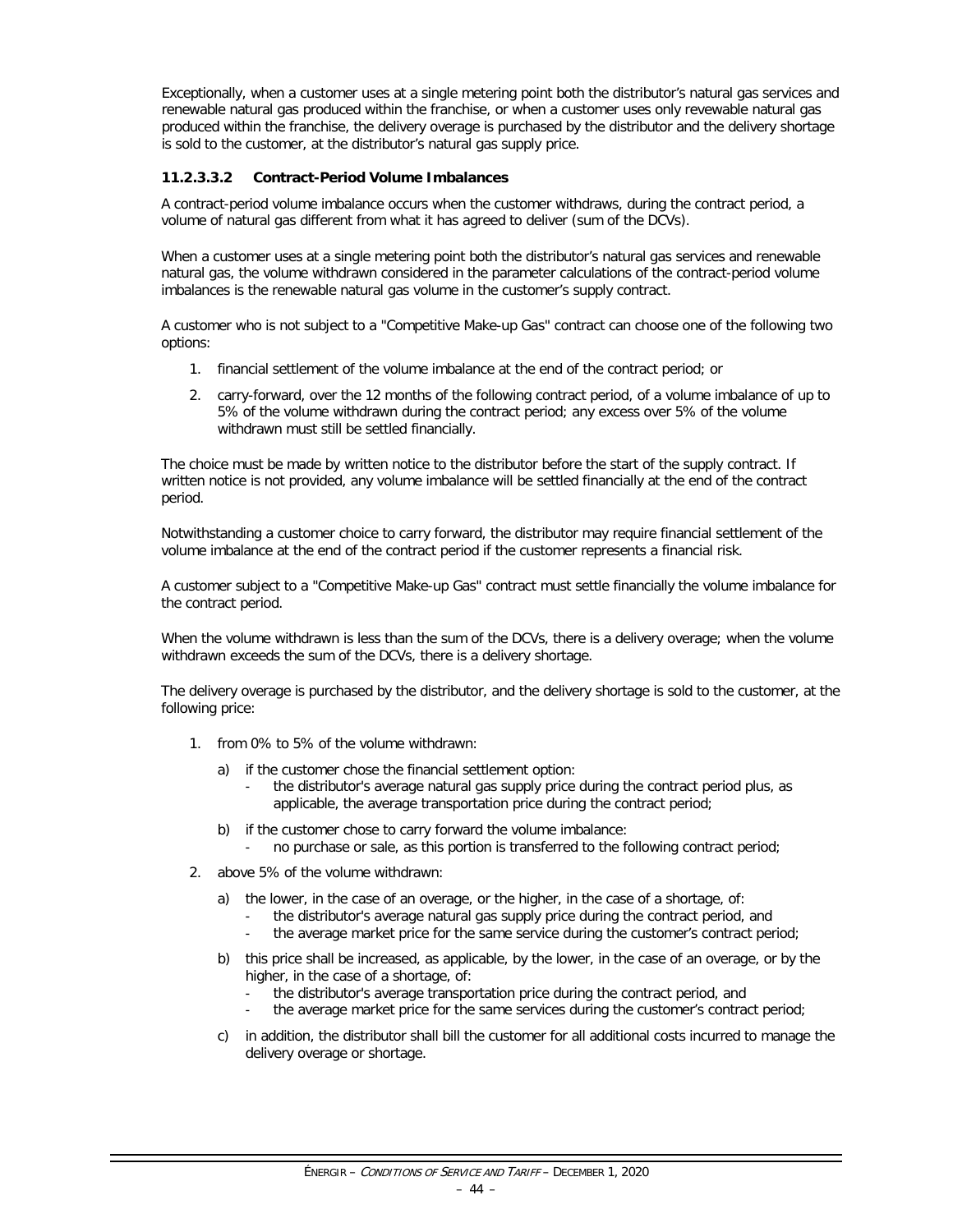Exceptionally, when a customer uses at a single metering point both the distributor's natural gas services and renewable natural gas produced within the franchise, or when a customer uses only revewable natural gas produced within the franchise, the delivery overage is purchased by the distributor and the delivery shortage is sold to the customer, at the distributor's natural gas supply price.

#### 11.2.3.3.2 Contract-Period Volume Imbalances

A contract-period volume imbalance occurs when the customer withdraws, during the contract period, a volume of natural gas different from what it has agreed to deliver (sum of the DCVs).

When a customer uses at a single metering point both the distributor's natural gas services and renewable natural gas, the volume withdrawn considered in the parameter calculations of the contract-period volume imbalances is the renewable natural gas volume in the customer's supply contract.

A customer who is not subject to a "Competitive Make-up Gas" contract can choose one of the following two options:

1. financial settlement of the volume imbalance at the end of the contract period; or
2. carry-forward, over the 12 months of the following contract period, of a volume imbalance of up to 5% of the volume withdrawn during the contract period; any excess over 5% of the volume withdrawn must still be settled financially.

The choice must be made by written notice to the distributor before the start of the supply contract. If written notice is not provided, any volume imbalance will be settled financially at the end of the contract period.

Notwithstanding a customer choice to carry forward, the distributor may require financial settlement of the volume imbalance at the end of the contract period if the customer represents a financial risk.

A customer subject to a "Competitive Make-up Gas" contract must settle financially the volume imbalance for the contract period.

When the volume withdrawn is less than the sum of the DCVs, there is a delivery overage; when the volume withdrawn exceeds the sum of the DCVs, there is a delivery shortage.

The delivery overage is purchased by the distributor, and the delivery shortage is sold to the customer, at the following price:

1. from 0% to 5% of the volume withdrawn:
   a) if the customer chose the financial settlement option:
      - the distributor's average natural gas supply price during the contract period plus, as applicable, the average transportation price during the contract period;
   b) if the customer chose to carry forward the volume imbalance:
      - no purchase or sale, as this portion is transferred to the following contract period;
2. above 5% of the volume withdrawn:
   a) the lower, in the case of an overage, or the higher, in the case of a shortage, of:
      - the distributor's average natural gas supply price during the contract period, and
      - the average market price for the same service during the customer's contract period;
   b) this price shall be increased, as applicable, by the lower, in the case of an overage, or by the higher, in the case of a shortage, of:
      - the distributor's average transportation price during the contract period, and
      - the average market price for the same services during the customer's contract period;
   c) in addition, the distributor shall bill the customer for all additional costs incurred to manage the delivery overage or shortage.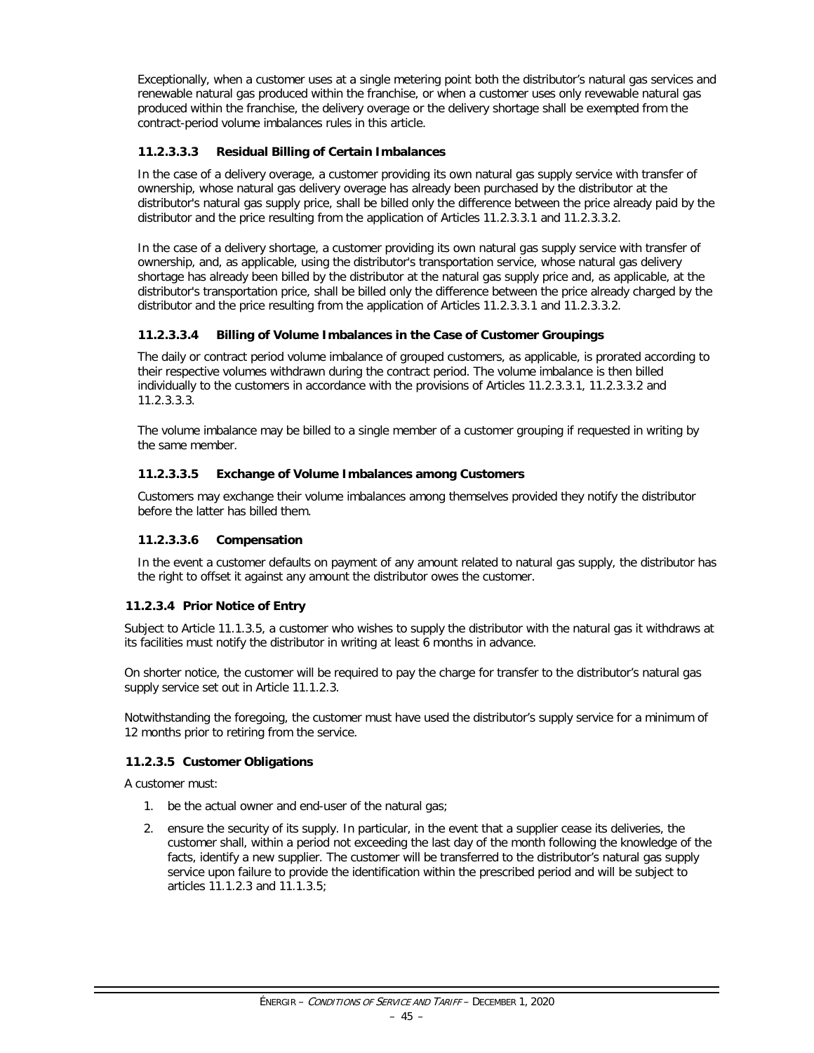Exceptionally, when a customer uses at a single metering point both the distributor's natural gas services and renewable natural gas produced within the franchise, or when a customer uses only revewable natural gas produced within the franchise, the delivery overage or the delivery shortage shall be exempted from the contract-period volume imbalances rules in this article.

#### 11.2.3.3.3 Residual Billing of Certain Imbalances

In the case of a delivery overage, a customer providing its own natural gas supply service with transfer of ownership, whose natural gas delivery overage has already been purchased by the distributor at the distributor's natural gas supply price, shall be billed only the difference between the price already paid by the distributor and the price resulting from the application of Articles 11.2.3.3.1 and 11.2.3.3.2.

In the case of a delivery shortage, a customer providing its own natural gas supply service with transfer of ownership, and, as applicable, using the distributor's transportation service, whose natural gas delivery shortage has already been billed by the distributor at the natural gas supply price and, as applicable, at the distributor's transportation price, shall be billed only the difference between the price already charged by the distributor and the price resulting from the application of Articles 11.2.3.3.1 and 11.2.3.3.2.

#### 11.2.3.3.4 Billing of Volume Imbalances in the Case of Customer Groupings

The daily or contract period volume imbalance of grouped customers, as applicable, is prorated according to their respective volumes withdrawn during the contract period. The volume imbalance is then billed individually to the customers in accordance with the provisions of Articles 11.2.3.3.1, 11.2.3.3.2 and 11.2.3.3.3.

The volume imbalance may be billed to a single member of a customer grouping if requested in writing by the same member.

#### 11.2.3.3.5 Exchange of Volume Imbalances among Customers

Customers may exchange their volume imbalances among themselves provided they notify the distributor before the latter has billed them.

#### 11.2.3.3.6 Compensation

In the event a customer defaults on payment of any amount related to natural gas supply, the distributor has the right to offset it against any amount the distributor owes the customer.

### 11.2.3.4 Prior Notice of Entry

Subject to Article 11.1.3.5, a customer who wishes to supply the distributor with the natural gas it withdraws at its facilities must notify the distributor in writing at least 6 months in advance.

On shorter notice, the customer will be required to pay the charge for transfer to the distributor's natural gas supply service set out in Article 11.1.2.3.

Notwithstanding the foregoing, the customer must have used the distributor's supply service for a minimum of 12 months prior to retiring from the service.

### 11.2.3.5 Customer Obligations

A customer must:

1. be the actual owner and end-user of the natural gas;
2. ensure the security of its supply. In particular, in the event that a supplier cease its deliveries, the customer shall, within a period not exceeding the last day of the month following the knowledge of the facts, identify a new supplier. The customer will be transferred to the distributor's natural gas supply service upon failure to provide the identification within the prescribed period and will be subject to articles 11.1.2.3 and 11.1.3.5;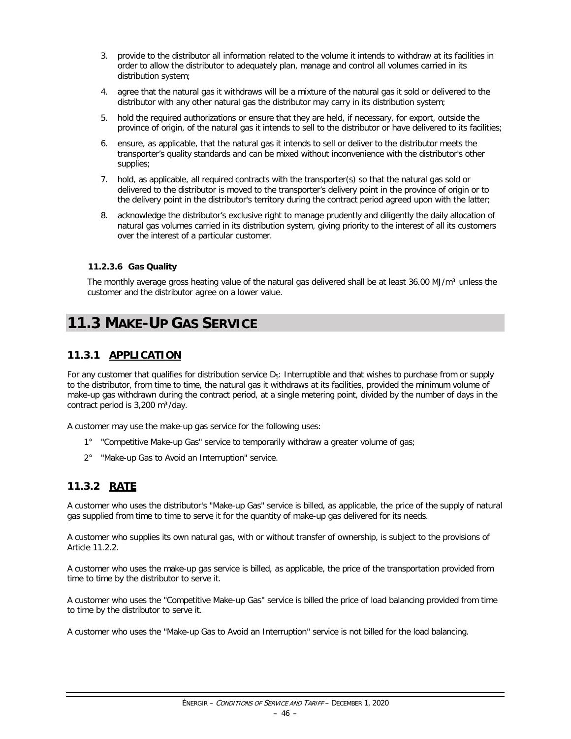3. provide to the distributor all information related to the volume it intends to withdraw at its facilities in order to allow the distributor to adequately plan, manage and control all volumes carried in its distribution system;
4. agree that the natural gas it withdraws will be a mixture of the natural gas it sold or delivered to the distributor with any other natural gas the distributor may carry in its distribution system;
5. hold the required authorizations or ensure that they are held, if necessary, for export, outside the province of origin, of the natural gas it intends to sell to the distributor or have delivered to its facilities;
6. ensure, as applicable, that the natural gas it intends to sell or deliver to the distributor meets the transporter's quality standards and can be mixed without inconvenience with the distributor's other supplies;
7. hold, as applicable, all required contracts with the transporter(s) so that the natural gas sold or delivered to the distributor is moved to the transporter's delivery point in the province of origin or to the delivery point in the distributor's territory during the contract period agreed upon with the latter;
8. acknowledge the distributor's exclusive right to manage prudently and diligently the daily allocation of natural gas volumes carried in its distribution system, giving priority to the interest of all its customers over the interest of a particular customer.

#### 11.2.3.6 Gas Quality

The monthly average gross heating value of the natural gas delivered shall be at least 36.00 MJ/m³ unless the customer and the distributor agree on a lower value.

# 11.3 MAKE-UP GAS SERVICE

## 11.3.1 APPLICATION

For any customer that qualifies for distribution service $D_5$: Interruptible and that wishes to purchase from or supply to the distributor, from time to time, the natural gas it withdraws at its facilities, provided the minimum volume of make-up gas withdrawn during the contract period, at a single metering point, divided by the number of days in the contract period is 3,200 m³/day.

A customer may use the make-up gas service for the following uses:

1° "Competitive Make-up Gas" service to temporarily withdraw a greater volume of gas;

2° "Make-up Gas to Avoid an Interruption" service.

## 11.3.2 RATE

A customer who uses the distributor's "Make-up Gas" service is billed, as applicable, the price of the supply of natural gas supplied from time to time to serve it for the quantity of make-up gas delivered for its needs.

A customer who supplies its own natural gas, with or without transfer of ownership, is subject to the provisions of Article 11.2.2.

A customer who uses the make-up gas service is billed, as applicable, the price of the transportation provided from time to time by the distributor to serve it.

A customer who uses the "Competitive Make-up Gas" service is billed the price of load balancing provided from time to time by the distributor to serve it.

A customer who uses the "Make-up Gas to Avoid an Interruption" service is not billed for the load balancing.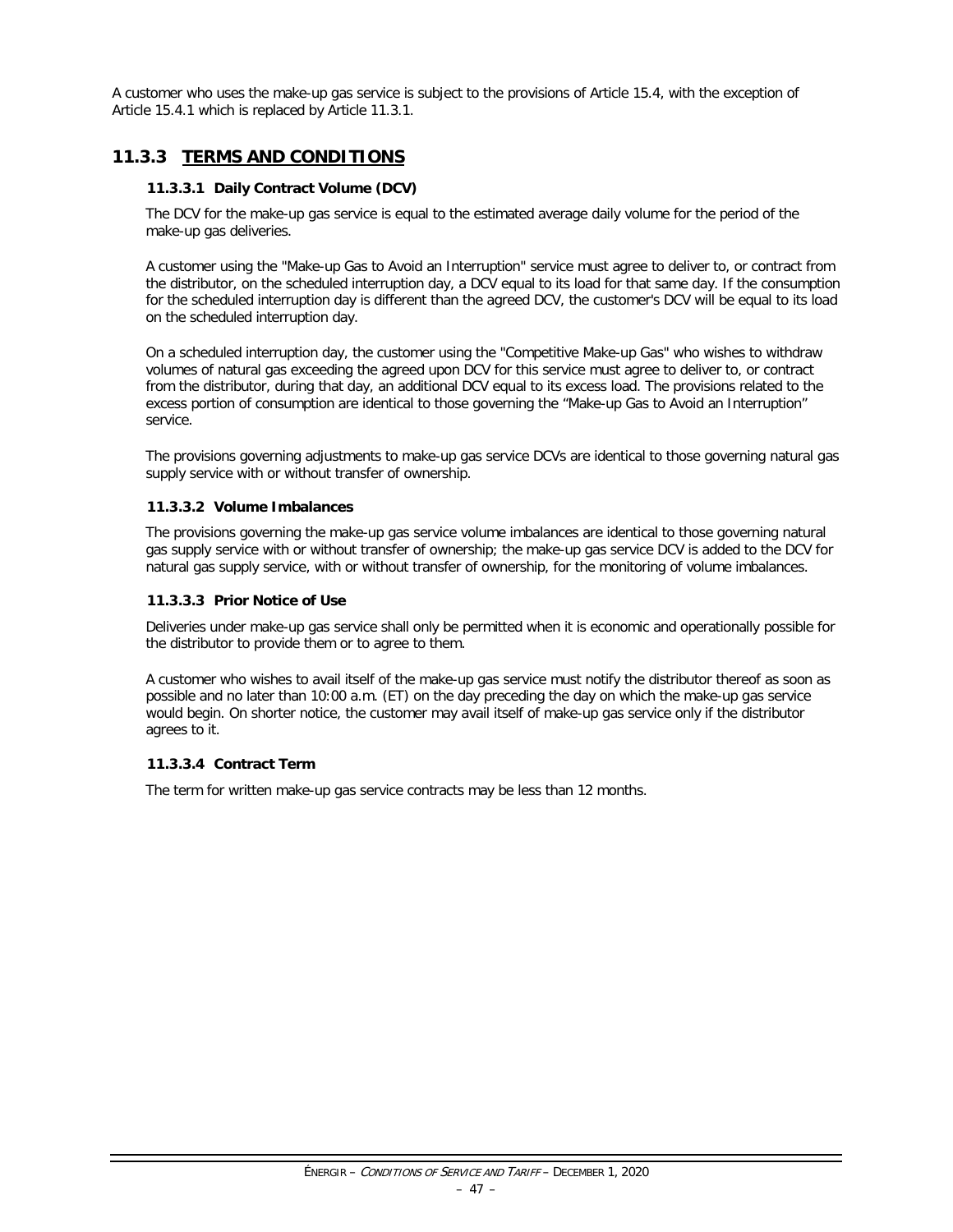A customer who uses the make-up gas service is subject to the provisions of Article 15.4, with the exception of Article 15.4.1 which is replaced by Article 11.3.1.

## 11.3.3 TERMS AND CONDITIONS

### 11.3.3.1 Daily Contract Volume (DCV)

The DCV for the make-up gas service is equal to the estimated average daily volume for the period of the make-up gas deliveries.

A customer using the "Make-up Gas to Avoid an Interruption" service must agree to deliver to, or contract from the distributor, on the scheduled interruption day, a DCV equal to its load for that same day. If the consumption for the scheduled interruption day is different than the agreed DCV, the customer's DCV will be equal to its load on the scheduled interruption day.

On a scheduled interruption day, the customer using the "Competitive Make-up Gas" who wishes to withdraw volumes of natural gas exceeding the agreed upon DCV for this service must agree to deliver to, or contract from the distributor, during that day, an additional DCV equal to its excess load. The provisions related to the excess portion of consumption are identical to those governing the "Make-up Gas to Avoid an Interruption" service.

The provisions governing adjustments to make-up gas service DCVs are identical to those governing natural gas supply service with or without transfer of ownership.

### 11.3.3.2 Volume Imbalances

The provisions governing the make-up gas service volume imbalances are identical to those governing natural gas supply service with or without transfer of ownership; the make-up gas service DCV is added to the DCV for natural gas supply service, with or without transfer of ownership, for the monitoring of volume imbalances.

### 11.3.3.3 Prior Notice of Use

Deliveries under make-up gas service shall only be permitted when it is economic and operationally possible for the distributor to provide them or to agree to them.

A customer who wishes to avail itself of the make-up gas service must notify the distributor thereof as soon as possible and no later than 10:00 a.m. (ET) on the day preceding the day on which the make-up gas service would begin. On shorter notice, the customer may avail itself of make-up gas service only if the distributor agrees to it.

### 11.3.3.4 Contract Term

The term for written make-up gas service contracts may be less than 12 months.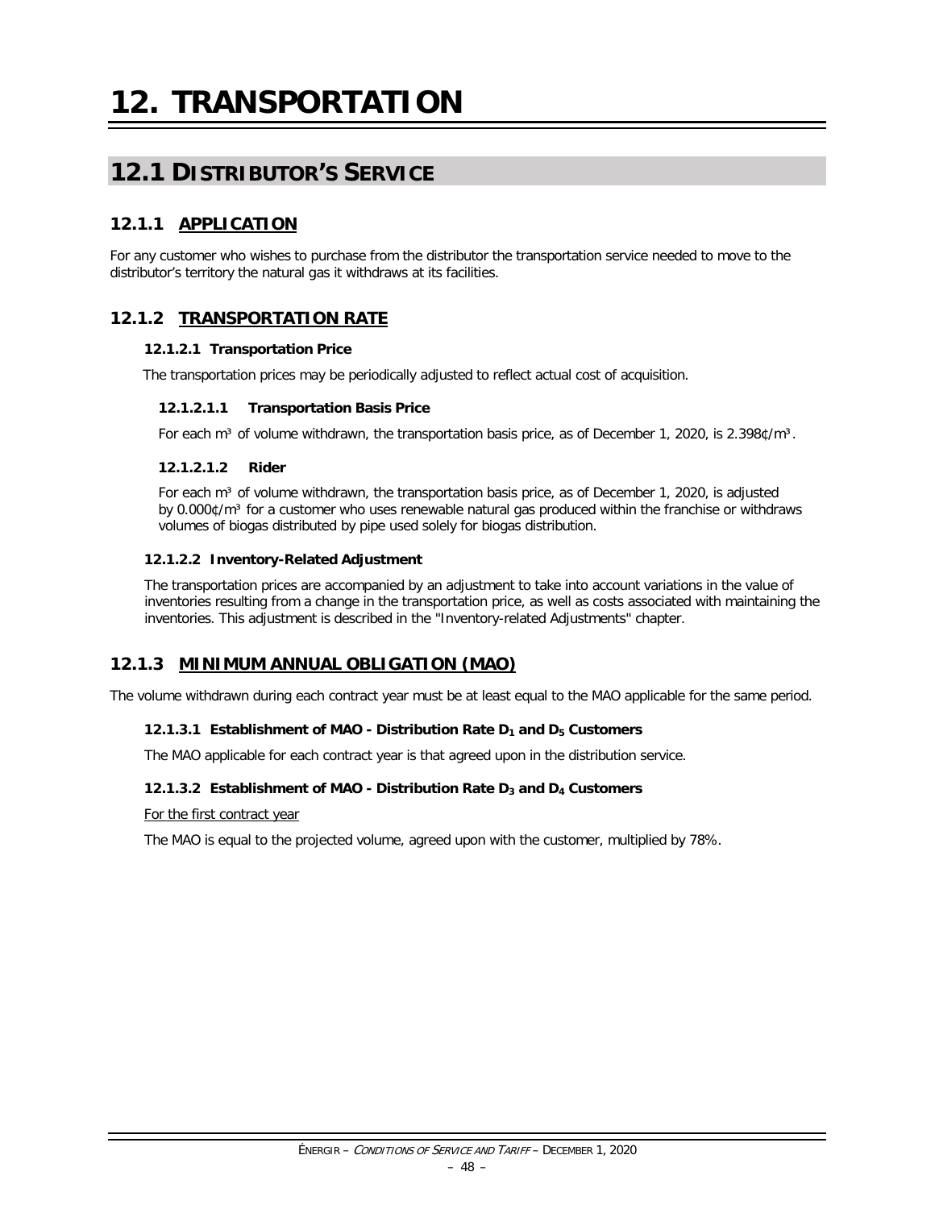# 12. TRANSPORTATION

## 12.1 DISTRIBUTOR'S SERVICE

### 12.1.1 APPLICATION

For any customer who wishes to purchase from the distributor the transportation service needed to move to the distributor's territory the natural gas it withdraws at its facilities.

### 12.1.2 TRANSPORTATION RATE

#### 12.1.2.1 Transportation Price

The transportation prices may be periodically adjusted to reflect actual cost of acquisition.

##### 12.1.2.1.1 Transportation Basis Price

For each m³ of volume withdrawn, the transportation basis price, as of December 1, 2020, is 2.398¢/m³.

##### 12.1.2.1.2 Rider

For each m³ of volume withdrawn, the transportation basis price, as of December 1, 2020, is adjusted by 0.000¢/m³ for a customer who uses renewable natural gas produced within the franchise or withdraws volumes of biogas distributed by pipe used solely for biogas distribution.

#### 12.1.2.2 Inventory-Related Adjustment

The transportation prices are accompanied by an adjustment to take into account variations in the value of inventories resulting from a change in the transportation price, as well as costs associated with maintaining the inventories. This adjustment is described in the "Inventory-related Adjustments" chapter.

### 12.1.3 MINIMUM ANNUAL OBLIGATION (MAO)

The volume withdrawn during each contract year must be at least equal to the MAO applicable for the same period.

#### 12.1.3.1 Establishment of MAO - Distribution Rate $D_1$ and $D_5$ Customers

The MAO applicable for each contract year is that agreed upon in the distribution service.

#### 12.1.3.2 Establishment of MAO - Distribution Rate $D_3$ and $D_4$ Customers

For the first contract year

The MAO is equal to the projected volume, agreed upon with the customer, multiplied by 78%.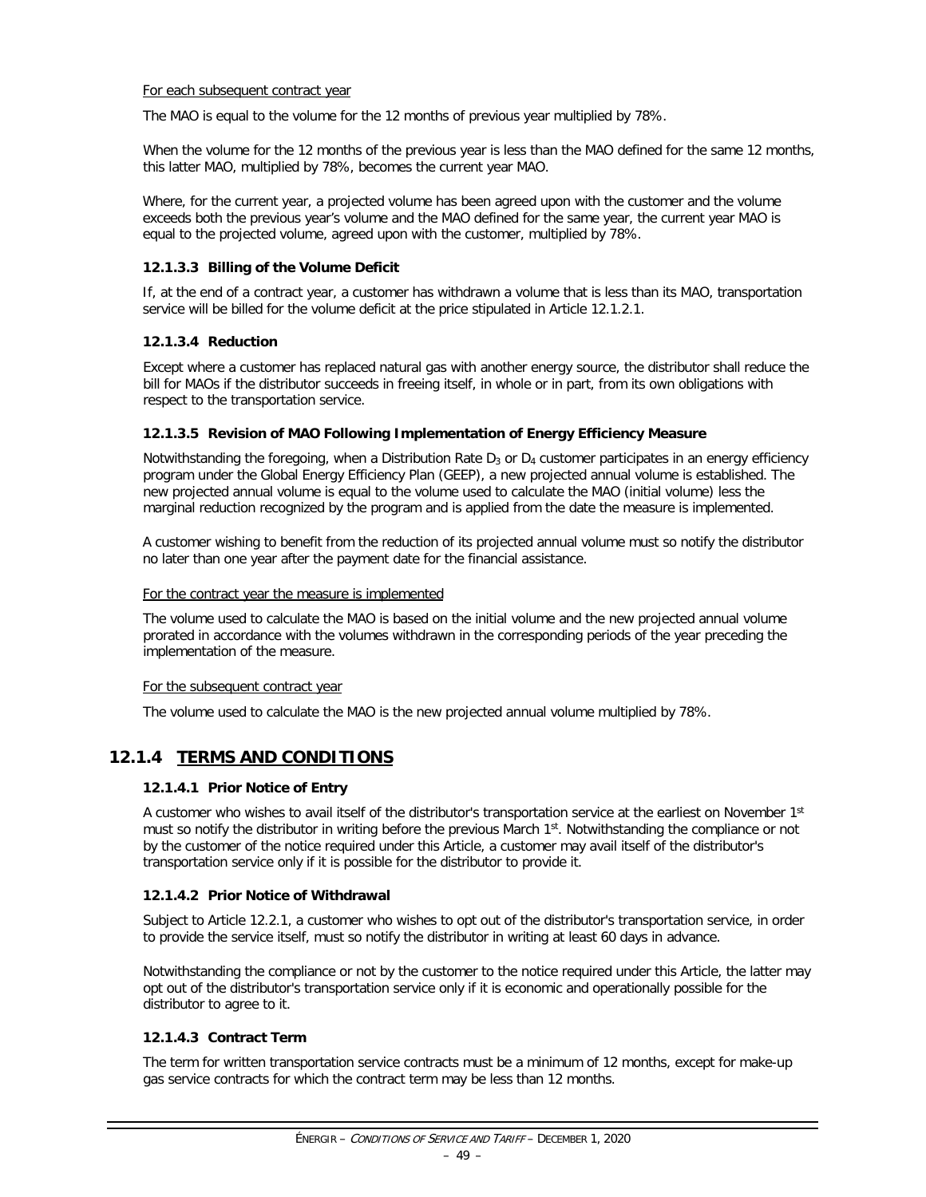For each subsequent contract year

The MAO is equal to the volume for the 12 months of previous year multiplied by 78%.

When the volume for the 12 months of the previous year is less than the MAO defined for the same 12 months, this latter MAO, multiplied by 78%, becomes the current year MAO.

Where, for the current year, a projected volume has been agreed upon with the customer and the volume exceeds both the previous year's volume and the MAO defined for the same year, the current year MAO is equal to the projected volume, agreed upon with the customer, multiplied by 78%.

#### 12.1.3.3 Billing of the Volume Deficit

If, at the end of a contract year, a customer has withdrawn a volume that is less than its MAO, transportation service will be billed for the volume deficit at the price stipulated in Article 12.1.2.1.

#### 12.1.3.4 Reduction

Except where a customer has replaced natural gas with another energy source, the distributor shall reduce the bill for MAOs if the distributor succeeds in freeing itself, in whole or in part, from its own obligations with respect to the transportation service.

#### 12.1.3.5 Revision of MAO Following Implementation of Energy Efficiency Measure

Notwithstanding the foregoing, when a Distribution Rate $D_3$ or $D_4$ customer participates in an energy efficiency program under the Global Energy Efficiency Plan (GEEP), a new projected annual volume is established. The new projected annual volume is equal to the volume used to calculate the MAO (initial volume) less the marginal reduction recognized by the program and is applied from the date the measure is implemented.

A customer wishing to benefit from the reduction of its projected annual volume must so notify the distributor no later than one year after the payment date for the financial assistance.

For the contract year the measure is implemented

The volume used to calculate the MAO is based on the initial volume and the new projected annual volume prorated in accordance with the volumes withdrawn in the corresponding periods of the year preceding the implementation of the measure.

For the subsequent contract year

The volume used to calculate the MAO is the new projected annual volume multiplied by 78%.

## 12.1.4 TERMS AND CONDITIONS

#### 12.1.4.1 Prior Notice of Entry

A customer who wishes to avail itself of the distributor's transportation service at the earliest on November 1st must so notify the distributor in writing before the previous March 1st. Notwithstanding the compliance or not by the customer of the notice required under this Article, a customer may avail itself of the distributor's transportation service only if it is possible for the distributor to provide it.

#### 12.1.4.2 Prior Notice of Withdrawal

Subject to Article 12.2.1, a customer who wishes to opt out of the distributor's transportation service, in order to provide the service itself, must so notify the distributor in writing at least 60 days in advance.

Notwithstanding the compliance or not by the customer to the notice required under this Article, the latter may opt out of the distributor's transportation service only if it is economic and operationally possible for the distributor to agree to it.

#### 12.1.4.3 Contract Term

The term for written transportation service contracts must be a minimum of 12 months, except for make-up gas service contracts for which the contract term may be less than 12 months.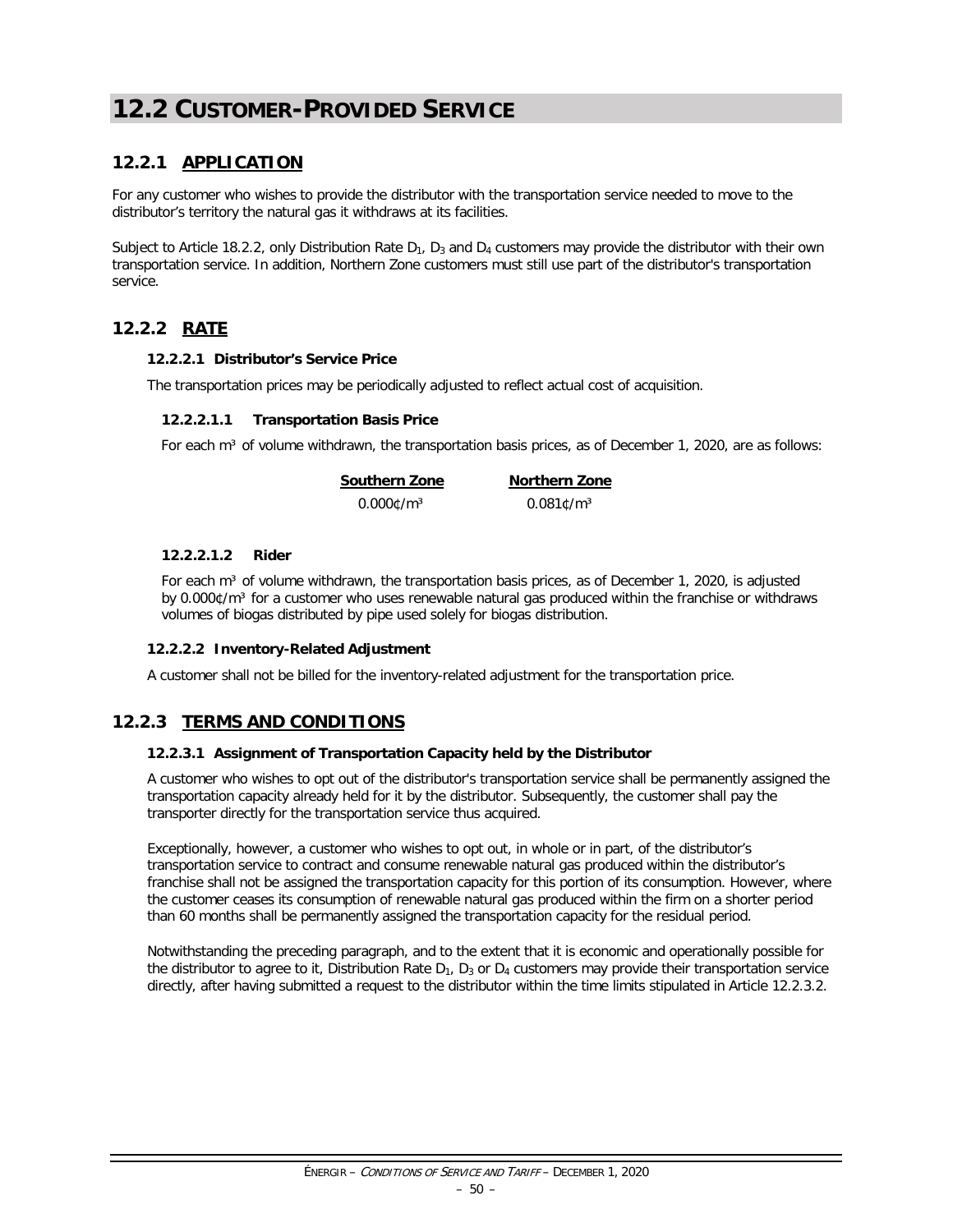# 12.2 CUSTOMER-PROVIDED SERVICE

## 12.2.1 APPLICATION

For any customer who wishes to provide the distributor with the transportation service needed to move to the distributor's territory the natural gas it withdraws at its facilities.

Subject to Article 18.2.2, only Distribution Rate $D_1$, $D_3$ and $D_4$ customers may provide the distributor with their own transportation service. In addition, Northern Zone customers must still use part of the distributor's transportation service.

## 12.2.2 RATE

### 12.2.2.1 Distributor's Service Price

The transportation prices may be periodically adjusted to reflect actual cost of acquisition.

#### 12.2.2.1.1 Transportation Basis Price

For each m³ of volume withdrawn, the transportation basis prices, as of December 1, 2020, are as follows:

| Southern Zone | Northern Zone |
|---|---|
| 0.000¢/m³ | 0.081¢/m³ |

#### 12.2.2.1.2 Rider

For each m³ of volume withdrawn, the transportation basis prices, as of December 1, 2020, is adjusted by 0.000¢/m³ for a customer who uses renewable natural gas produced within the franchise or withdraws volumes of biogas distributed by pipe used solely for biogas distribution.

### 12.2.2.2 Inventory-Related Adjustment

A customer shall not be billed for the inventory-related adjustment for the transportation price.

## 12.2.3 TERMS AND CONDITIONS

### 12.2.3.1 Assignment of Transportation Capacity held by the Distributor

A customer who wishes to opt out of the distributor's transportation service shall be permanently assigned the transportation capacity already held for it by the distributor. Subsequently, the customer shall pay the transporter directly for the transportation service thus acquired.

Exceptionally, however, a customer who wishes to opt out, in whole or in part, of the distributor's transportation service to contract and consume renewable natural gas produced within the distributor's franchise shall not be assigned the transportation capacity for this portion of its consumption. However, where the customer ceases its consumption of renewable natural gas produced within the firm on a shorter period than 60 months shall be permanently assigned the transportation capacity for the residual period.

Notwithstanding the preceding paragraph, and to the extent that it is economic and operationally possible for the distributor to agree to it, Distribution Rate $D_1$, $D_3$ or $D_4$ customers may provide their transportation service directly, after having submitted a request to the distributor within the time limits stipulated in Article 12.2.3.2.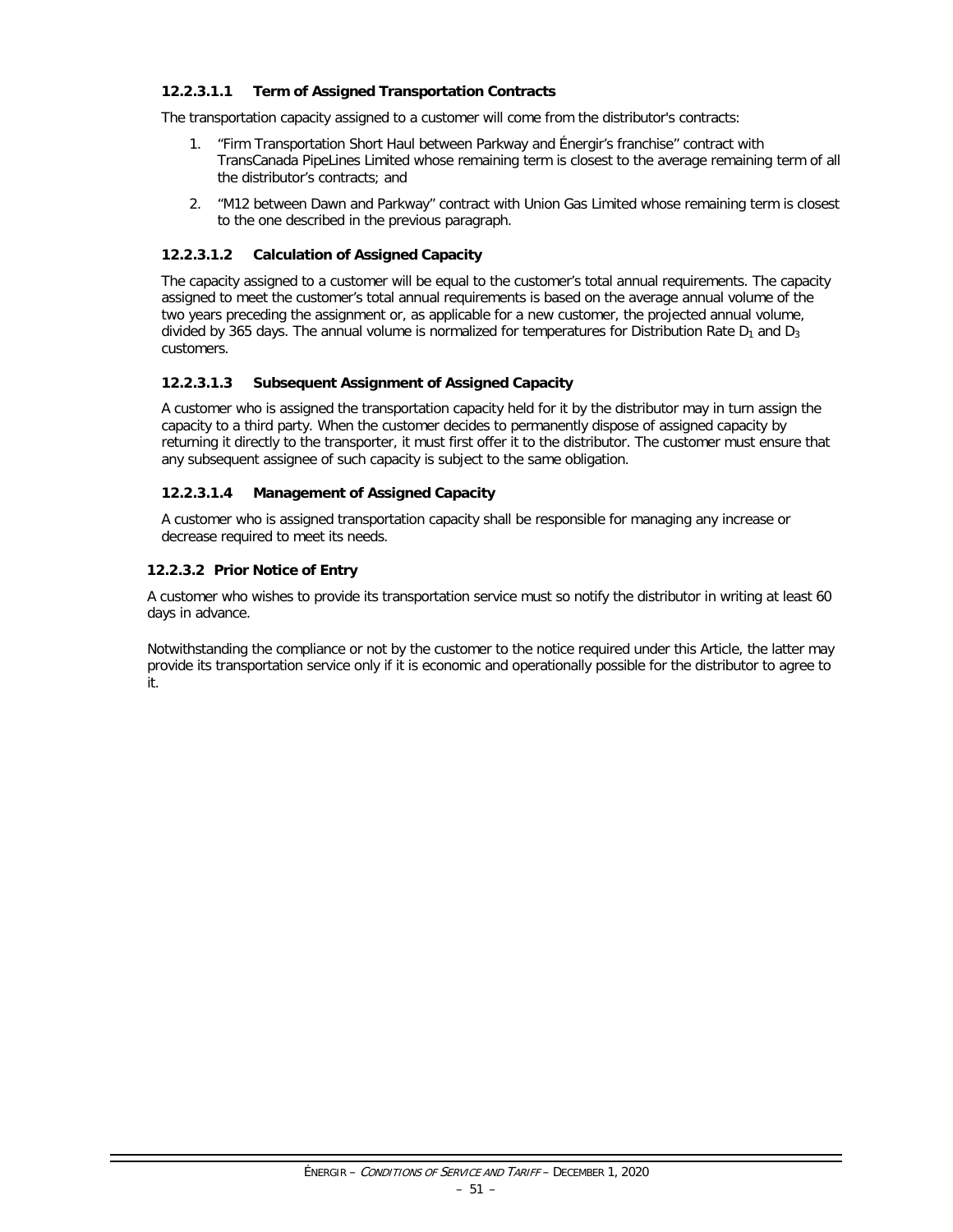#### 12.2.3.1.1 Term of Assigned Transportation Contracts

The transportation capacity assigned to a customer will come from the distributor's contracts:

1. "Firm Transportation Short Haul between Parkway and Énergir's franchise" contract with TransCanada PipeLines Limited whose remaining term is closest to the average remaining term of all the distributor's contracts; and
2. "M12 between Dawn and Parkway" contract with Union Gas Limited whose remaining term is closest to the one described in the previous paragraph.

#### 12.2.3.1.2 Calculation of Assigned Capacity

The capacity assigned to a customer will be equal to the customer's total annual requirements. The capacity assigned to meet the customer's total annual requirements is based on the average annual volume of the two years preceding the assignment or, as applicable for a new customer, the projected annual volume, divided by 365 days. The annual volume is normalized for temperatures for Distribution Rate $D_1$ and $D_3$ customers.

#### 12.2.3.1.3 Subsequent Assignment of Assigned Capacity

A customer who is assigned the transportation capacity held for it by the distributor may in turn assign the capacity to a third party. When the customer decides to permanently dispose of assigned capacity by returning it directly to the transporter, it must first offer it to the distributor. The customer must ensure that any subsequent assignee of such capacity is subject to the same obligation.

#### 12.2.3.1.4 Management of Assigned Capacity

A customer who is assigned transportation capacity shall be responsible for managing any increase or decrease required to meet its needs.

### 12.2.3.2 Prior Notice of Entry

A customer who wishes to provide its transportation service must so notify the distributor in writing at least 60 days in advance.

Notwithstanding the compliance or not by the customer to the notice required under this Article, the latter may provide its transportation service only if it is economic and operationally possible for the distributor to agree to it.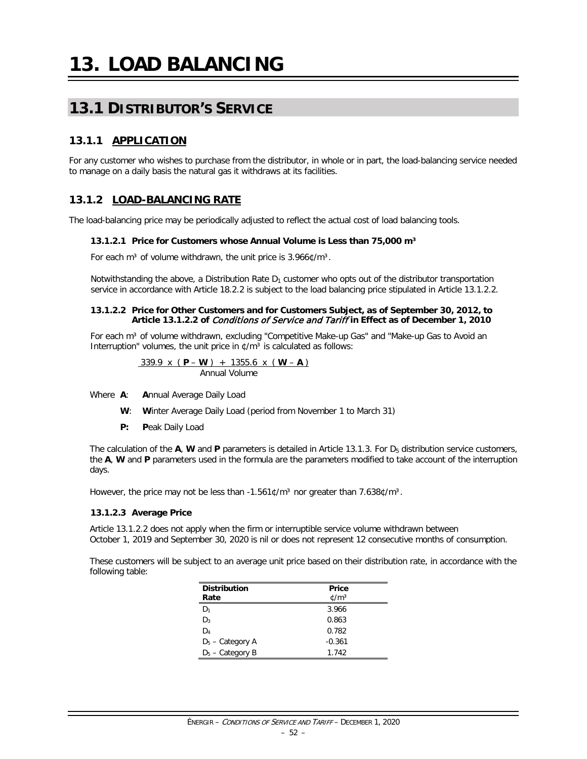# 13. LOAD BALANCING

## 13.1 DISTRIBUTOR'S SERVICE

### 13.1.1 APPLICATION

For any customer who wishes to purchase from the distributor, in whole or in part, the load-balancing service needed to manage on a daily basis the natural gas it withdraws at its facilities.

### 13.1.2 LOAD-BALANCING RATE

The load-balancing price may be periodically adjusted to reflect the actual cost of load balancing tools.

#### 13.1.2.1 Price for Customers whose Annual Volume is Less than 75,000 m³

For each m³ of volume withdrawn, the unit price is 3.966¢/m³.

Notwithstanding the above, a Distribution Rate $D_1$ customer who opts out of the distributor transportation service in accordance with Article 18.2.2 is subject to the load balancing price stipulated in Article 13.1.2.2.

#### 13.1.2.2 Price for Other Customers and for Customers Subject, as of September 30, 2012, to Article 13.1.2.2 of *Conditions of Service and Tariff* in Effect as of December 1, 2010

For each m³ of volume withdrawn, excluding "Competitive Make-up Gas" and "Make-up Gas to Avoid an Interruption" volumes, the unit price in ¢/m³ is calculated as follows:

$$\frac{339.9 \times (\mathbf{P} - \mathbf{W}) + 1355.6 \times (\mathbf{W} - \mathbf{A})}{\text{Annual Volume}}$$

Where **A**: **A**nnual Average Daily Load

**W**: **W**inter Average Daily Load (period from November 1 to March 31)

**P:** **P**eak Daily Load

The calculation of the **A**, **W** and **P** parameters is detailed in Article 13.1.3. For $D_5$ distribution service customers, the **A**, **W** and **P** parameters used in the formula are the parameters modified to take account of the interruption days.

However, the price may not be less than -1.561¢/m³ nor greater than 7.638¢/m³.

#### 13.1.2.3 Average Price

Article 13.1.2.2 does not apply when the firm or interruptible service volume withdrawn between October 1, 2019 and September 30, 2020 is nil or does not represent 12 consecutive months of consumption.

These customers will be subject to an average unit price based on their distribution rate, in accordance with the following table:

| Distribution Rate | Price ¢/m³ |
|---|---|
| $D_1$ | 3.966 |
| $D_3$ | 0.863 |
| $D_4$ | 0.782 |
| $D_5$ – Category A | -0.361 |
| $D_5$ – Category B | 1.742 |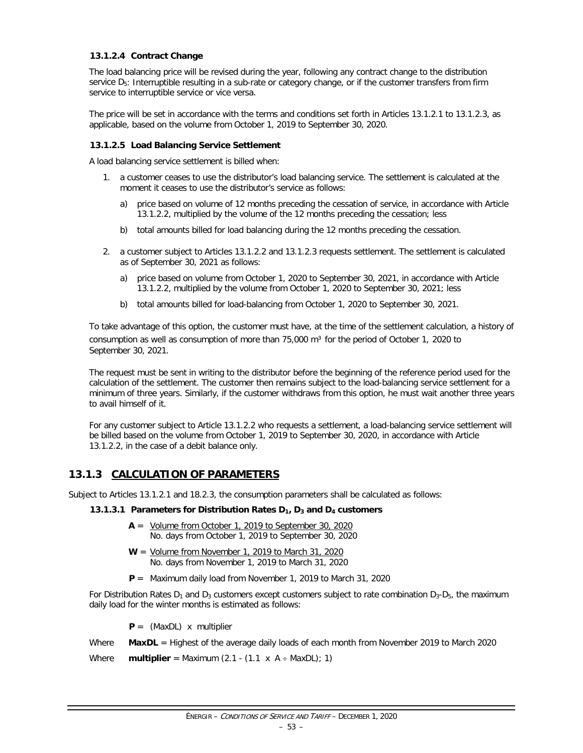#### 13.1.2.4 Contract Change

The load balancing price will be revised during the year, following any contract change to the distribution service $D_5$: Interruptible resulting in a sub-rate or category change, or if the customer transfers from firm service to interruptible service or vice versa.

The price will be set in accordance with the terms and conditions set forth in Articles 13.1.2.1 to 13.1.2.3, as applicable, based on the volume from October 1, 2019 to September 30, 2020.

#### 13.1.2.5 Load Balancing Service Settlement

A load balancing service settlement is billed when:

1. a customer ceases to use the distributor's load balancing service. The settlement is calculated at the moment it ceases to use the distributor's service as follows:
   a) price based on volume of 12 months preceding the cessation of service, in accordance with Article 13.1.2.2, multiplied by the volume of the 12 months preceding the cessation; less
   b) total amounts billed for load balancing during the 12 months preceding the cessation.
2. a customer subject to Articles 13.1.2.2 and 13.1.2.3 requests settlement. The settlement is calculated as of September 30, 2021 as follows:
   a) price based on volume from October 1, 2020 to September 30, 2021, in accordance with Article 13.1.2.2, multiplied by the volume from October 1, 2020 to September 30, 2021; less
   b) total amounts billed for load-balancing from October 1, 2020 to September 30, 2021.

To take advantage of this option, the customer must have, at the time of the settlement calculation, a history of consumption as well as consumption of more than 75,000 $m^3$ for the period of October 1, 2020 to September 30, 2021.

The request must be sent in writing to the distributor before the beginning of the reference period used for the calculation of the settlement. The customer then remains subject to the load-balancing service settlement for a minimum of three years. Similarly, if the customer withdraws from this option, he must wait another three years to avail himself of it.

For any customer subject to Article 13.1.2.2 who requests a settlement, a load-balancing service settlement will be billed based on the volume from October 1, 2019 to September 30, 2020, in accordance with Article 13.1.2.2, in the case of a debit balance only.

## 13.1.3 CALCULATION OF PARAMETERS

Subject to Articles 13.1.2.1 and 18.2.3, the consumption parameters shall be calculated as follows:

#### 13.1.3.1 Parameters for Distribution Rates $D_1$, $D_3$ and $D_4$ customers

$$\mathbf{A} = \frac{\text{Volume from October 1, 2019 to September 30, 2020}}{\text{No. days from October 1, 2019 to September 30, 2020}}$$

$$\mathbf{W} = \frac{\text{Volume from November 1, 2019 to March 31, 2020}}{\text{No. days from November 1, 2019 to March 31, 2020}}$$

**P** = Maximum daily load from November 1, 2019 to March 31, 2020

For Distribution Rates $D_1$ and $D_3$ customers except customers subject to rate combination $D_3$-$D_5$, the maximum daily load for the winter months is estimated as follows:

$$\mathbf{P} = (\text{MaxDL}) \times \text{multiplier}$$

Where **MaxDL** = Highest of the average daily loads of each month from November 2019 to March 2020

Where **multiplier** = Maximum $(2.1 - (1.1 \times A \div \text{MaxDL}); 1)$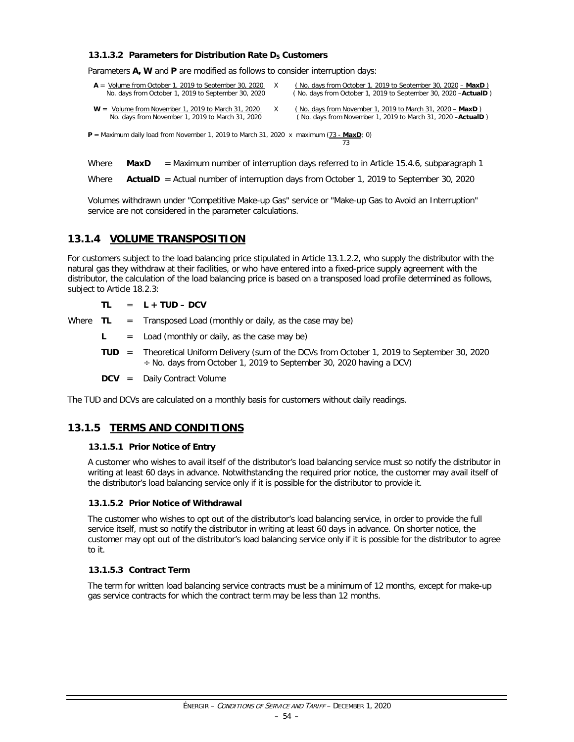#### 13.1.3.2 Parameters for Distribution Rate $D_5$ Customers

Parameters **A, W** and **P** are modified as follows to consider interruption days:

$$A = \frac{\text{Volume from October 1, 2019 to September 30, 2020}}{\text{No. days from October 1, 2019 to September 30, 2020}} \times \frac{(\text{No. days from October 1, 2019 to September 30, 2020} - \mathbf{MaxD})}{(\text{No. days from October 1, 2019 to September 30, 2020} - \mathbf{ActualD})}$$

$$W = \frac{\text{Volume from November 1, 2019 to March 31, 2020}}{\text{No. days from November 1, 2019 to March 31, 2020}} \times \frac{(\text{No. days from November 1, 2019 to March 31, 2020} - \mathbf{MaxD})}{(\text{No. days from November 1, 2019 to March 31, 2020} - \mathbf{ActualD})}$$

$$P = \text{Maximum daily load from November 1, 2019 to March 31, 2020} \times \text{maximum}\left(\frac{73 - \mathbf{MaxD}}{73}; 0\right)$$

Where **MaxD** = Maximum number of interruption days referred to in Article 15.4.6, subparagraph 1

Where **ActualD** = Actual number of interruption days from October 1, 2019 to September 30, 2020

Volumes withdrawn under "Competitive Make-up Gas" service or "Make-up Gas to Avoid an Interruption" service are not considered in the parameter calculations.

## 13.1.4 VOLUME TRANSPOSITION

For customers subject to the load balancing price stipulated in Article 13.1.2.2, who supply the distributor with the natural gas they withdraw at their facilities, or who have entered into a fixed-price supply agreement with the distributor, the calculation of the load balancing price is based on a transposed load profile determined as follows, subject to Article 18.2.3:

**TL = L + TUD – DCV**

Where **TL** = Transposed Load (monthly or daily, as the case may be)

**L** = Load (monthly or daily, as the case may be)

**TUD** = Theoretical Uniform Delivery (sum of the DCVs from October 1, 2019 to September 30, 2020 ÷ No. days from October 1, 2019 to September 30, 2020 having a DCV)

**DCV** = Daily Contract Volume

The TUD and DCVs are calculated on a monthly basis for customers without daily readings.

## 13.1.5 TERMS AND CONDITIONS

### 13.1.5.1 Prior Notice of Entry

A customer who wishes to avail itself of the distributor's load balancing service must so notify the distributor in writing at least 60 days in advance. Notwithstanding the required prior notice, the customer may avail itself of the distributor's load balancing service only if it is possible for the distributor to provide it.

### 13.1.5.2 Prior Notice of Withdrawal

The customer who wishes to opt out of the distributor's load balancing service, in order to provide the full service itself, must so notify the distributor in writing at least 60 days in advance. On shorter notice, the customer may opt out of the distributor's load balancing service only if it is possible for the distributor to agree to it.

### 13.1.5.3 Contract Term

The term for written load balancing service contracts must be a minimum of 12 months, except for make-up gas service contracts for which the contract term may be less than 12 months.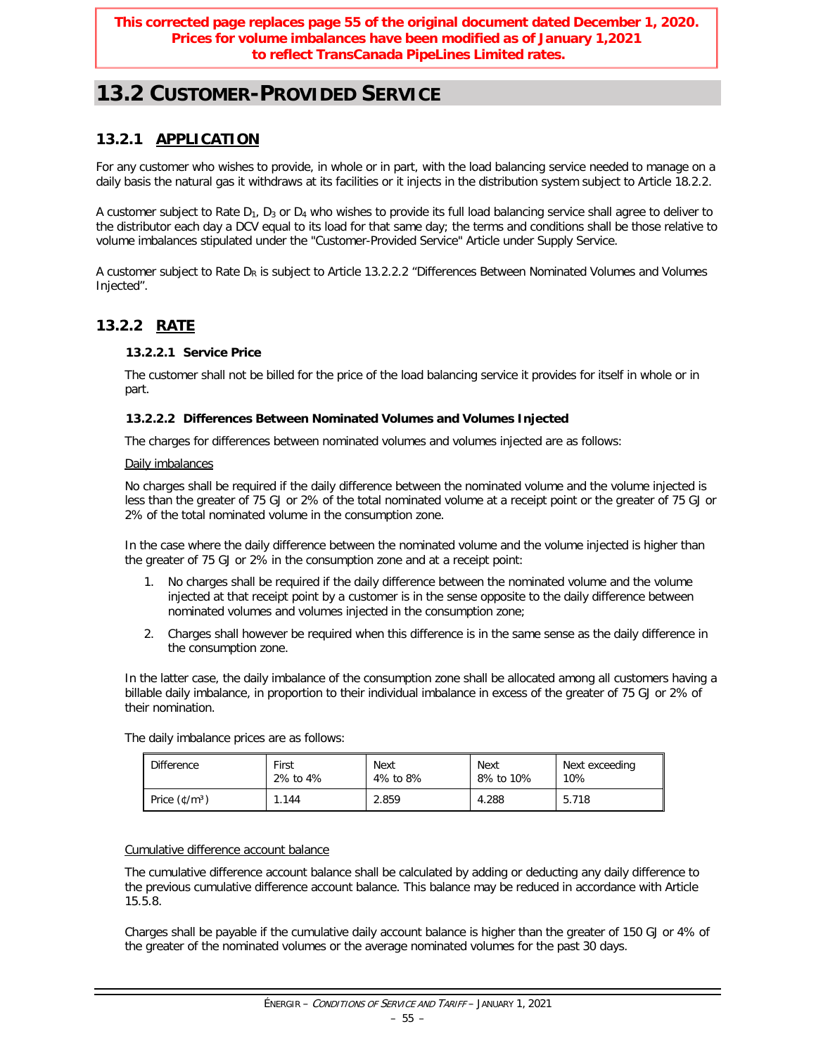**This corrected page replaces page 55 of the original document dated December 1, 2020. Prices for volume imbalances have been modified as of January 1,2021 to reflect TransCanada PipeLines Limited rates.**

# 13.2 CUSTOMER-PROVIDED SERVICE

## 13.2.1 APPLICATION

For any customer who wishes to provide, in whole or in part, with the load balancing service needed to manage on a daily basis the natural gas it withdraws at its facilities or it injects in the distribution system subject to Article 18.2.2.

A customer subject to Rate $D_1$, $D_3$ or $D_4$ who wishes to provide its full load balancing service shall agree to deliver to the distributor each day a DCV equal to its load for that same day; the terms and conditions shall be those relative to volume imbalances stipulated under the "Customer-Provided Service" Article under Supply Service.

A customer subject to Rate $D_R$ is subject to Article 13.2.2.2 “Differences Between Nominated Volumes and Volumes Injected”.

## 13.2.2 RATE

### 13.2.2.1 Service Price

The customer shall not be billed for the price of the load balancing service it provides for itself in whole or in part.

### 13.2.2.2 Differences Between Nominated Volumes and Volumes Injected

The charges for differences between nominated volumes and volumes injected are as follows:

Daily imbalances

No charges shall be required if the daily difference between the nominated volume and the volume injected is less than the greater of 75 GJ or 2% of the total nominated volume at a receipt point or the greater of 75 GJ or 2% of the total nominated volume in the consumption zone.

In the case where the daily difference between the nominated volume and the volume injected is higher than the greater of 75 GJ or 2% in the consumption zone and at a receipt point:

1. No charges shall be required if the daily difference between the nominated volume and the volume injected at that receipt point by a customer is in the sense opposite to the daily difference between nominated volumes and volumes injected in the consumption zone;
2. Charges shall however be required when this difference is in the same sense as the daily difference in the consumption zone.

In the latter case, the daily imbalance of the consumption zone shall be allocated among all customers having a billable daily imbalance, in proportion to their individual imbalance in excess of the greater of 75 GJ or 2% of their nomination.

The daily imbalance prices are as follows:

| Difference | First 2% to 4% | Next 4% to 8% | Next 8% to 10% | Next exceeding 10% |
|---|---|---|---|---|
| Price (¢/m³) | 1.144 | 2.859 | 4.288 | 5.718 |

Cumulative difference account balance

The cumulative difference account balance shall be calculated by adding or deducting any daily difference to the previous cumulative difference account balance. This balance may be reduced in accordance with Article 15.5.8.

Charges shall be payable if the cumulative daily account balance is higher than the greater of 150 GJ or 4% of the greater of the nominated volumes or the average nominated volumes for the past 30 days.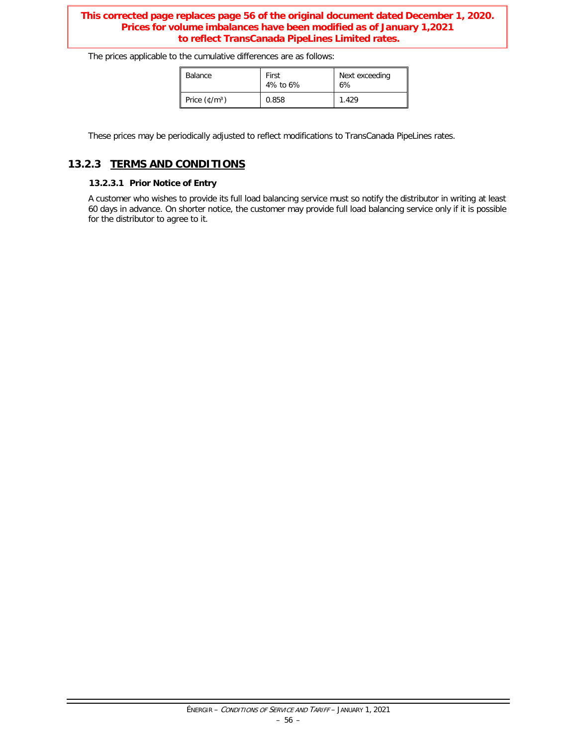**This corrected page replaces page 56 of the original document dated December 1, 2020. Prices for volume imbalances have been modified as of January 1,2021 to reflect TransCanada PipeLines Limited rates.**

The prices applicable to the cumulative differences are as follows:

| Balance | First 4% to 6% | Next exceeding 6% |
|---|---|---|
| Price (¢/m³) | 0.858 | 1.429 |

These prices may be periodically adjusted to reflect modifications to TransCanada PipeLines rates.

## 13.2.3 TERMS AND CONDITIONS

### 13.2.3.1 Prior Notice of Entry

A customer who wishes to provide its full load balancing service must so notify the distributor in writing at least 60 days in advance. On shorter notice, the customer may provide full load balancing service only if it is possible for the distributor to agree to it.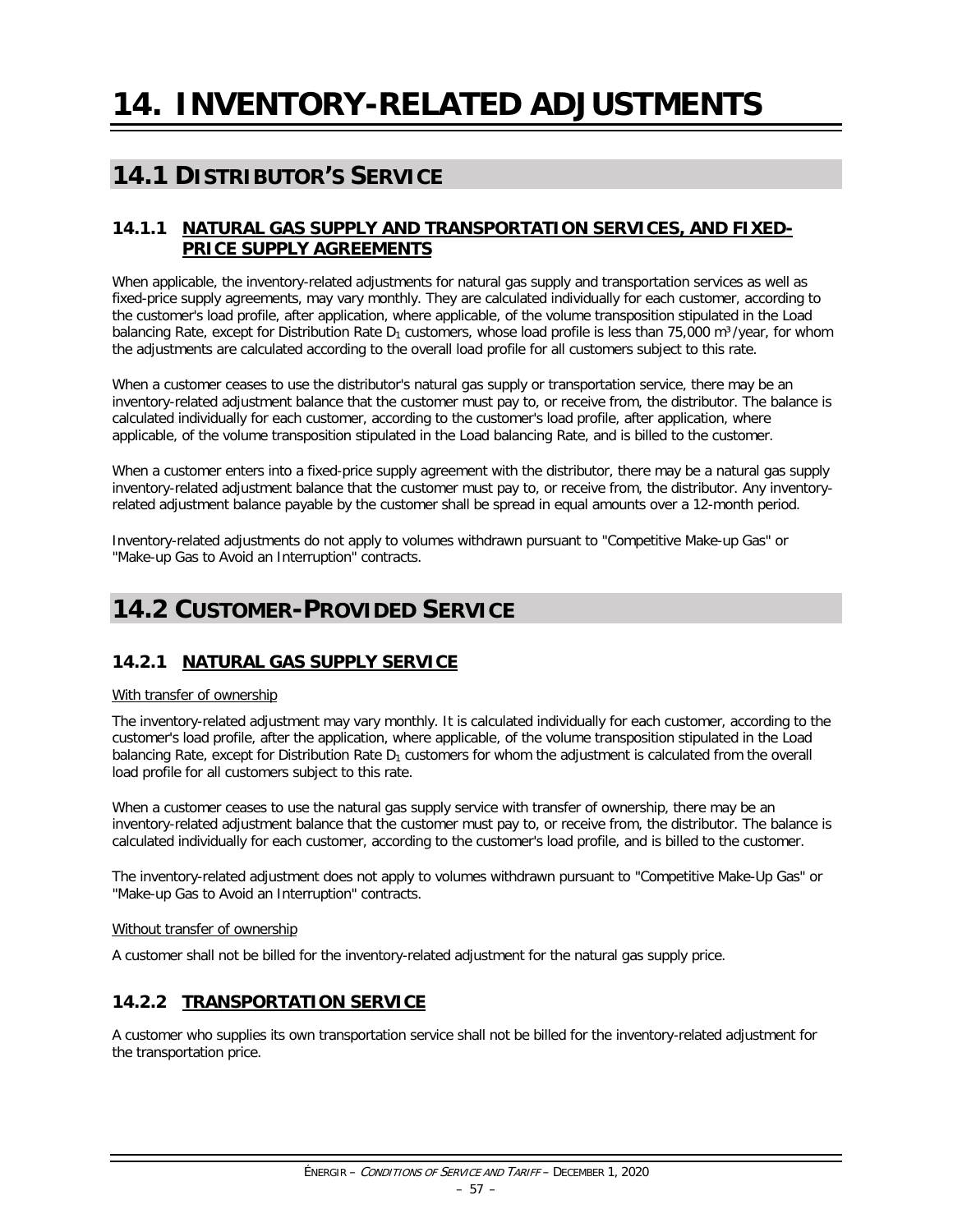# 14. INVENTORY-RELATED ADJUSTMENTS

## 14.1 DISTRIBUTOR'S SERVICE

### 14.1.1 NATURAL GAS SUPPLY AND TRANSPORTATION SERVICES, AND FIXED-PRICE SUPPLY AGREEMENTS

When applicable, the inventory-related adjustments for natural gas supply and transportation services as well as fixed-price supply agreements, may vary monthly. They are calculated individually for each customer, according to the customer's load profile, after application, where applicable, of the volume transposition stipulated in the Load balancing Rate, except for Distribution Rate $D_1$ customers, whose load profile is less than 75,000 m³/year, for whom the adjustments are calculated according to the overall load profile for all customers subject to this rate.

When a customer ceases to use the distributor's natural gas supply or transportation service, there may be an inventory-related adjustment balance that the customer must pay to, or receive from, the distributor. The balance is calculated individually for each customer, according to the customer's load profile, after application, where applicable, of the volume transposition stipulated in the Load balancing Rate, and is billed to the customer.

When a customer enters into a fixed-price supply agreement with the distributor, there may be a natural gas supply inventory-related adjustment balance that the customer must pay to, or receive from, the distributor. Any inventory-related adjustment balance payable by the customer shall be spread in equal amounts over a 12-month period.

Inventory-related adjustments do not apply to volumes withdrawn pursuant to "Competitive Make-up Gas" or "Make-up Gas to Avoid an Interruption" contracts.

## 14.2 CUSTOMER-PROVIDED SERVICE

### 14.2.1 NATURAL GAS SUPPLY SERVICE

With transfer of ownership

The inventory-related adjustment may vary monthly. It is calculated individually for each customer, according to the customer's load profile, after the application, where applicable, of the volume transposition stipulated in the Load balancing Rate, except for Distribution Rate $D_1$ customers for whom the adjustment is calculated from the overall load profile for all customers subject to this rate.

When a customer ceases to use the natural gas supply service with transfer of ownership, there may be an inventory-related adjustment balance that the customer must pay to, or receive from, the distributor. The balance is calculated individually for each customer, according to the customer's load profile, and is billed to the customer.

The inventory-related adjustment does not apply to volumes withdrawn pursuant to "Competitive Make-Up Gas" or "Make-up Gas to Avoid an Interruption" contracts.

Without transfer of ownership

A customer shall not be billed for the inventory-related adjustment for the natural gas supply price.

### 14.2.2 TRANSPORTATION SERVICE

A customer who supplies its own transportation service shall not be billed for the inventory-related adjustment for the transportation price.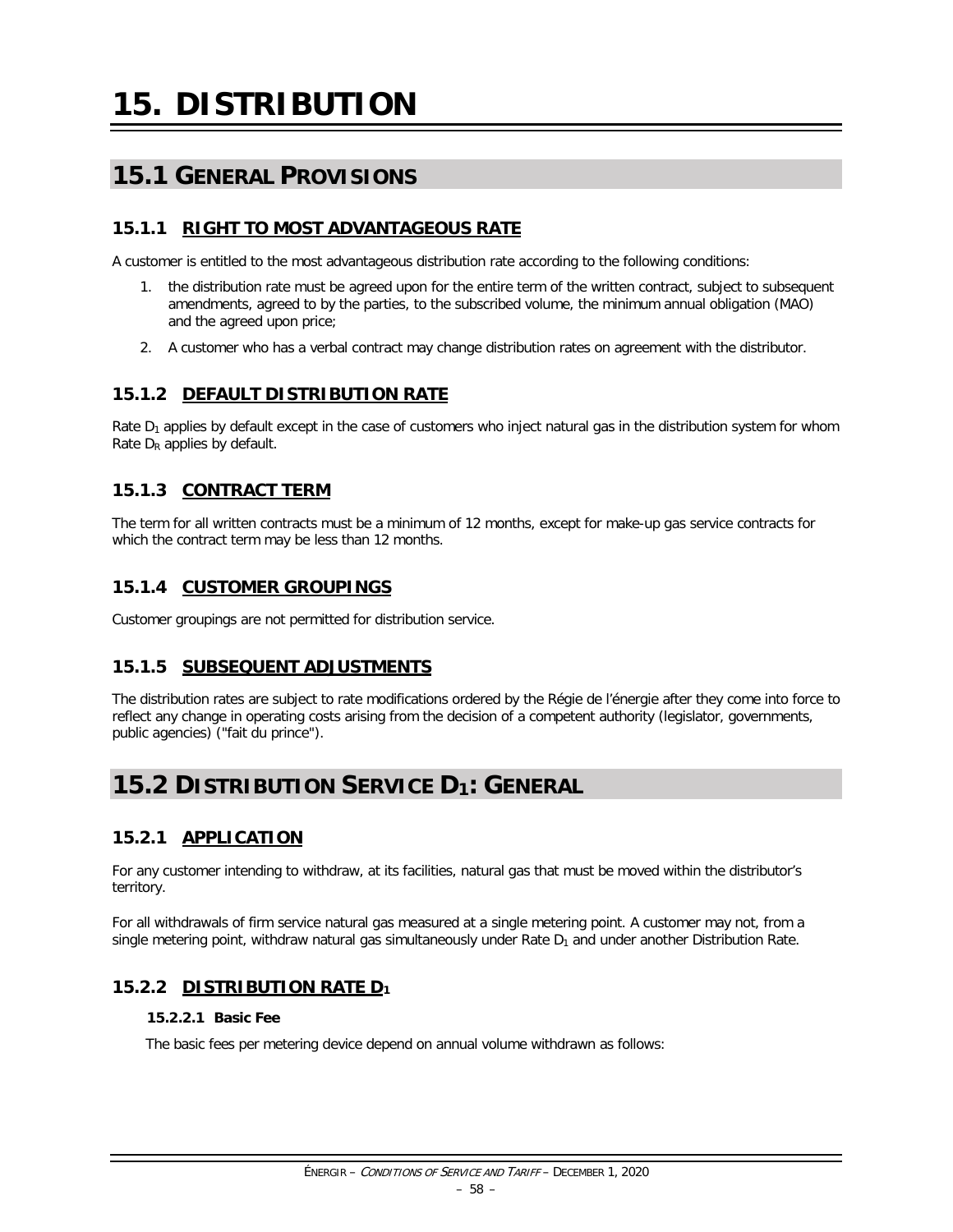# 15. DISTRIBUTION

## 15.1 GENERAL PROVISIONS

### 15.1.1 RIGHT TO MOST ADVANTAGEOUS RATE

A customer is entitled to the most advantageous distribution rate according to the following conditions:

1. the distribution rate must be agreed upon for the entire term of the written contract, subject to subsequent amendments, agreed to by the parties, to the subscribed volume, the minimum annual obligation (MAO) and the agreed upon price;
2. A customer who has a verbal contract may change distribution rates on agreement with the distributor.

### 15.1.2 DEFAULT DISTRIBUTION RATE

Rate $D_1$ applies by default except in the case of customers who inject natural gas in the distribution system for whom Rate $D_R$ applies by default.

### 15.1.3 CONTRACT TERM

The term for all written contracts must be a minimum of 12 months, except for make-up gas service contracts for which the contract term may be less than 12 months.

### 15.1.4 CUSTOMER GROUPINGS

Customer groupings are not permitted for distribution service.

### 15.1.5 SUBSEQUENT ADJUSTMENTS

The distribution rates are subject to rate modifications ordered by the Régie de l'énergie after they come into force to reflect any change in operating costs arising from the decision of a competent authority (legislator, governments, public agencies) ("fait du prince").

## 15.2 DISTRIBUTION SERVICE $D_1$: GENERAL

### 15.2.1 APPLICATION

For any customer intending to withdraw, at its facilities, natural gas that must be moved within the distributor's territory.

For all withdrawals of firm service natural gas measured at a single metering point. A customer may not, from a single metering point, withdraw natural gas simultaneously under Rate $D_1$ and under another Distribution Rate.

### 15.2.2 DISTRIBUTION RATE $D_1$

#### 15.2.2.1 Basic Fee

The basic fees per metering device depend on annual volume withdrawn as follows: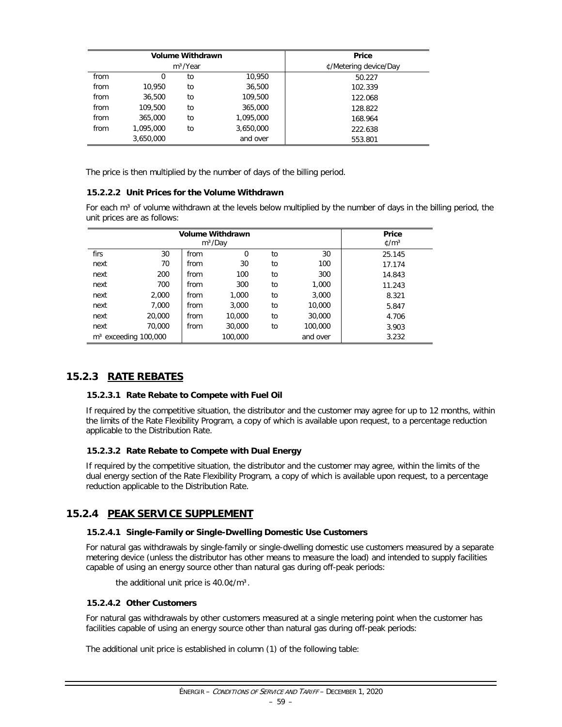| Volume Withdrawn | | | | Price |
|---|---|---|---|---|
| m³/Year | | | | ¢/Metering device/Day |
| from | 0 | to | 10,950 | 50.227 |
| from | 10,950 | to | 36,500 | 102.339 |
| from | 36,500 | to | 109,500 | 122.068 |
| from | 109,500 | to | 365,000 | 128.822 |
| from | 365,000 | to | 1,095,000 | 168.964 |
| from | 1,095,000 | to | 3,650,000 | 222.638 |
| | 3,650,000 | | and over | 553.801 |

The price is then multiplied by the number of days of the billing period.

#### 15.2.2.2 Unit Prices for the Volume Withdrawn

For each m³ of volume withdrawn at the levels below multiplied by the number of days in the billing period, the unit prices are as follows:

| Volume Withdrawn m³/Day | | | | | | Price ¢/m³ |
|---|---|---|---|---|---|---|
| firs | 30 | from | 0 | to | 30 | 25.145 |
| next | 70 | from | 30 | to | 100 | 17.174 |
| next | 200 | from | 100 | to | 300 | 14.843 |
| next | 700 | from | 300 | to | 1,000 | 11.243 |
| next | 2,000 | from | 1,000 | to | 3,000 | 8.321 |
| next | 7,000 | from | 3,000 | to | 10,000 | 5.847 |
| next | 20,000 | from | 10,000 | to | 30,000 | 4.706 |
| next | 70,000 | from | 30,000 | to | 100,000 | 3.903 |
| m³ exceeding 100,000 | | | 100,000 | | and over | 3.232 |

## 15.2.3 RATE REBATES

#### 15.2.3.1 Rate Rebate to Compete with Fuel Oil

If required by the competitive situation, the distributor and the customer may agree for up to 12 months, within the limits of the Rate Flexibility Program, a copy of which is available upon request, to a percentage reduction applicable to the Distribution Rate.

#### 15.2.3.2 Rate Rebate to Compete with Dual Energy

If required by the competitive situation, the distributor and the customer may agree, within the limits of the dual energy section of the Rate Flexibility Program, a copy of which is available upon request, to a percentage reduction applicable to the Distribution Rate.

## 15.2.4 PEAK SERVICE SUPPLEMENT

#### 15.2.4.1 Single-Family or Single-Dwelling Domestic Use Customers

For natural gas withdrawals by single-family or single-dwelling domestic use customers measured by a separate metering device (unless the distributor has other means to measure the load) and intended to supply facilities capable of using an energy source other than natural gas during off-peak periods:

the additional unit price is 40.0¢/m³.

#### 15.2.4.2 Other Customers

For natural gas withdrawals by other customers measured at a single metering point when the customer has facilities capable of using an energy source other than natural gas during off-peak periods:

The additional unit price is established in column (1) of the following table: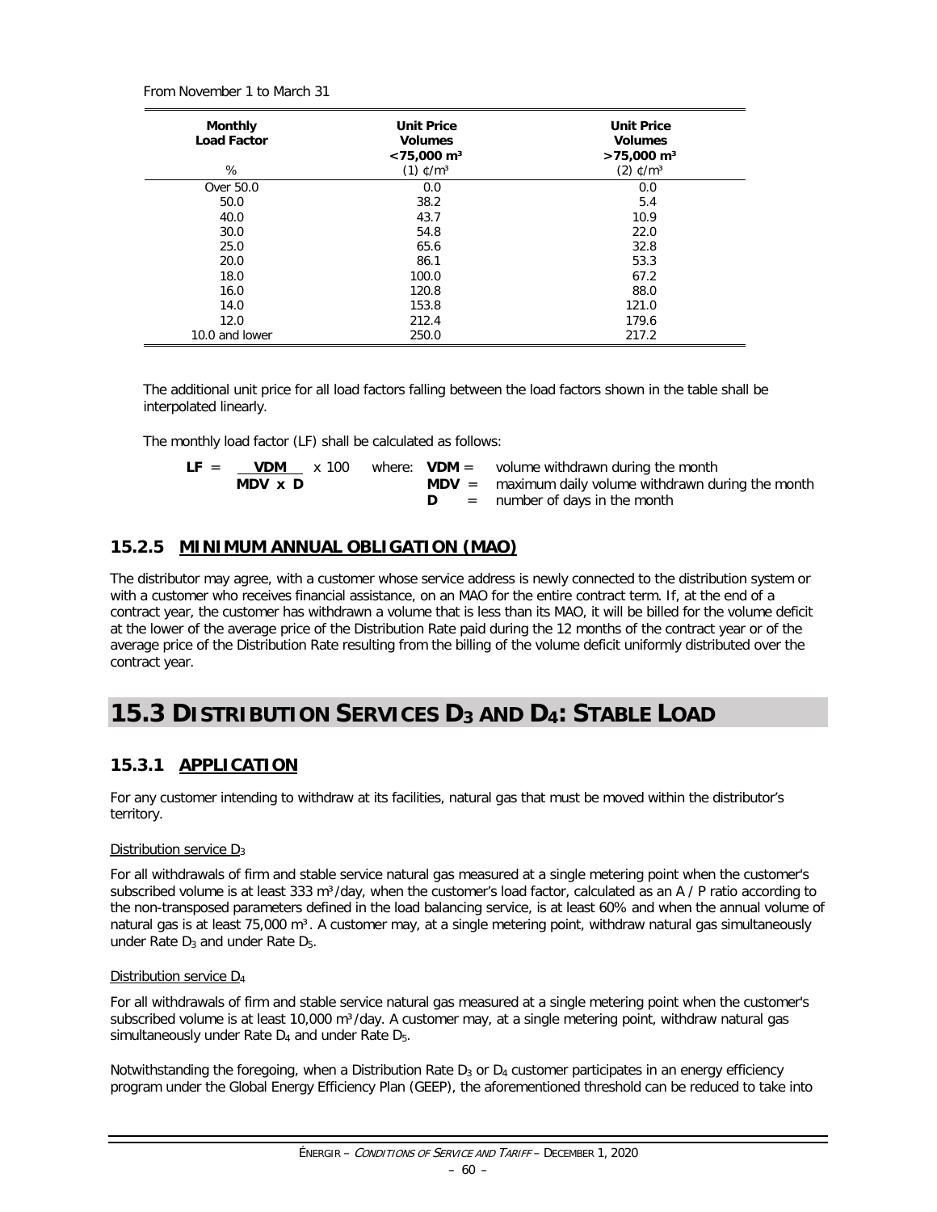From November 1 to March 31

| Monthly Load Factor | Unit Price Volumes <75,000 m³ | Unit Price Volumes >75,000 m³ |
|---|---|---|
| % | (1) ¢/m³ | (2) ¢/m³ |
| Over 50.0 | 0.0 | 0.0 |
| 50.0 | 38.2 | 5.4 |
| 40.0 | 43.7 | 10.9 |
| 30.0 | 54.8 | 22.0 |
| 25.0 | 65.6 | 32.8 |
| 20.0 | 86.1 | 53.3 |
| 18.0 | 100.0 | 67.2 |
| 16.0 | 120.8 | 88.0 |
| 14.0 | 153.8 | 121.0 |
| 12.0 | 212.4 | 179.6 |
| 10.0 and lower | 250.0 | 217.2 |

The additional unit price for all load factors falling between the load factors shown in the table shall be interpolated linearly.

The monthly load factor (LF) shall be calculated as follows:

$$\mathbf{LF} = \frac{\mathbf{VDM}}{\mathbf{MDV} \times \mathbf{D}} \times 100$$

where:
- **VDM** = volume withdrawn during the month
- **MDV** = maximum daily volume withdrawn during the month
- **D** = number of days in the month

### 15.2.5 MINIMUM ANNUAL OBLIGATION (MAO)

The distributor may agree, with a customer whose service address is newly connected to the distribution system or with a customer who receives financial assistance, on an MAO for the entire contract term. If, at the end of a contract year, the customer has withdrawn a volume that is less than its MAO, it will be billed for the volume deficit at the lower of the average price of the Distribution Rate paid during the 12 months of the contract year or of the average price of the Distribution Rate resulting from the billing of the volume deficit uniformly distributed over the contract year.

## 15.3 DISTRIBUTION SERVICES $D_3$ AND $D_4$: STABLE LOAD

### 15.3.1 APPLICATION

For any customer intending to withdraw at its facilities, natural gas that must be moved within the distributor's territory.

Distribution service $D_3$

For all withdrawals of firm and stable service natural gas measured at a single metering point when the customer's subscribed volume is at least 333 m³/day, when the customer's load factor, calculated as an A / P ratio according to the non-transposed parameters defined in the load balancing service, is at least 60% and when the annual volume of natural gas is at least 75,000 m³. A customer may, at a single metering point, withdraw natural gas simultaneously under Rate $D_3$ and under Rate $D_5$.

Distribution service $D_4$

For all withdrawals of firm and stable service natural gas measured at a single metering point when the customer's subscribed volume is at least 10,000 m³/day. A customer may, at a single metering point, withdraw natural gas simultaneously under Rate $D_4$ and under Rate $D_5$.

Notwithstanding the foregoing, when a Distribution Rate $D_3$ or $D_4$ customer participates in an energy efficiency program under the Global Energy Efficiency Plan (GEEP), the aforementioned threshold can be reduced to take into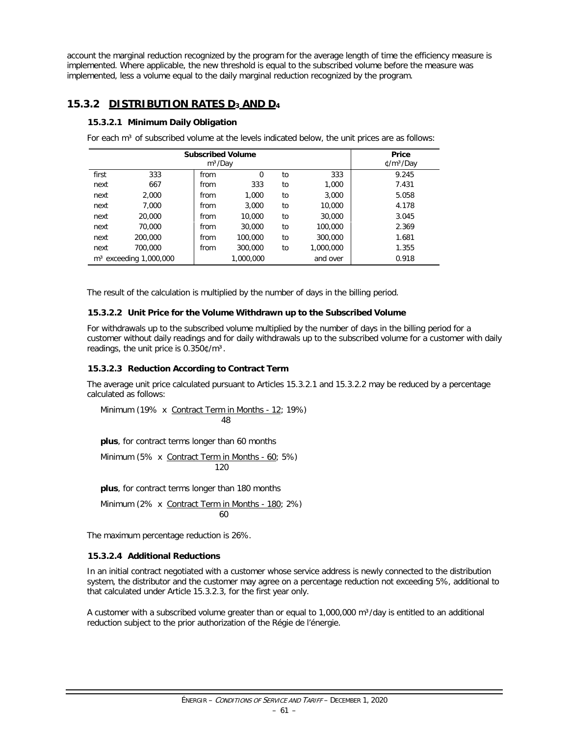account the marginal reduction recognized by the program for the average length of time the efficiency measure is implemented. Where applicable, the new threshold is equal to the subscribed volume before the measure was implemented, less a volume equal to the daily marginal reduction recognized by the program.

## 15.3.2 DISTRIBUTION RATES $D_3$ AND $D_4$

### 15.3.2.1 Minimum Daily Obligation

For each m³ of subscribed volume at the levels indicated below, the unit prices are as follows:

| Subscribed Volume m³/Day | | | | | | Price ¢/m³/Day |
|---|---|---|---|---|---|---|
| first | 333 | from | 0 | to | 333 | 9.245 |
| next | 667 | from | 333 | to | 1,000 | 7.431 |
| next | 2,000 | from | 1,000 | to | 3,000 | 5.058 |
| next | 7,000 | from | 3,000 | to | 10,000 | 4.178 |
| next | 20,000 | from | 10,000 | to | 30,000 | 3.045 |
| next | 70,000 | from | 30,000 | to | 100,000 | 2.369 |
| next | 200,000 | from | 100,000 | to | 300,000 | 1.681 |
| next | 700,000 | from | 300,000 | to | 1,000,000 | 1.355 |
| m³ exceeding 1,000,000 | | | 1,000,000 | | and over | 0.918 |

The result of the calculation is multiplied by the number of days in the billing period.

### 15.3.2.2 Unit Price for the Volume Withdrawn up to the Subscribed Volume

For withdrawals up to the subscribed volume multiplied by the number of days in the billing period for a customer without daily readings and for daily withdrawals up to the subscribed volume for a customer with daily readings, the unit price is 0.350¢/m³.

### 15.3.2.3 Reduction According to Contract Term

The average unit price calculated pursuant to Articles 15.3.2.1 and 15.3.2.2 may be reduced by a percentage calculated as follows:

$$\text{Minimum}\left(19\% \times \frac{\text{Contract Term in Months} - 12}{48};\ 19\%\right)$$

**plus**, for contract terms longer than 60 months

$$\text{Minimum}\left(5\% \times \frac{\text{Contract Term in Months} - 60}{120};\ 5\%\right)$$

**plus**, for contract terms longer than 180 months

$$\text{Minimum}\left(2\% \times \frac{\text{Contract Term in Months} - 180}{60};\ 2\%\right)$$

The maximum percentage reduction is 26%.

### 15.3.2.4 Additional Reductions

In an initial contract negotiated with a customer whose service address is newly connected to the distribution system, the distributor and the customer may agree on a percentage reduction not exceeding 5%, additional to that calculated under Article 15.3.2.3, for the first year only.

A customer with a subscribed volume greater than or equal to 1,000,000 m³/day is entitled to an additional reduction subject to the prior authorization of the Régie de l'énergie.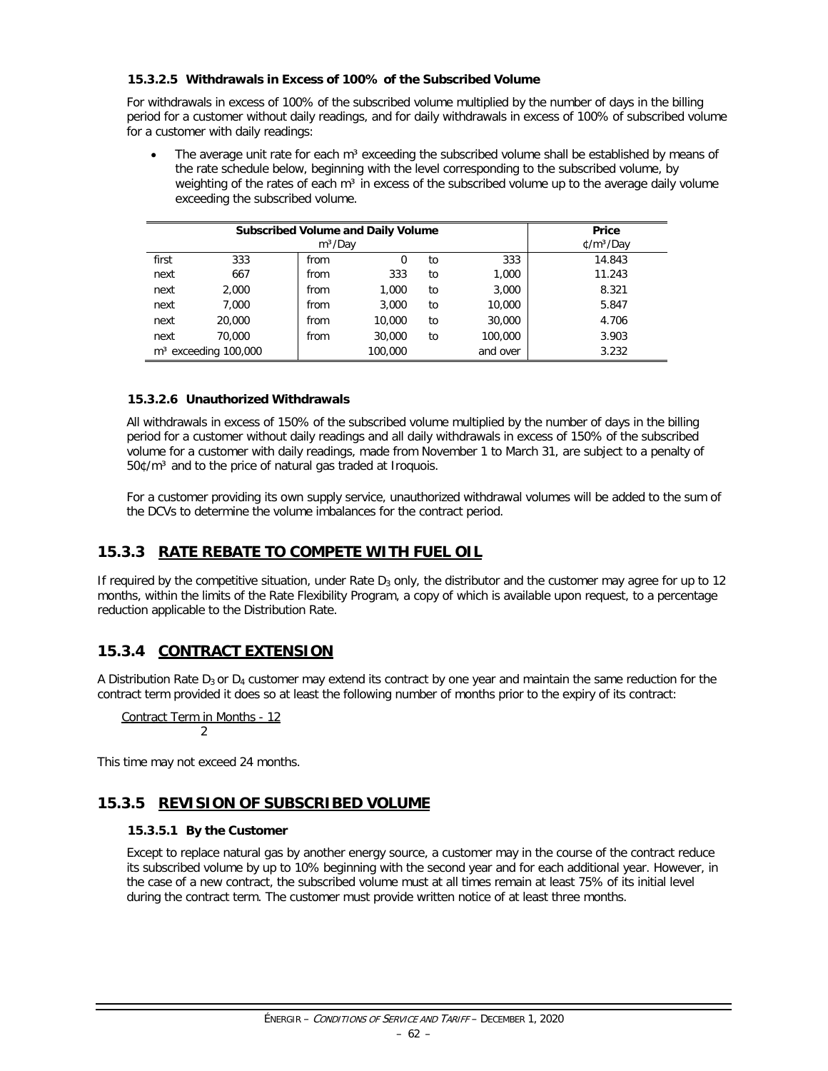#### 15.3.2.5 Withdrawals in Excess of 100% of the Subscribed Volume

For withdrawals in excess of 100% of the subscribed volume multiplied by the number of days in the billing period for a customer without daily readings, and for daily withdrawals in excess of 100% of subscribed volume for a customer with daily readings:

- The average unit rate for each m³ exceeding the subscribed volume shall be established by means of the rate schedule below, beginning with the level corresponding to the subscribed volume, by weighting of the rates of each m³ in excess of the subscribed volume up to the average daily volume exceeding the subscribed volume.

| Subscribed Volume and Daily Volume m³/Day | | | | | | Price ¢/m³/Day |
|---|---|---|---|---|---|---|
| first | 333 | from | 0 | to | 333 | 14.843 |
| next | 667 | from | 333 | to | 1,000 | 11.243 |
| next | 2,000 | from | 1,000 | to | 3,000 | 8.321 |
| next | 7,000 | from | 3,000 | to | 10,000 | 5.847 |
| next | 20,000 | from | 10,000 | to | 30,000 | 4.706 |
| next | 70,000 | from | 30,000 | to | 100,000 | 3.903 |
| m³ exceeding 100,000 | | | 100,000 | | and over | 3.232 |

#### 15.3.2.6 Unauthorized Withdrawals

All withdrawals in excess of 150% of the subscribed volume multiplied by the number of days in the billing period for a customer without daily readings and all daily withdrawals in excess of 150% of the subscribed volume for a customer with daily readings, made from November 1 to March 31, are subject to a penalty of 50¢/m³ and to the price of natural gas traded at Iroquois.

For a customer providing its own supply service, unauthorized withdrawal volumes will be added to the sum of the DCVs to determine the volume imbalances for the contract period.

## 15.3.3 RATE REBATE TO COMPETE WITH FUEL OIL

If required by the competitive situation, under Rate $D_3$ only, the distributor and the customer may agree for up to 12 months, within the limits of the Rate Flexibility Program, a copy of which is available upon request, to a percentage reduction applicable to the Distribution Rate.

## 15.3.4 CONTRACT EXTENSION

A Distribution Rate $D_3$ or $D_4$ customer may extend its contract by one year and maintain the same reduction for the contract term provided it does so at least the following number of months prior to the expiry of its contract:

$$\frac{\text{Contract Term in Months - 12}}{2}$$

This time may not exceed 24 months.

## 15.3.5 REVISION OF SUBSCRIBED VOLUME

#### 15.3.5.1 By the Customer

Except to replace natural gas by another energy source, a customer may in the course of the contract reduce its subscribed volume by up to 10% beginning with the second year and for each additional year. However, in the case of a new contract, the subscribed volume must at all times remain at least 75% of its initial level during the contract term. The customer must provide written notice of at least three months.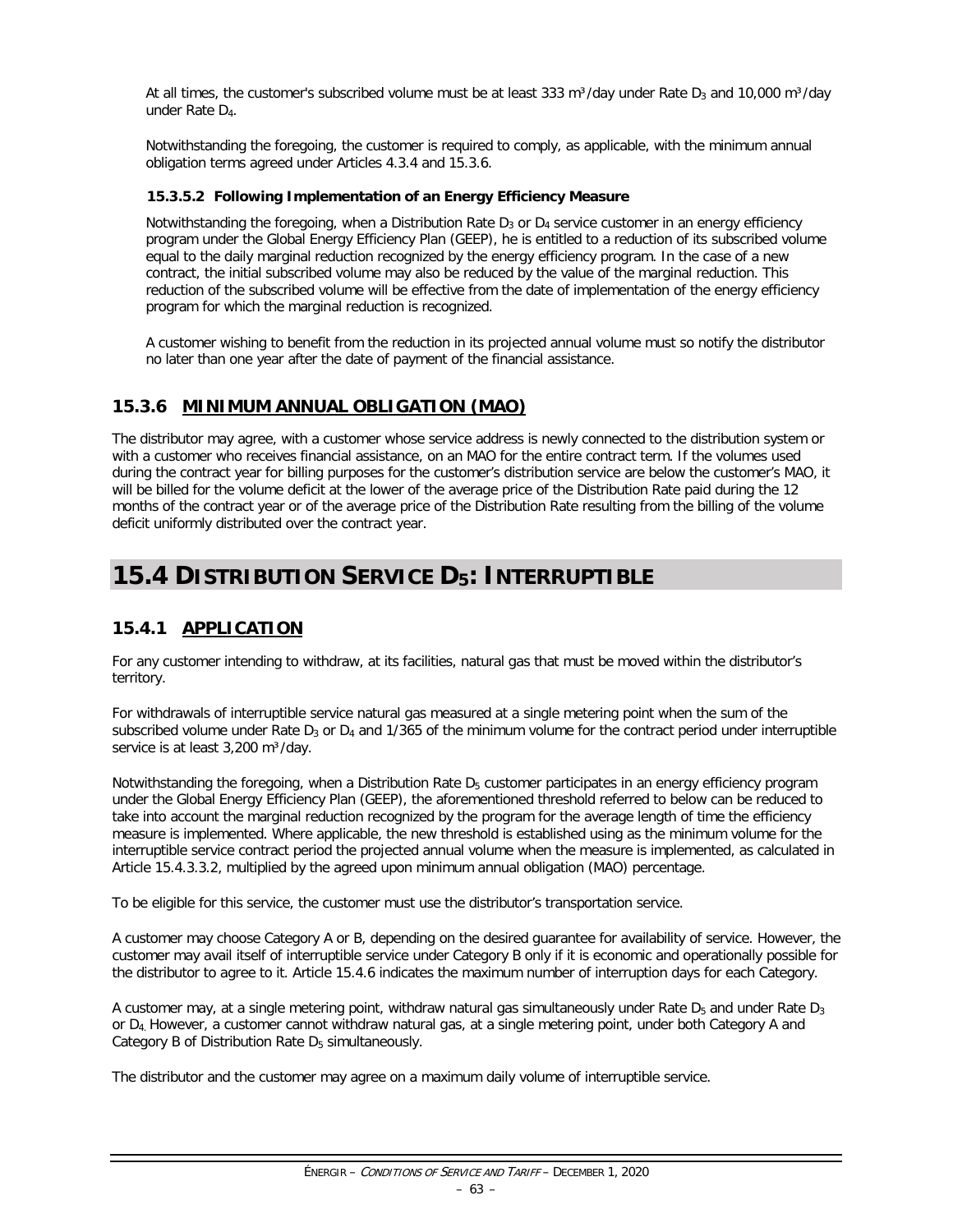At all times, the customer's subscribed volume must be at least 333 m³/day under Rate $D_3$ and 10,000 m³/day under Rate $D_4$.

Notwithstanding the foregoing, the customer is required to comply, as applicable, with the minimum annual obligation terms agreed under Articles 4.3.4 and 15.3.6.

#### 15.3.5.2 Following Implementation of an Energy Efficiency Measure

Notwithstanding the foregoing, when a Distribution Rate $D_3$ or $D_4$ service customer in an energy efficiency program under the Global Energy Efficiency Plan (GEEP), he is entitled to a reduction of its subscribed volume equal to the daily marginal reduction recognized by the energy efficiency program. In the case of a new contract, the initial subscribed volume may also be reduced by the value of the marginal reduction. This reduction of the subscribed volume will be effective from the date of implementation of the energy efficiency program for which the marginal reduction is recognized.

A customer wishing to benefit from the reduction in its projected annual volume must so notify the distributor no later than one year after the date of payment of the financial assistance.

### 15.3.6 MINIMUM ANNUAL OBLIGATION (MAO)

The distributor may agree, with a customer whose service address is newly connected to the distribution system or with a customer who receives financial assistance, on an MAO for the entire contract term. If the volumes used during the contract year for billing purposes for the customer's distribution service are below the customer's MAO, it will be billed for the volume deficit at the lower of the average price of the Distribution Rate paid during the 12 months of the contract year or of the average price of the Distribution Rate resulting from the billing of the volume deficit uniformly distributed over the contract year.

## 15.4 DISTRIBUTION SERVICE $D_5$: INTERRUPTIBLE

### 15.4.1 APPLICATION

For any customer intending to withdraw, at its facilities, natural gas that must be moved within the distributor's territory.

For withdrawals of interruptible service natural gas measured at a single metering point when the sum of the subscribed volume under Rate $D_3$ or $D_4$ and 1/365 of the minimum volume for the contract period under interruptible service is at least 3,200 m³/day.

Notwithstanding the foregoing, when a Distribution Rate $D_5$ customer participates in an energy efficiency program under the Global Energy Efficiency Plan (GEEP), the aforementioned threshold referred to below can be reduced to take into account the marginal reduction recognized by the program for the average length of time the efficiency measure is implemented. Where applicable, the new threshold is established using as the minimum volume for the interruptible service contract period the projected annual volume when the measure is implemented, as calculated in Article 15.4.3.3.2, multiplied by the agreed upon minimum annual obligation (MAO) percentage.

To be eligible for this service, the customer must use the distributor's transportation service.

A customer may choose Category A or B, depending on the desired guarantee for availability of service. However, the customer may avail itself of interruptible service under Category B only if it is economic and operationally possible for the distributor to agree to it. Article 15.4.6 indicates the maximum number of interruption days for each Category.

A customer may, at a single metering point, withdraw natural gas simultaneously under Rate $D_5$ and under Rate $D_3$ or $D_4$. However, a customer cannot withdraw natural gas, at a single metering point, under both Category A and Category B of Distribution Rate $D_5$ simultaneously.

The distributor and the customer may agree on a maximum daily volume of interruptible service.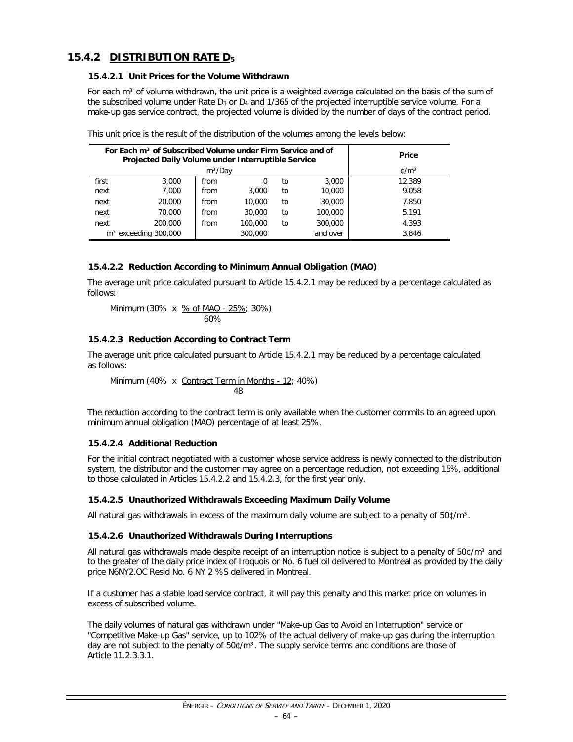## 15.4.2 DISTRIBUTION RATE $D_5$

### 15.4.2.1 Unit Prices for the Volume Withdrawn

For each m³ of volume withdrawn, the unit price is a weighted average calculated on the basis of the sum of the subscribed volume under Rate $D_3$ or $D_4$ and 1/365 of the projected interruptible service volume. For a make-up gas service contract, the projected volume is divided by the number of days of the contract period.

This unit price is the result of the distribution of the volumes among the levels below:

| For Each m³ of Subscribed Volume under Firm Service and of Projected Daily Volume under Interruptible Service | | | | | | Price |
|---|---|---|---|---|---|---|
| m³/Day | | | | | | ¢/m³ |
| first | 3,000 | from | 0 | to | 3,000 | 12.389 |
| next | 7,000 | from | 3,000 | to | 10,000 | 9.058 |
| next | 20,000 | from | 10,000 | to | 30,000 | 7.850 |
| next | 70,000 | from | 30,000 | to | 100,000 | 5.191 |
| next | 200,000 | from | 100,000 | to | 300,000 | 4.393 |
| m³ exceeding 300,000 | | | 300,000 | | and over | 3.846 |

### 15.4.2.2 Reduction According to Minimum Annual Obligation (MAO)

The average unit price calculated pursuant to Article 15.4.2.1 may be reduced by a percentage calculated as follows:

$$\text{Minimum}\left(30\% \times \frac{\%\text{ of MAO} - 25\%}{60\%};\ 30\%\right)$$

### 15.4.2.3 Reduction According to Contract Term

The average unit price calculated pursuant to Article 15.4.2.1 may be reduced by a percentage calculated as follows:

$$\text{Minimum}\left(40\% \times \frac{\text{Contract Term in Months} - 12}{48};\ 40\%\right)$$

The reduction according to the contract term is only available when the customer commits to an agreed upon minimum annual obligation (MAO) percentage of at least 25%.

### 15.4.2.4 Additional Reduction

For the initial contract negotiated with a customer whose service address is newly connected to the distribution system, the distributor and the customer may agree on a percentage reduction, not exceeding 15%, additional to those calculated in Articles 15.4.2.2 and 15.4.2.3, for the first year only.

### 15.4.2.5 Unauthorized Withdrawals Exceeding Maximum Daily Volume

All natural gas withdrawals in excess of the maximum daily volume are subject to a penalty of 50¢/m³.

### 15.4.2.6 Unauthorized Withdrawals During Interruptions

All natural gas withdrawals made despite receipt of an interruption notice is subject to a penalty of 50¢/m³ and to the greater of the daily price index of Iroquois or No. 6 fuel oil delivered to Montreal as provided by the daily price N6NY2.OC Resid No. 6 NY 2 %S delivered in Montreal.

If a customer has a stable load service contract, it will pay this penalty and this market price on volumes in excess of subscribed volume.

The daily volumes of natural gas withdrawn under "Make-up Gas to Avoid an Interruption" service or "Competitive Make-up Gas" service, up to 102% of the actual delivery of make-up gas during the interruption day are not subject to the penalty of 50¢/m³. The supply service terms and conditions are those of Article 11.2.3.3.1.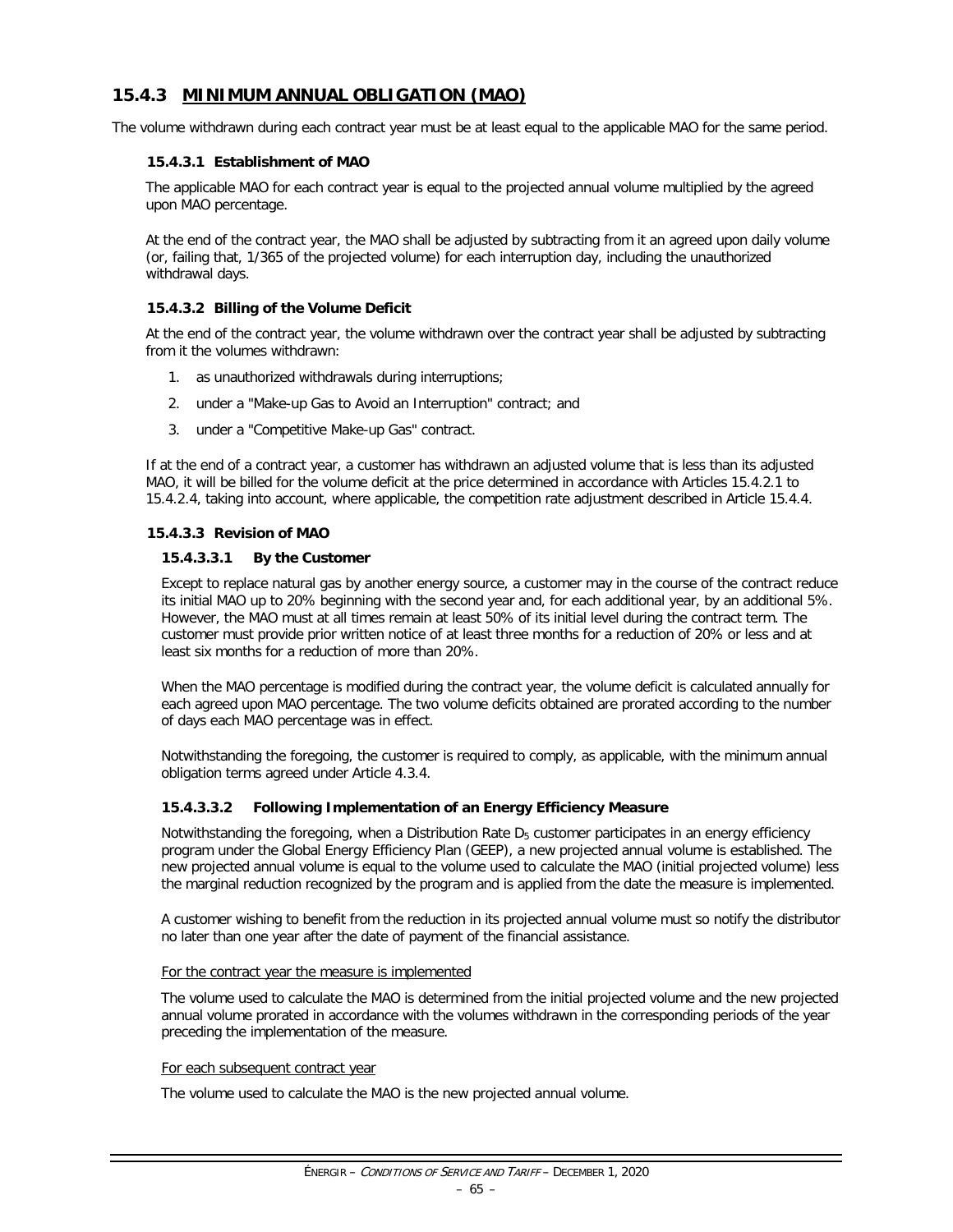## 15.4.3 MINIMUM ANNUAL OBLIGATION (MAO)

The volume withdrawn during each contract year must be at least equal to the applicable MAO for the same period.

### 15.4.3.1 Establishment of MAO

The applicable MAO for each contract year is equal to the projected annual volume multiplied by the agreed upon MAO percentage.

At the end of the contract year, the MAO shall be adjusted by subtracting from it an agreed upon daily volume (or, failing that, 1/365 of the projected volume) for each interruption day, including the unauthorized withdrawal days.

### 15.4.3.2 Billing of the Volume Deficit

At the end of the contract year, the volume withdrawn over the contract year shall be adjusted by subtracting from it the volumes withdrawn:

1. as unauthorized withdrawals during interruptions;
2. under a "Make-up Gas to Avoid an Interruption" contract; and
3. under a "Competitive Make-up Gas" contract.

If at the end of a contract year, a customer has withdrawn an adjusted volume that is less than its adjusted MAO, it will be billed for the volume deficit at the price determined in accordance with Articles 15.4.2.1 to 15.4.2.4, taking into account, where applicable, the competition rate adjustment described in Article 15.4.4.

### 15.4.3.3 Revision of MAO

#### 15.4.3.3.1 By the Customer

Except to replace natural gas by another energy source, a customer may in the course of the contract reduce its initial MAO up to 20% beginning with the second year and, for each additional year, by an additional 5%. However, the MAO must at all times remain at least 50% of its initial level during the contract term. The customer must provide prior written notice of at least three months for a reduction of 20% or less and at least six months for a reduction of more than 20%.

When the MAO percentage is modified during the contract year, the volume deficit is calculated annually for each agreed upon MAO percentage. The two volume deficits obtained are prorated according to the number of days each MAO percentage was in effect.

Notwithstanding the foregoing, the customer is required to comply, as applicable, with the minimum annual obligation terms agreed under Article 4.3.4.

#### 15.4.3.3.2 Following Implementation of an Energy Efficiency Measure

Notwithstanding the foregoing, when a Distribution Rate $D_5$ customer participates in an energy efficiency program under the Global Energy Efficiency Plan (GEEP), a new projected annual volume is established. The new projected annual volume is equal to the volume used to calculate the MAO (initial projected volume) less the marginal reduction recognized by the program and is applied from the date the measure is implemented.

A customer wishing to benefit from the reduction in its projected annual volume must so notify the distributor no later than one year after the date of payment of the financial assistance.

<u>For the contract year the measure is implemented</u>

The volume used to calculate the MAO is determined from the initial projected volume and the new projected annual volume prorated in accordance with the volumes withdrawn in the corresponding periods of the year preceding the implementation of the measure.

<u>For each subsequent contract year</u>

The volume used to calculate the MAO is the new projected annual volume.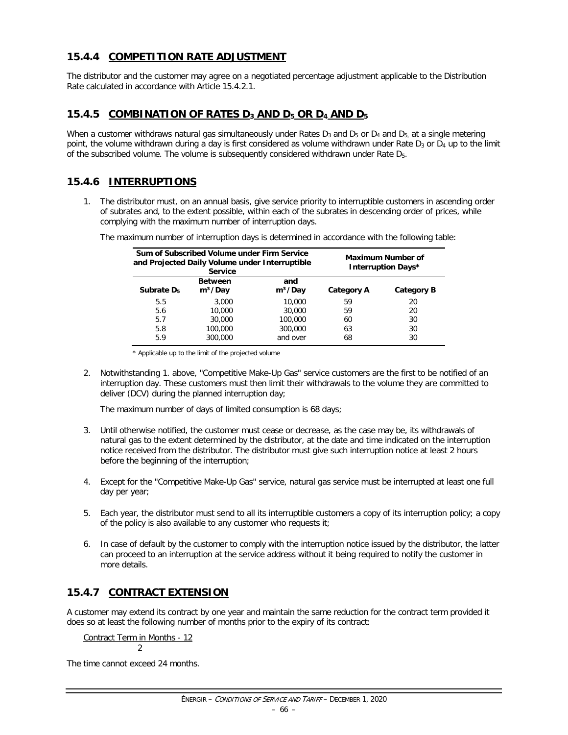## 15.4.4 COMPETITION RATE ADJUSTMENT

The distributor and the customer may agree on a negotiated percentage adjustment applicable to the Distribution Rate calculated in accordance with Article 15.4.2.1.

## 15.4.5 COMBINATION OF RATES $D_3$ AND $D_5$ OR $D_4$ AND $D_5$

When a customer withdraws natural gas simultaneously under Rates $D_3$ and $D_5$ or $D_4$ and $D_5$, at a single metering point, the volume withdrawn during a day is first considered as volume withdrawn under Rate $D_3$ or $D_4$ up to the limit of the subscribed volume. The volume is subsequently considered withdrawn under Rate $D_5$.

## 15.4.6 INTERRUPTIONS

1. The distributor must, on an annual basis, give service priority to interruptible customers in ascending order of subrates and, to the extent possible, within each of the subrates in descending order of prices, while complying with the maximum number of interruption days.

   The maximum number of interruption days is determined in accordance with the following table:

| Sum of Subscribed Volume under Firm Service and Projected Daily Volume under Interruptible Service | | | Maximum Number of Interruption Days* | |
|---|---|---|---|---|
| **Subrate $D_5$** | **Between $m^3$/Day** | **and $m^3$/Day** | **Category A** | **Category B** |
| 5.5 | 3,000 | 10,000 | 59 | 20 |
| 5.6 | 10,000 | 30,000 | 59 | 20 |
| 5.7 | 30,000 | 100,000 | 60 | 30 |
| 5.8 | 100,000 | 300,000 | 63 | 30 |
| 5.9 | 300,000 | and over | 68 | 30 |

   \* Applicable up to the limit of the projected volume

2. Notwithstanding 1. above, "Competitive Make-Up Gas" service customers are the first to be notified of an interruption day. These customers must then limit their withdrawals to the volume they are committed to deliver (DCV) during the planned interruption day;

   The maximum number of days of limited consumption is 68 days;

3. Until otherwise notified, the customer must cease or decrease, as the case may be, its withdrawals of natural gas to the extent determined by the distributor, at the date and time indicated on the interruption notice received from the distributor. The distributor must give such interruption notice at least 2 hours before the beginning of the interruption;

4. Except for the "Competitive Make-Up Gas" service, natural gas service must be interrupted at least one full day per year;

5. Each year, the distributor must send to all its interruptible customers a copy of its interruption policy; a copy of the policy is also available to any customer who requests it;

6. In case of default by the customer to comply with the interruption notice issued by the distributor, the latter can proceed to an interruption at the service address without it being required to notify the customer in more details.

## 15.4.7 CONTRACT EXTENSION

A customer may extend its contract by one year and maintain the same reduction for the contract term provided it does so at least the following number of months prior to the expiry of its contract:

$$\frac{\text{Contract Term in Months - 12}}{2}$$

The time cannot exceed 24 months.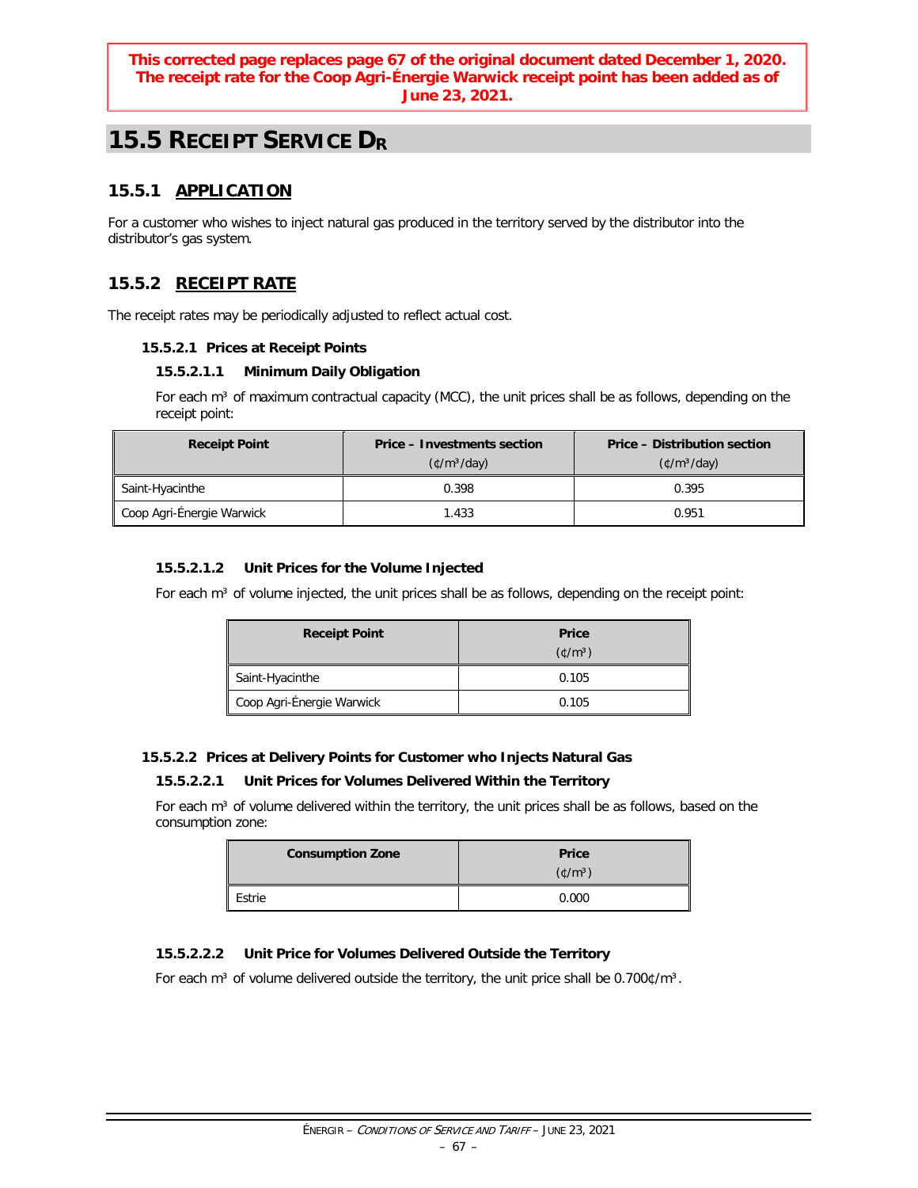**This corrected page replaces page 67 of the original document dated December 1, 2020. The receipt rate for the Coop Agri-Énergie Warwick receipt point has been added as of June 23, 2021.**

# 15.5 RECEIPT SERVICE $D_R$

## 15.5.1 APPLICATION

For a customer who wishes to inject natural gas produced in the territory served by the distributor into the distributor's gas system.

## 15.5.2 RECEIPT RATE

The receipt rates may be periodically adjusted to reflect actual cost.

### 15.5.2.1 Prices at Receipt Points

#### 15.5.2.1.1 Minimum Daily Obligation

For each m³ of maximum contractual capacity (MCC), the unit prices shall be as follows, depending on the receipt point:

| Receipt Point | Price – Investments section (¢/m³/day) | Price – Distribution section (¢/m³/day) |
|---|---|---|
| Saint-Hyacinthe | 0.398 | 0.395 |
| Coop Agri-Énergie Warwick | 1.433 | 0.951 |

#### 15.5.2.1.2 Unit Prices for the Volume Injected

For each m³ of volume injected, the unit prices shall be as follows, depending on the receipt point:

| Receipt Point | Price (¢/m³) |
|---|---|
| Saint-Hyacinthe | 0.105 |
| Coop Agri-Énergie Warwick | 0.105 |

### 15.5.2.2 Prices at Delivery Points for Customer who Injects Natural Gas

#### 15.5.2.2.1 Unit Prices for Volumes Delivered Within the Territory

For each m³ of volume delivered within the territory, the unit prices shall be as follows, based on the consumption zone:

| Consumption Zone | Price (¢/m³) |
|---|---|
| Estrie | 0.000 |

#### 15.5.2.2.2 Unit Price for Volumes Delivered Outside the Territory

For each m³ of volume delivered outside the territory, the unit price shall be 0.700¢/m³.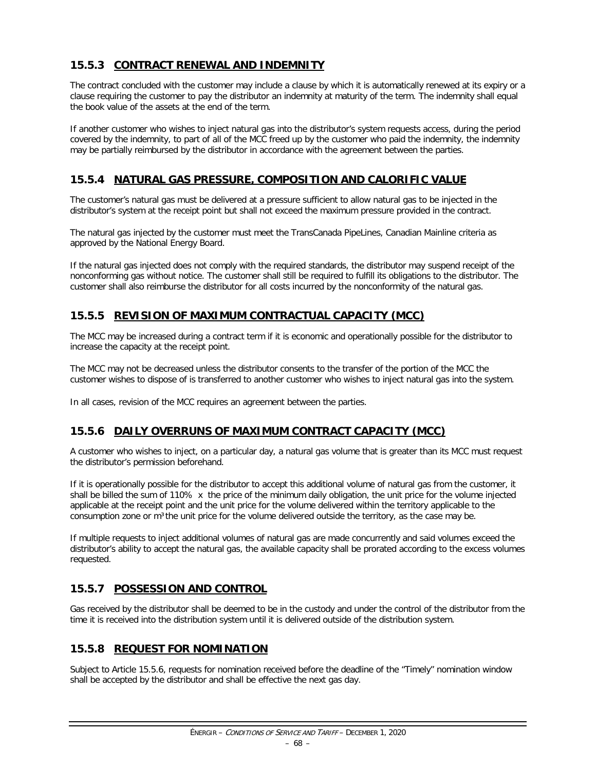## 15.5.3 CONTRACT RENEWAL AND INDEMNITY

The contract concluded with the customer may include a clause by which it is automatically renewed at its expiry or a clause requiring the customer to pay the distributor an indemnity at maturity of the term. The indemnity shall equal the book value of the assets at the end of the term.

If another customer who wishes to inject natural gas into the distributor's system requests access, during the period covered by the indemnity, to part of all of the MCC freed up by the customer who paid the indemnity, the indemnity may be partially reimbursed by the distributor in accordance with the agreement between the parties.

## 15.5.4 NATURAL GAS PRESSURE, COMPOSITION AND CALORIFIC VALUE

The customer's natural gas must be delivered at a pressure sufficient to allow natural gas to be injected in the distributor's system at the receipt point but shall not exceed the maximum pressure provided in the contract.

The natural gas injected by the customer must meet the TransCanada PipeLines, Canadian Mainline criteria as approved by the National Energy Board.

If the natural gas injected does not comply with the required standards, the distributor may suspend receipt of the nonconforming gas without notice. The customer shall still be required to fulfill its obligations to the distributor. The customer shall also reimburse the distributor for all costs incurred by the nonconformity of the natural gas.

## 15.5.5 REVISION OF MAXIMUM CONTRACTUAL CAPACITY (MCC)

The MCC may be increased during a contract term if it is economic and operationally possible for the distributor to increase the capacity at the receipt point.

The MCC may not be decreased unless the distributor consents to the transfer of the portion of the MCC the customer wishes to dispose of is transferred to another customer who wishes to inject natural gas into the system.

In all cases, revision of the MCC requires an agreement between the parties.

## 15.5.6 DAILY OVERRUNS OF MAXIMUM CONTRACT CAPACITY (MCC)

A customer who wishes to inject, on a particular day, a natural gas volume that is greater than its MCC must request the distributor's permission beforehand.

If it is operationally possible for the distributor to accept this additional volume of natural gas from the customer, it shall be billed the sum of 110% x the price of the minimum daily obligation, the unit price for the volume injected applicable at the receipt point and the unit price for the volume delivered within the territory applicable to the consumption zone or m³ the unit price for the volume delivered outside the territory, as the case may be.

If multiple requests to inject additional volumes of natural gas are made concurrently and said volumes exceed the distributor's ability to accept the natural gas, the available capacity shall be prorated according to the excess volumes requested.

## 15.5.7 POSSESSION AND CONTROL

Gas received by the distributor shall be deemed to be in the custody and under the control of the distributor from the time it is received into the distribution system until it is delivered outside of the distribution system.

## 15.5.8 REQUEST FOR NOMINATION

Subject to Article 15.5.6, requests for nomination received before the deadline of the "Timely" nomination window shall be accepted by the distributor and shall be effective the next gas day.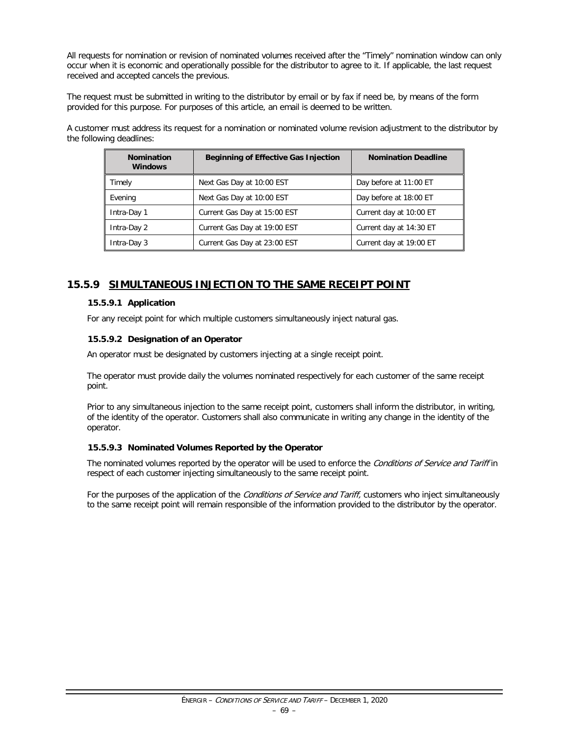All requests for nomination or revision of nominated volumes received after the "Timely" nomination window can only occur when it is economic and operationally possible for the distributor to agree to it. If applicable, the last request received and accepted cancels the previous.

The request must be submitted in writing to the distributor by email or by fax if need be, by means of the form provided for this purpose. For purposes of this article, an email is deemed to be written.

A customer must address its request for a nomination or nominated volume revision adjustment to the distributor by the following deadlines:

| Nomination Windows | Beginning of Effective Gas Injection | Nomination Deadline |
|---|---|---|
| Timely | Next Gas Day at 10:00 EST | Day before at 11:00 ET |
| Evening | Next Gas Day at 10:00 EST | Day before at 18:00 ET |
| Intra-Day 1 | Current Gas Day at 15:00 EST | Current day at 10:00 ET |
| Intra-Day 2 | Current Gas Day at 19:00 EST | Current day at 14:30 ET |
| Intra-Day 3 | Current Gas Day at 23:00 EST | Current day at 19:00 ET |

## 15.5.9 SIMULTANEOUS INJECTION TO THE SAME RECEIPT POINT

### 15.5.9.1 Application

For any receipt point for which multiple customers simultaneously inject natural gas.

### 15.5.9.2 Designation of an Operator

An operator must be designated by customers injecting at a single receipt point.

The operator must provide daily the volumes nominated respectively for each customer of the same receipt point.

Prior to any simultaneous injection to the same receipt point, customers shall inform the distributor, in writing, of the identity of the operator. Customers shall also communicate in writing any change in the identity of the operator.

### 15.5.9.3 Nominated Volumes Reported by the Operator

The nominated volumes reported by the operator will be used to enforce the *Conditions of Service and Tariff* in respect of each customer injecting simultaneously to the same receipt point.

For the purposes of the application of the *Conditions of Service and Tariff,* customers who inject simultaneously to the same receipt point will remain responsible of the information provided to the distributor by the operator.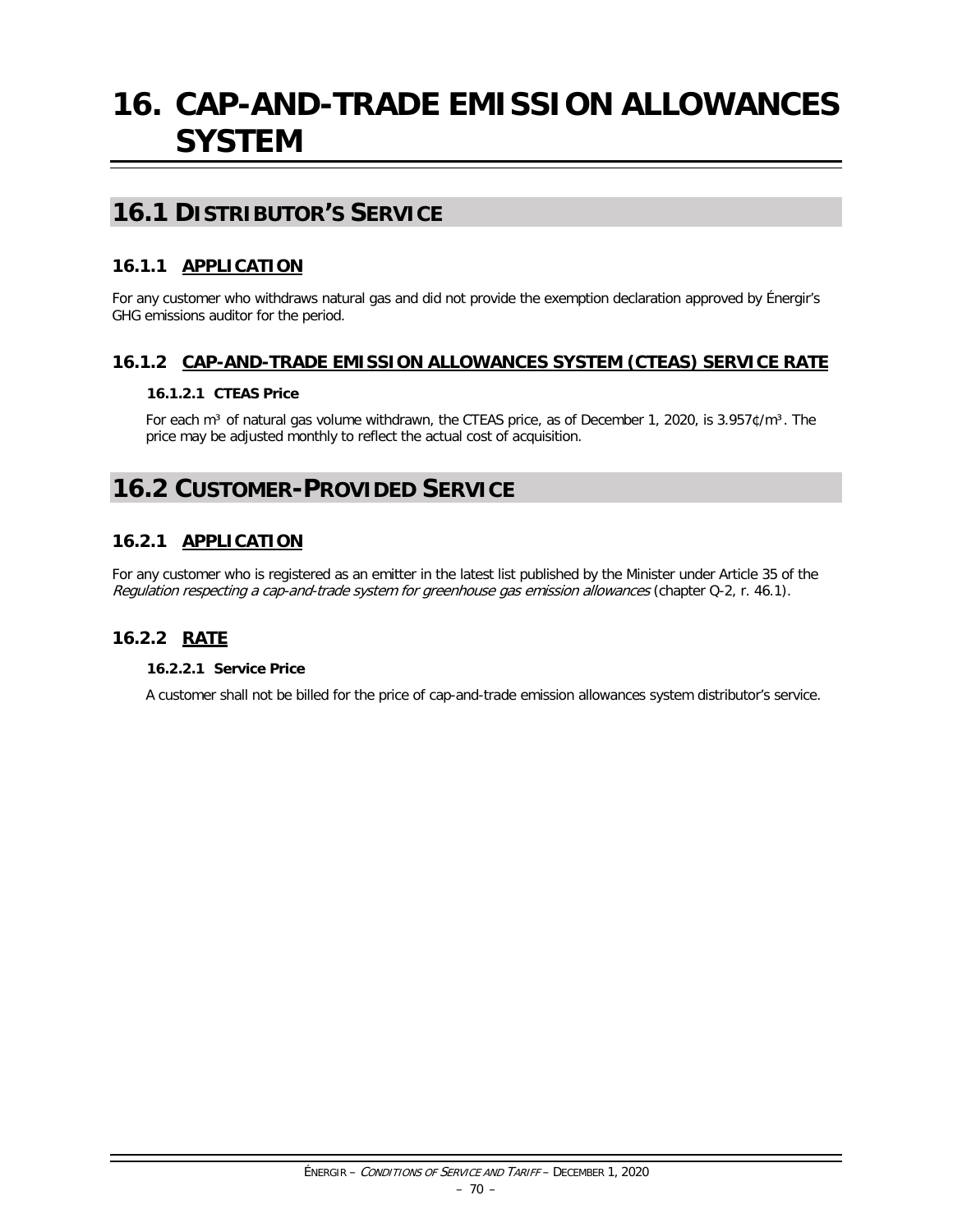# 16. CAP-AND-TRADE EMISSION ALLOWANCES SYSTEM

## 16.1 DISTRIBUTOR'S SERVICE

### 16.1.1 APPLICATION

For any customer who withdraws natural gas and did not provide the exemption declaration approved by Énergir's GHG emissions auditor for the period.

### 16.1.2 CAP-AND-TRADE EMISSION ALLOWANCES SYSTEM (CTEAS) SERVICE RATE

#### 16.1.2.1 CTEAS Price

For each m³ of natural gas volume withdrawn, the CTEAS price, as of December 1, 2020, is 3.957¢/m³. The price may be adjusted monthly to reflect the actual cost of acquisition.

## 16.2 CUSTOMER-PROVIDED SERVICE

### 16.2.1 APPLICATION

For any customer who is registered as an emitter in the latest list published by the Minister under Article 35 of the *Regulation respecting a cap-and-trade system for greenhouse gas emission allowances* (chapter Q-2, r. 46.1).

### 16.2.2 RATE

#### 16.2.2.1 Service Price

A customer shall not be billed for the price of cap-and-trade emission allowances system distributor's service.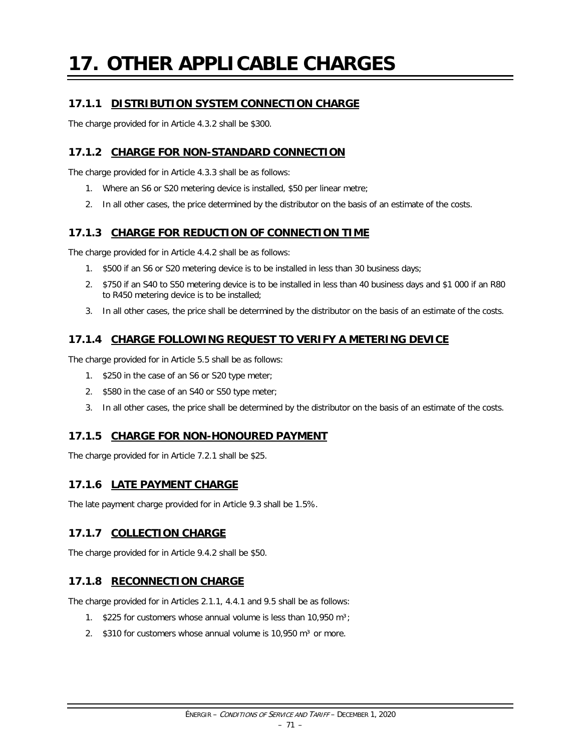# 17. OTHER APPLICABLE CHARGES

### 17.1.1 DISTRIBUTION SYSTEM CONNECTION CHARGE

The charge provided for in Article 4.3.2 shall be $300.

### 17.1.2 CHARGE FOR NON-STANDARD CONNECTION

The charge provided for in Article 4.3.3 shall be as follows:

1. Where an S6 or S20 metering device is installed, $50 per linear metre;
2. In all other cases, the price determined by the distributor on the basis of an estimate of the costs.

### 17.1.3 CHARGE FOR REDUCTION OF CONNECTION TIME

The charge provided for in Article 4.4.2 shall be as follows:

1. $500 if an S6 or S20 metering device is to be installed in less than 30 business days;
2. $750 if an S40 to S50 metering device is to be installed in less than 40 business days and $1 000 if an R80 to R450 metering device is to be installed;
3. In all other cases, the price shall be determined by the distributor on the basis of an estimate of the costs.

### 17.1.4 CHARGE FOLLOWING REQUEST TO VERIFY A METERING DEVICE

The charge provided for in Article 5.5 shall be as follows:

1. $250 in the case of an S6 or S20 type meter;
2. $580 in the case of an S40 or S50 type meter;
3. In all other cases, the price shall be determined by the distributor on the basis of an estimate of the costs.

### 17.1.5 CHARGE FOR NON-HONOURED PAYMENT

The charge provided for in Article 7.2.1 shall be $25.

### 17.1.6 LATE PAYMENT CHARGE

The late payment charge provided for in Article 9.3 shall be 1.5%.

### 17.1.7 COLLECTION CHARGE

The charge provided for in Article 9.4.2 shall be $50.

### 17.1.8 RECONNECTION CHARGE

The charge provided for in Articles 2.1.1, 4.4.1 and 9.5 shall be as follows:

1. $225 for customers whose annual volume is less than 10,950 $m^3$;
2. $310 for customers whose annual volume is 10,950 $m^3$ or more.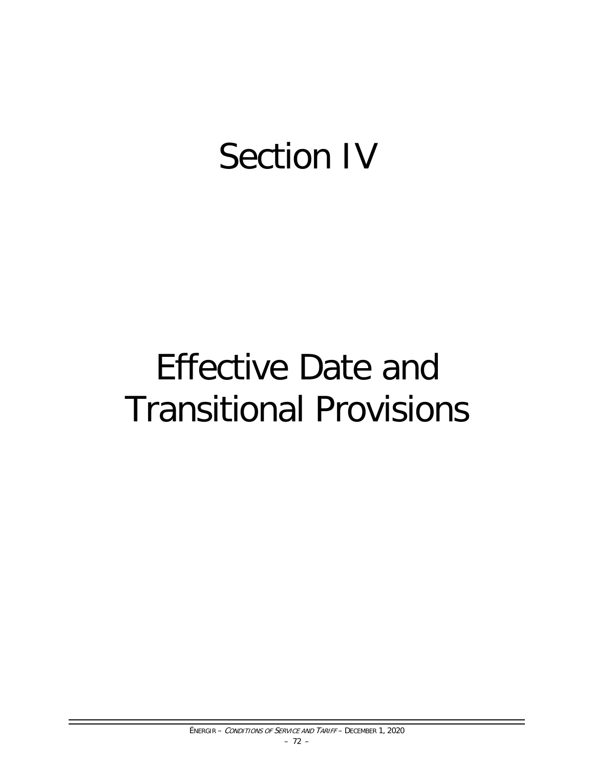# Section IV

# Effective Date and Transitional Provisions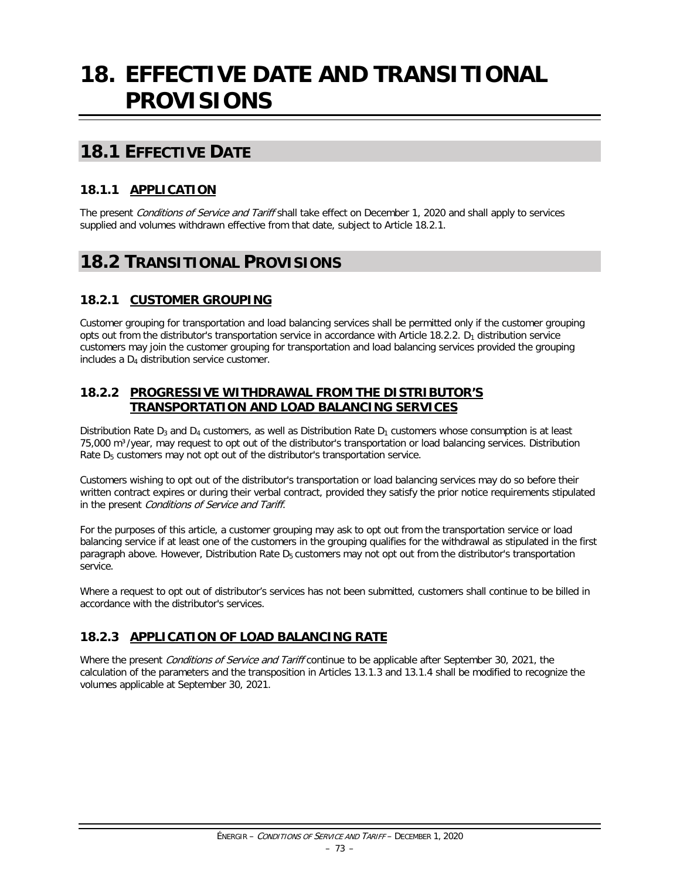# 18. EFFECTIVE DATE AND TRANSITIONAL PROVISIONS

## 18.1 EFFECTIVE DATE

### 18.1.1 APPLICATION

The present *Conditions of Service and Tariff* shall take effect on December 1, 2020 and shall apply to services supplied and volumes withdrawn effective from that date, subject to Article 18.2.1.

## 18.2 TRANSITIONAL PROVISIONS

### 18.2.1 CUSTOMER GROUPING

Customer grouping for transportation and load balancing services shall be permitted only if the customer grouping opts out from the distributor's transportation service in accordance with Article 18.2.2. $D_1$ distribution service customers may join the customer grouping for transportation and load balancing services provided the grouping includes a $D_4$ distribution service customer.

### 18.2.2 PROGRESSIVE WITHDRAWAL FROM THE DISTRIBUTOR'S TRANSPORTATION AND LOAD BALANCING SERVICES

Distribution Rate $D_3$ and $D_4$ customers, as well as Distribution Rate $D_1$ customers whose consumption is at least 75,000 $m^3$/year, may request to opt out of the distributor's transportation or load balancing services. Distribution Rate $D_5$ customers may not opt out of the distributor's transportation service.

Customers wishing to opt out of the distributor's transportation or load balancing services may do so before their written contract expires or during their verbal contract, provided they satisfy the prior notice requirements stipulated in the present *Conditions of Service and Tariff*.

For the purposes of this article, a customer grouping may ask to opt out from the transportation service or load balancing service if at least one of the customers in the grouping qualifies for the withdrawal as stipulated in the first paragraph above. However, Distribution Rate $D_5$ customers may not opt out from the distributor's transportation service.

Where a request to opt out of distributor's services has not been submitted, customers shall continue to be billed in accordance with the distributor's services.

### 18.2.3 APPLICATION OF LOAD BALANCING RATE

Where the present *Conditions of Service and Tariff* continue to be applicable after September 30, 2021, the calculation of the parameters and the transposition in Articles 13.1.3 and 13.1.4 shall be modified to recognize the volumes applicable at September 30, 2021.